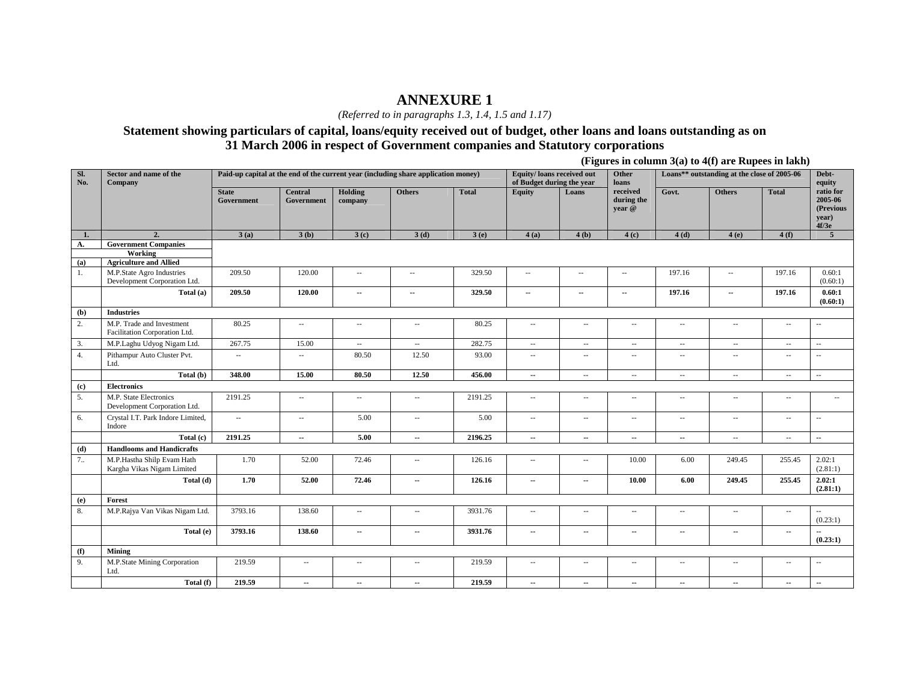# ANNEXURE 1

*(Referred to in paragraphs 1.3, 1.4, 1.5 and 1.17)*

## Statement showing particulars of capital, loans/equity received out of budget, other loans and loans outstanding as on 31 March 2006 in respect of Government companies and Statutory corporations

**(Figures in column 3(a) to 4(f) are Rupees in lakh)**

| Sl. No. | Sector and name of the Company | Paid-up capital at the end of the current year (including share application money) | | | | | Equity/ loans received out of Budget during the year | | Other loans received during the year @ | Loans** outstanding at the close of 2005-06 | | | Debt-equity ratio for 2005-06 (Previous year) 4f/3e |
|---|---|---|---|---|---|---|---|---|---|---|---|---|---|
| | | State Government | Central Government | Holding company | Others | Total | Equity | Loans | | Govt. | Others | Total | |
| **1.** | **2.** | **3 (a)** | **3 (b)** | **3 (c)** | **3 (d)** | **3 (e)** | **4 (a)** | **4 (b)** | **4 (c)** | **4 (d)** | **4 (e)** | **4 (f)** | **5** |
| **A.** | **Government Companies** | | | | | | | | | | | | |
| | **Working** | | | | | | | | | | | | |
| **(a)** | **Agriculture and Allied** | | | | | | | | | | | | |
| 1. | M.P.State Agro Industries Development Corporation Ltd. | 209.50 | 120.00 | -- | -- | 329.50 | -- | -- | -- | 197.16 | -- | 197.16 | 0.60:1 (0.60:1) |
| | **Total (a)** | **209.50** | **120.00** | **--** | **--** | **329.50** | **--** | **--** | **--** | **197.16** | **--** | **197.16** | **0.60:1 (0.60:1)** |
| **(b)** | **Industries** | | | | | | | | | | | | |
| 2. | M.P. Trade and Investment Facilitation Corporation Ltd. | 80.25 | -- | -- | -- | 80.25 | -- | -- | -- | -- | -- | -- | -- |
| 3. | M.P.Laghu Udyog Nigam Ltd. | 267.75 | 15.00 | -- | -- | 282.75 | -- | -- | -- | -- | -- | -- | -- |
| 4. | Pithampur Auto Cluster Pvt. Ltd. | -- | -- | 80.50 | 12.50 | 93.00 | -- | -- | -- | -- | -- | -- | -- |
| | **Total (b)** | **348.00** | **15.00** | **80.50** | **12.50** | **456.00** | **--** | -- | -- | -- | -- | -- | -- |
| **(c)** | **Electronics** | | | | | | | | | | | | |
| 5. | M.P. State Electronics Development Corporation Ltd. | 2191.25 | -- | -- | -- | 2191.25 | -- | -- | -- | -- | -- | -- | -- |
| 6. | Crystal I.T. Park Indore Limited, Indore | -- | -- | 5.00 | -- | 5.00 | -- | -- | -- | -- | -- | -- | -- |
| | **Total (c)** | **2191.25** | **--** | **5.00** | **--** | **2196.25** | **--** | **--** | **--** | **--** | -- | -- | **--** |
| **(d)** | **Handlooms and Handicrafts** | | | | | | | | | | | | |
| 7.. | M.P.Hastha Shilp Evam Hath Kargha Vikas Nigam Limited | 1.70 | 52.00 | 72.46 | -- | 126.16 | -- | -- | 10.00 | 6.00 | 249.45 | 255.45 | 2.02:1 (2.81:1) |
| | **Total (d)** | **1.70** | **52.00** | **72.46** | **--** | **126.16** | **--** | **--** | **10.00** | **6.00** | **249.45** | **255.45** | **2.02:1 (2.81:1)** |
| **(e)** | **Forest** | | | | | | | | | | | | |
| 8. | M.P.Rajya Van Vikas Nigam Ltd. | 3793.16 | 138.60 | -- | -- | 3931.76 | -- | -- | -- | -- | -- | -- | -- (0.23:1) |
| | **Total (e)** | **3793.16** | **138.60** | **--** | **--** | **3931.76** | **--** | **--** | **--** | **--** | **--** | **--** | **-- (0.23:1)** |
| **(f)** | **Mining** | | | | | | | | | | | | |
| 9. | M.P.State Mining Corporation Ltd. | 219.59 | -- | -- | -- | 219.59 | -- | -- | -- | -- | -- | -- | -- |
| | **Total (f)** | **219.59** | **--** | **--** | **--** | **219.59** | **--** | **--** | **--** | **--** | **--** | **--** | **--** |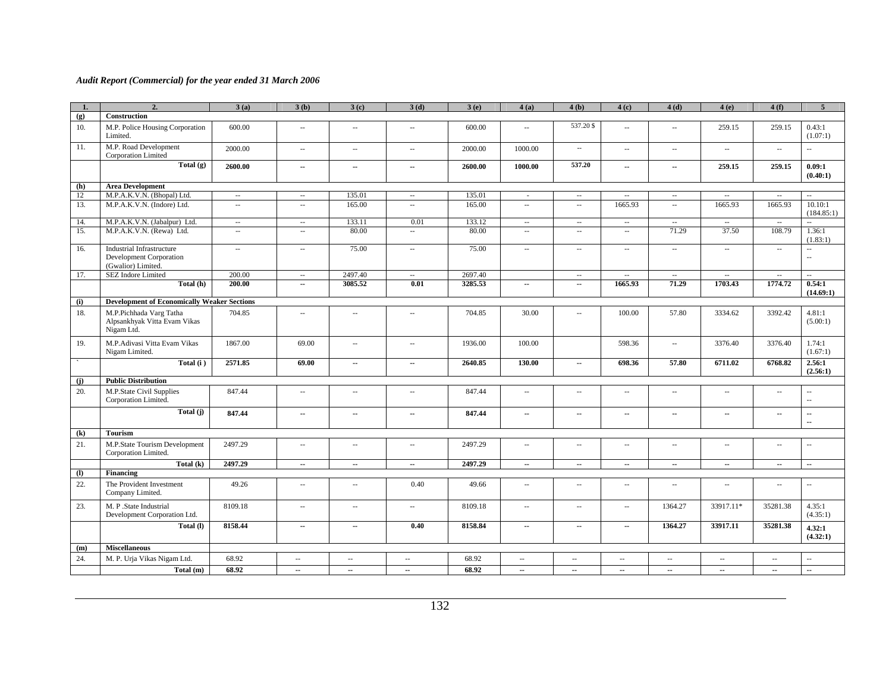*Audit Report (Commercial) for the year ended 31 March 2006*

| 1. | 2. | 3 (a) | 3 (b) | 3 (c) | 3 (d) | 3 (e) | 4 (a) | 4 (b) | 4 (c) | 4 (d) | 4 (e) | 4 (f) | 5 |
|---|---|---|---|---|---|---|---|---|---|---|---|---|---|
| **(g)** | **Construction** | | | | | | | | | | | | |
| 10. | M.P. Police Housing Corporation Limited. | 600.00 | -- | -- | -- | 600.00 | -- | 537.20 $ | -- | -- | 259.15 | 259.15 | 0.43:1 (1.07:1) |
| 11. | M.P. Road Development Corporation Limited | 2000.00 | -- | -- | -- | 2000.00 | 1000.00 | -- | -- | -- | -- | -- | -- |
| | **Total (g)** | **2600.00** | **--** | **--** | **--** | **2600.00** | **1000.00** | **537.20** | **--** | **--** | **259.15** | **259.15** | **0.09:1 (0.40:1)** |
| **(h)** | **Area Development** | | | | | | | | | | | | |
| 12 | M.P.A.K.V.N. (Bhopal) Ltd. | -- | -- | 135.01 | -- | 135.01 | - | -- | -- | -- | -- | -- | -- |
| 13. | M.P.A.K.V.N. (Indore) Ltd. | -- | -- | 165.00 | -- | 165.00 | -- | -- | 1665.93 | -- | 1665.93 | 1665.93 | 10.10:1 (184.85:1) |
| 14. | M.P.A.K.V.N. (Jabalpur) Ltd. | -- | -- | 133.11 | 0.01 | 133.12 | -- | -- | -- | -- | -- | -- | -- |
| 15. | M.P.A.K.V.N. (Rewa) Ltd. | -- | -- | 80.00 | -- | 80.00 | -- | -- | -- | 71.29 | 37.50 | 108.79 | 1.36:1 (1.83:1) |
| 16. | Industrial Infrastructure Development Corporation (Gwalior) Limited. | -- | -- | 75.00 | -- | 75.00 | -- | -- | -- | -- | -- | -- | -- -- |
| 17. | SEZ Indore Limited | 200.00 | -- | 2497.40 | -- | 2697.40 | | -- | -- | -- | -- | -- | -- |
| | **Total (h)** | **200.00** | **--** | **3085.52** | **0.01** | **3285.53** | **--** | **--** | **1665.93** | **71.29** | **1703.43** | **1774.72** | **0.54:1 (14.69:1)** |
| **(i)** | **Development of Economically Weaker Sections** | | | | | | | | | | | | |
| 18. | M.P.Pichhada Varg Tatha Alpsankhyak Vitta Evam Vikas Nigam Ltd. | 704.85 | -- | -- | -- | 704.85 | 30.00 | -- | 100.00 | 57.80 | 3334.62 | 3392.42 | 4.81:1 (5.00:1) |
| 19. | M.P.Adivasi Vitta Evam Vikas Nigam Limited. | 1867.00 | 69.00 | -- | -- | 1936.00 | 100.00 | | 598.36 | -- | 3376.40 | 3376.40 | 1.74:1 (1.67:1) |
| ` | **Total (i )** | **2571.85** | **69.00** | **--** | **--** | **2640.85** | **130.00** | **--** | **698.36** | **57.80** | **6711.02** | **6768.82** | **2.56:1 (2.56:1)** |
| **(j)** | **Public Distribution** | | | | | | | | | | | | |
| 20. | M.P.State Civil Supplies Corporation Limited. | 847.44 | -- | -- | -- | 847.44 | -- | -- | -- | -- | -- | -- | -- -- |
| | **Total (j)** | **847.44** | **--** | **--** | **--** | **847.44** | **--** | **--** | **--** | **--** | **--** | **--** | **-- --** |
| **(k)** | **Tourism** | | | | | | | | | | | | |
| 21. | M.P.State Tourism Development Corporation Limited. | 2497.29 | -- | -- | -- | 2497.29 | -- | -- | -- | -- | -- | -- | -- |
| | **Total (k)** | **2497.29** | **--** | **--** | **--** | **2497.29** | **--** | **--** | **--** | **--** | **--** | **--** | **--** |
| **(l)** | **Financing** | | | | | | | | | | | | |
| 22. | The Provident Investment Company Limited. | 49.26 | -- | -- | 0.40 | 49.66 | -- | -- | -- | -- | -- | -- | -- |
| 23. | M. P .State Industrial Development Corporation Ltd. | 8109.18 | -- | -- | -- | 8109.18 | -- | -- | -- | 1364.27 | 33917.11* | 35281.38 | 4.35:1 (4.35:1) |
| | **Total (l)** | **8158.44** | **--** | **--** | **0.40** | **8158.84** | **--** | **--** | **--** | **1364.27** | **33917.11** | **35281.38** | **4.32:1 (4.32:1)** |
| **(m)** | **Miscellaneous** | | | | | | | | | | | | |
| 24. | M. P. Urja Vikas Nigam Ltd. | 68.92 | -- | -- | -- | 68.92 | -- | -- | -- | -- | -- | -- | -- |
| | **Total (m)** | **68.92** | **--** | **--** | **--** | **68.92** | **--** | **--** | **--** | **--** | **--** | **--** | **--** |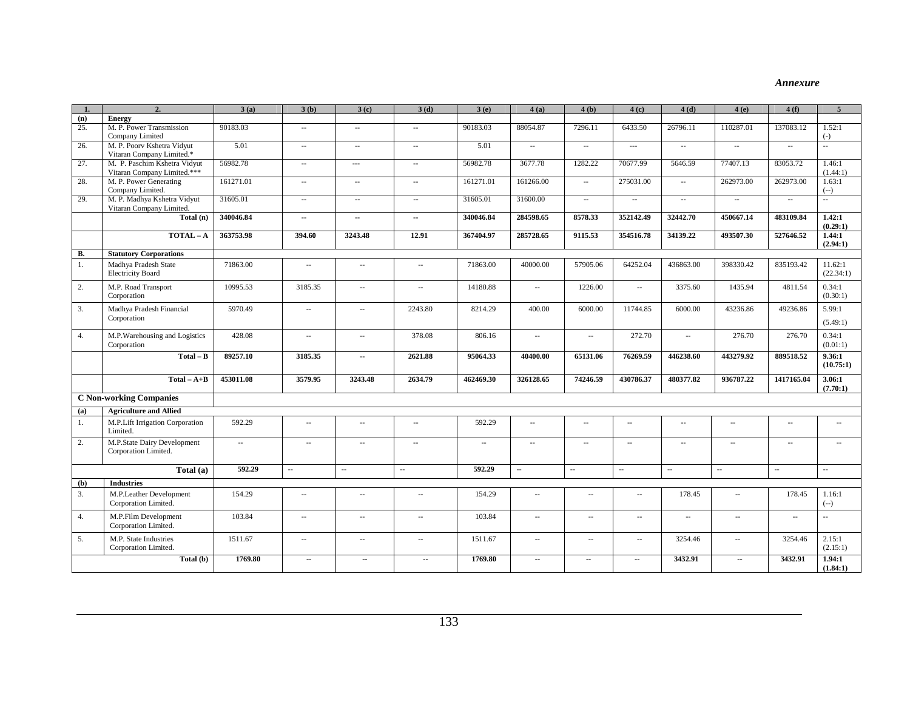*Annexure*

| 1. | 2. | 3 (a) | 3 (b) | 3 (c) | 3 (d) | 3 (e) | 4 (a) | 4 (b) | 4 (c) | 4 (d) | 4 (e) | 4 (f) | 5 |
|---|---|---|---|---|---|---|---|---|---|---|---|---|---|
| **(n)** | **Energy** | | | | | | | | | | | | |
| 25. | M. P. Power Transmission Company Limited | 90183.03 | -- | -- | -- | 90183.03 | 88054.87 | 7296.11 | 6433.50 | 26796.11 | 110287.01 | 137083.12 | 1.52:1 (-) |
| 26. | M. P. Poorv Kshetra Vidyut Vitaran Company Limited.* | 5.01 | -- | -- | -- | 5.01 | -- | -- | --- | -- | -- | -- | -- |
| 27. | M. P. Paschim Kshetra Vidyut Vitaran Company Limited.*** | 56982.78 | -- | --- | -- | 56982.78 | 3677.78 | 1282.22 | 70677.99 | 5646.59 | 77407.13 | 83053.72 | 1.46:1 (1.44:1) |
| 28. | M. P. Power Generating Company Limited. | 161271.01 | -- | -- | -- | 161271.01 | 161266.00 | -- | 275031.00 | -- | 262973.00 | 262973.00 | 1.63:1 (--) |
| 29. | M. P. Madhya Kshetra Vidyut Vitaran Company Limited. | 31605.01 | -- | -- | -- | 31605.01 | 31600.00 | -- | -- | -- | -- | -- | -- |
| | **Total (n)** | **340046.84** | **--** | **--** | **--** | **340046.84** | **284598.65** | **8578.33** | **352142.49** | **32442.70** | **450667.14** | **483109.84** | **1.42:1 (0.29:1)** |
| | **TOTAL – A** | **363753.98** | **394.60** | **3243.48** | **12.91** | **367404.97** | **285728.65** | **9115.53** | **354516.78** | **34139.22** | **493507.30** | **527646.52** | **1.44:1 (2.94:1)** |
| **B.** | **Statutory Corporations** | | | | | | | | | | | | |
| 1. | Madhya Pradesh State Electricity Board | 71863.00 | -- | -- | -- | 71863.00 | 40000.00 | 57905.06 | 64252.04 | 436863.00 | 398330.42 | 835193.42 | 11.62:1 (22.34:1) |
| 2. | M.P. Road Transport Corporation | 10995.53 | 3185.35 | -- | -- | 14180.88 | -- | 1226.00 | -- | 3375.60 | 1435.94 | 4811.54 | 0.34:1 (0.30:1) |
| 3. | Madhya Pradesh Financial Corporation | 5970.49 | -- | -- | 2243.80 | 8214.29 | 400.00 | 6000.00 | 11744.85 | 6000.00 | 43236.86 | 49236.86 | 5.99:1 (5.49:1) |
| 4. | M.P.Warehousing and Logistics Corporation | 428.08 | -- | -- | 378.08 | 806.16 | -- | -- | 272.70 | -- | 276.70 | 276.70 | 0.34:1 (0.01:1) |
| | **Total – B** | **89257.10** | **3185.35** | **--** | **2621.88** | **95064.33** | **40400.00** | **65131.06** | **76269.59** | **446238.60** | **443279.92** | **889518.52** | **9.36:1 (10.75:1)** |
| | **Total – A+B** | **453011.08** | **3579.95** | **3243.48** | **2634.79** | **462469.30** | **326128.65** | **74246.59** | **430786.37** | **480377.82** | **936787.22** | **1417165.04** | **3.06:1 (7.70:1)** |
| **C Non-working Companies** | | | | | | | | | | | | | |
| **(a)** | **Agriculture and Allied** | | | | | | | | | | | | |
| 1. | M.P.Lift Irrigation Corporation Limited. | 592.29 | -- | -- | -- | 592.29 | -- | -- | -- | -- | -- | -- | -- |
| 2. | M.P.State Dairy Development Corporation Limited. | -- | -- | -- | -- | -- | -- | -- | -- | -- | -- | -- | -- |
| | **Total (a)** | **592.29** | **--** | **--** | **--** | **592.29** | **--** | **--** | **--** | **--** | **--** | **--** | **--** |
| **(b)** | **Industries** | | | | | | | | | | | | |
| 3. | M.P.Leather Development Corporation Limited. | 154.29 | -- | -- | -- | 154.29 | -- | -- | -- | 178.45 | -- | 178.45 | 1.16:1 (--) |
| 4. | M.P.Film Development Corporation Limited. | 103.84 | -- | -- | -- | 103.84 | -- | -- | -- | -- | -- | -- | -- |
| 5. | M.P. State Industries Corporation Limited. | 1511.67 | -- | -- | -- | 1511.67 | -- | -- | -- | 3254.46 | -- | 3254.46 | 2.15:1 (2.15:1) |
| | **Total (b)** | **1769.80** | **--** | **--** | **--** | **1769.80** | **--** | **--** | **--** | **3432.91** | **--** | **3432.91** | **1.94:1 (1.84:1)** |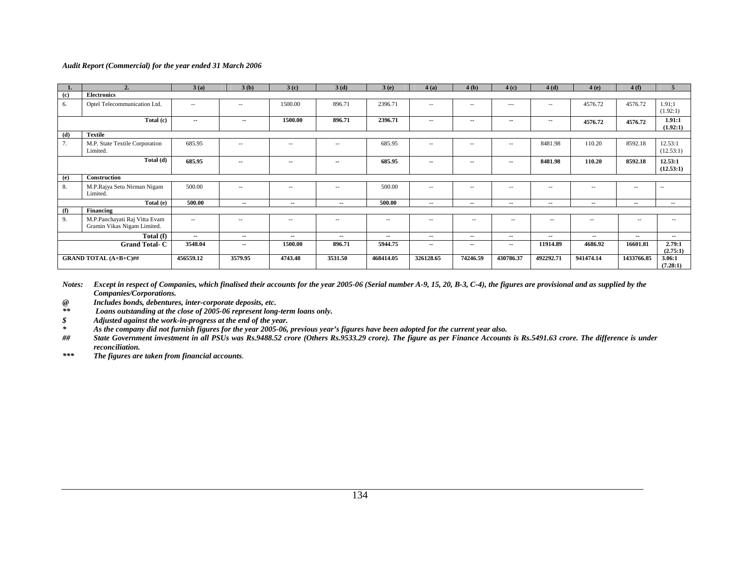*Audit Report (Commercial) for the year ended 31 March 2006*

| 1. | 2. | 3 (a) | 3 (b) | 3 (c) | 3 (d) | 3 (e) | 4 (a) | 4 (b) | 4 (c) | 4 (d) | 4 (e) | 4 (f) | 5 |
|---|---|---|---|---|---|---|---|---|---|---|---|---|---|
| **(c)** | **Electronics** | | | | | | | | | | | | |
| 6. | Optel Telecommunication Ltd. | -- | -- | 1500.00 | 896.71 | 2396.71 | -- | -- | --- | -- | 4576.72 | 4576.72 | 1.91;1 (1.92:1) |
| | **Total (c)** | **--** | **--** | **1500.00** | **896.71** | **2396.71** | **--** | **--** | **--** | **--** | **4576.72** | **4576.72** | **1.91:1 (1.92:1)** |
| **(d)** | **Textile** | | | | | | | | | | | | |
| 7. | M.P. State Textile Corporation Limited. | 685.95 | -- | -- | -- | 685.95 | -- | -- | -- | 8481.98 | 110.20 | 8592.18 | 12.53:1 (12.53:1) |
| | **Total (d)** | **685.95** | **--** | **--** | **--** | **685.95** | **--** | **--** | **--** | **8481.98** | **110.20** | **8592.18** | **12.53:1 (12.53:1)** |
| **(e)** | **Construction** | | | | | | | | | | | | |
| 8. | M.P.Rajya Setu Nirman Nigam Limited. | 500.00 | -- | -- | -- | 500.00 | -- | -- | -- | -- | -- | -- | -- |
| | **Total (e)** | **500.00** | **--** | **--** | **--** | **500.00** | **--** | **--** | **--** | **--** | **--** | **--** | **--** |
| **(f)** | **Financing** | | | | | | | | | | | | |
| 9. | M.P.Panchayati Raj Vitta Evam Gramin Vikas Nigam Limited. | -- | -- | -- | -- | -- | -- | -- | -- | -- | -- | -- | -- |
| | **Total (f)** | **--** | **--** | **--** | **--** | **--** | **--** | **--** | **--** | **--** | **--** | **--** | **--** |
| | **Grand Total- C** | **3548.04** | **--** | **1500.00** | **896.71** | **5944.75** | **--** | **--** | **--** | **11914.89** | **4686.92** | **16601.81** | **2.79:1 (2.75:1)** |
| | **GRAND TOTAL (A+B+C)##** | **456559.12** | **3579.95** | **4743.48** | **3531.50** | **468414.05** | **326128.65** | **74246.59** | **430786.37** | **492292.71** | **941474.14** | **1433766.85** | **3.06:1 (7.28:1)** |

***Notes:*** ***Except in respect of Companies, which finalised their accounts for the year 2005-06 (Serial number A-9, 15, 20, B-3, C-4), the figures are provisional and as supplied by the Companies/Corporations.***

***@*** ***Includes bonds, debentures, inter-corporate deposits, etc.***

***\*\**** ***Loans outstanding at the close of 2005-06 represent long-term loans only.***

***$*** ***Adjusted against the work-in-progress at the end of the year.***

***\**** ***As the company did not furnish figures for the year 2005-06, previous year's figures have been adopted for the current year also.***

***##*** ***State Government investment in all PSUs was Rs.9488.52 crore (Others Rs.9533.29 crore). The figure as per Finance Accounts is Rs.5491.63 crore. The difference is under reconciliation.***

***\*\*\**** ***The figures are taken from financial accounts.***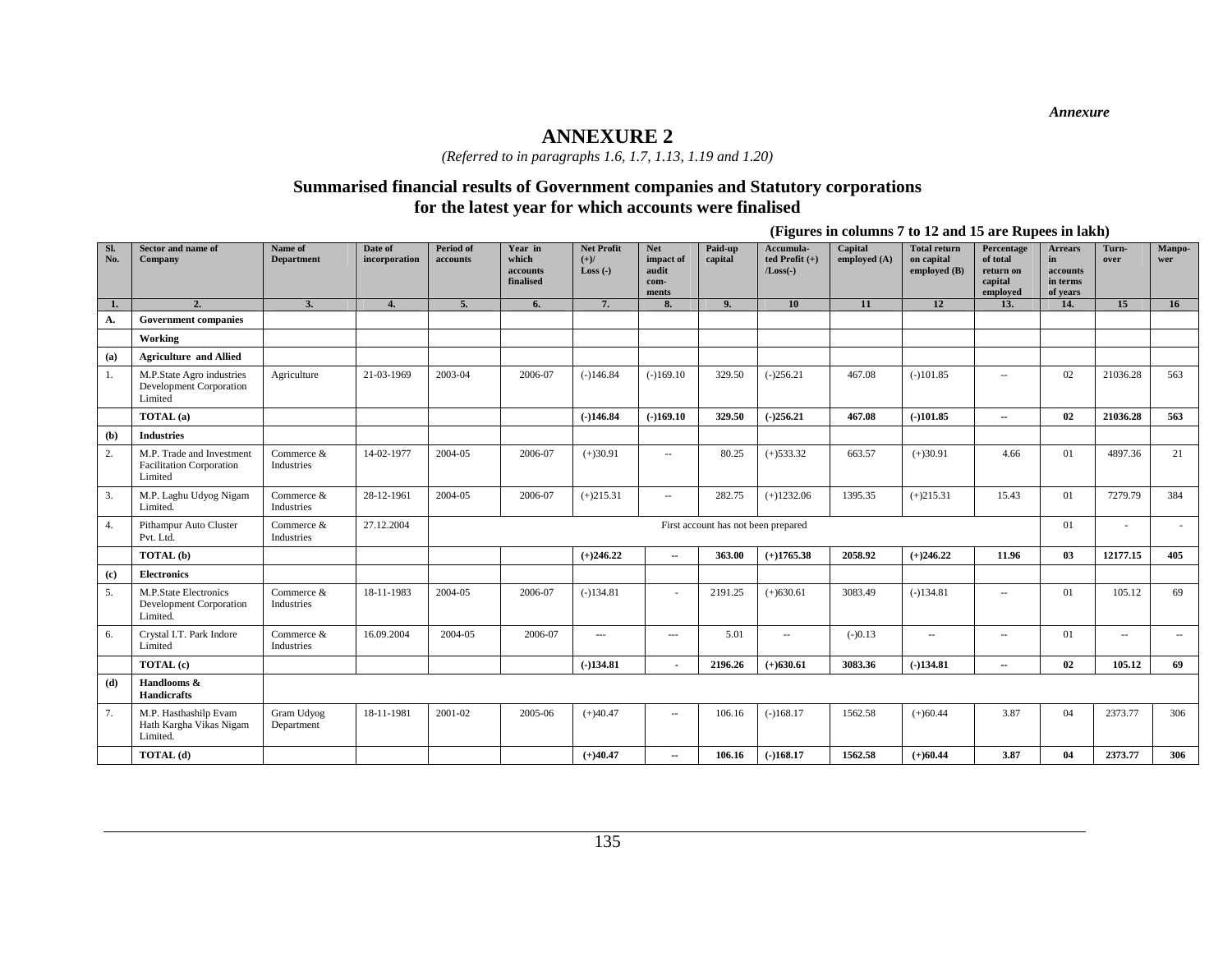*Annexure*

# ANNEXURE 2

*(Referred to in paragraphs 1.6, 1.7, 1.13, 1.19 and 1.20)*

## Summarised financial results of Government companies and Statutory corporations for the latest year for which accounts were finalised

**(Figures in columns 7 to 12 and 15 are Rupees in lakh)**

| Sl. No. | Sector and name of Company | Name of Department | Date of incorporation | Period of accounts | Year in which accounts finalised | Net Profit (+)/ Loss (-) | Net impact of audit com-ments | Paid-up capital | Accumula-ted Profit (+) /Loss(-) | Capital employed (A) | Total return on capital employed (B) | Percentage of total return on capital employed | Arrears in accounts in terms of years | Turn-over | Manpo-wer |
|---|---|---|---|---|---|---|---|---|---|---|---|---|---|---|---|
| 1. | 2. | 3. | 4. | 5. | 6. | 7. | 8. | 9. | 10 | 11 | 12 | 13. | 14. | 15 | 16 |
| A. | **Government companies** | | | | | | | | | | | | | | |
| | **Working** | | | | | | | | | | | | | | |
| (a) | **Agriculture and Allied** | | | | | | | | | | | | | | |
| 1. | M.P.State Agro industries Development Corporation Limited | Agriculture | 21-03-1969 | 2003-04 | 2006-07 | (-)146.84 | (-)169.10 | 329.50 | (-)256.21 | 467.08 | (-)101.85 | -- | 02 | 21036.28 | 563 |
| | **TOTAL (a)** | | | | | **(-)146.84** | **(-)169.10** | **329.50** | **(-)256.21** | **467.08** | **(-)101.85** | **--** | **02** | **21036.28** | **563** |
| (b) | **Industries** | | | | | | | | | | | | | | |
| 2. | M.P. Trade and Investment Facilitation Corporation Limited | Commerce & Industries | 14-02-1977 | 2004-05 | 2006-07 | (+)30.91 | -- | 80.25 | (+)533.32 | 663.57 | (+)30.91 | 4.66 | 01 | 4897.36 | 21 |
| 3. | M.P. Laghu Udyog Nigam Limited. | Commerce & Industries | 28-12-1961 | 2004-05 | 2006-07 | (+)215.31 | -- | 282.75 | (+)1232.06 | 1395.35 | (+)215.31 | 15.43 | 01 | 7279.79 | 384 |
| 4. | Pithampur Auto Cluster Pvt. Ltd. | Commerce & Industries | 27.12.2004 | First account has not been prepared | | | | | | | | | 01 | - | - |
| | **TOTAL (b)** | | | | | **(+)246.22** | **--** | **363.00** | **(+)1765.38** | **2058.92** | **(+)246.22** | **11.96** | **03** | **12177.15** | **405** |
| (c) | **Electronics** | | | | | | | | | | | | | | |
| 5. | M.P.State Electronics Development Corporation Limited. | Commerce & Industries | 18-11-1983 | 2004-05 | 2006-07 | (-)134.81 | - | 2191.25 | (+)630.61 | 3083.49 | (-)134.81 | -- | 01 | 105.12 | 69 |
| 6. | Crystal I.T. Park Indore Limited | Commerce & Industries | 16.09.2004 | 2004-05 | 2006-07 | --- | --- | 5.01 | -- | (-)0.13 | -- | -- | 01 | -- | -- |
| | **TOTAL (c)** | | | | | **(-)134.81** | **-** | **2196.26** | **(+)630.61** | **3083.36** | **(-)134.81** | **--** | **02** | **105.12** | **69** |
| (d) | **Handlooms & Handicrafts** | | | | | | | | | | | | | | |
| 7. | M.P. Hasthashilp Evam Hath Kargha Vikas Nigam Limited. | Gram Udyog Department | 18-11-1981 | 2001-02 | 2005-06 | (+)40.47 | -- | 106.16 | (-)168.17 | 1562.58 | (+)60.44 | 3.87 | 04 | 2373.77 | 306 |
| | **TOTAL (d)** | | | | | **(+)40.47** | **--** | **106.16** | **(-)168.17** | **1562.58** | **(+)60.44** | **3.87** | **04** | **2373.77** | **306** |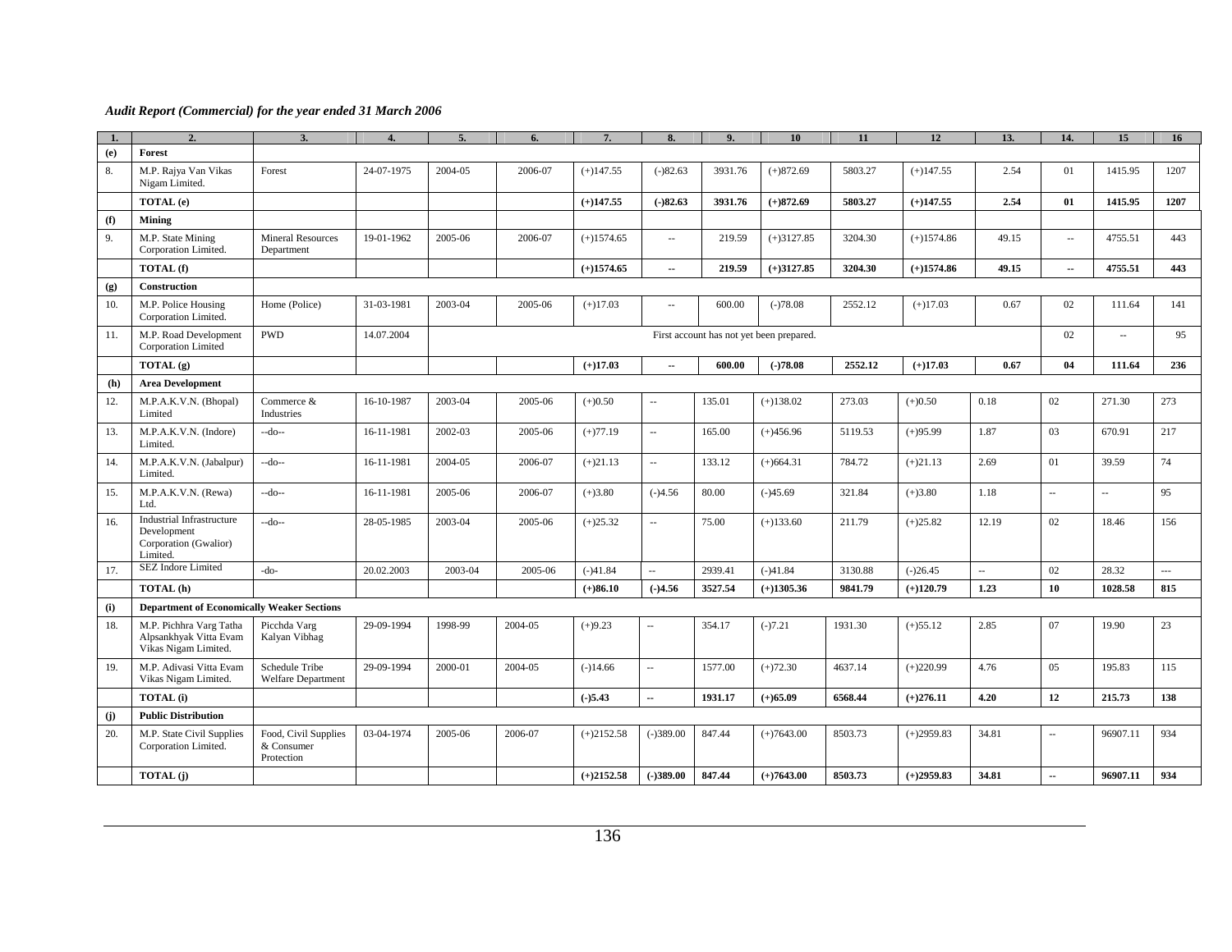*Audit Report (Commercial) for the year ended 31 March 2006*

| 1. | 2. | 3. | 4. | 5. | 6. | 7. | 8. | 9. | 10 | 11 | 12 | 13. | 14. | 15 | 16 |
|---|---|---|---|---|---|---|---|---|---|---|---|---|---|---|---|
| **(e)** | **Forest** | | | | | | | | | | | | | | |
| 8. | M.P. Rajya Van Vikas Nigam Limited. | Forest | 24-07-1975 | 2004-05 | 2006-07 | (+)147.55 | (-)82.63 | 3931.76 | (+)872.69 | 5803.27 | (+)147.55 | 2.54 | 01 | 1415.95 | 1207 |
| | **TOTAL (e)** | | | | | **(+)147.55** | **(-)82.63** | **3931.76** | **(+)872.69** | **5803.27** | **(+)147.55** | **2.54** | **01** | **1415.95** | **1207** |
| **(f)** | **Mining** | | | | | | | | | | | | | | |
| 9. | M.P. State Mining Corporation Limited. | Mineral Resources Department | 19-01-1962 | 2005-06 | 2006-07 | (+)1574.65 | -- | 219.59 | (+)3127.85 | 3204.30 | (+)1574.86 | 49.15 | -- | 4755.51 | 443 |
| | **TOTAL (f)** | | | | | **(+)1574.65** | **--** | **219.59** | **(+)3127.85** | **3204.30** | **(+)1574.86** | **49.15** | **--** | **4755.51** | **443** |
| **(g)** | **Construction** | | | | | | | | | | | | | | |
| 10. | M.P. Police Housing Corporation Limited. | Home (Police) | 31-03-1981 | 2003-04 | 2005-06 | (+)17.03 | -- | 600.00 | (-)78.08 | 2552.12 | (+)17.03 | 0.67 | 02 | 111.64 | 141 |
| 11. | M.P. Road Development Corporation Limited | PWD | 14.07.2004 | First account has not yet been prepared. | | | | | | | | | 02 | -- | 95 |
| | **TOTAL (g)** | | | | | **(+)17.03** | **--** | **600.00** | **(-)78.08** | **2552.12** | **(+)17.03** | **0.67** | **04** | **111.64** | **236** |
| **(h)** | **Area Development** | | | | | | | | | | | | | | |
| 12. | M.P.A.K.V.N. (Bhopal) Limited | Commerce & Industries | 16-10-1987 | 2003-04 | 2005-06 | (+)0.50 | -- | 135.01 | (+)138.02 | 273.03 | (+)0.50 | 0.18 | 02 | 271.30 | 273 |
| 13. | M.P.A.K.V.N. (Indore) Limited. | --do-- | 16-11-1981 | 2002-03 | 2005-06 | (+)77.19 | -- | 165.00 | (+)456.96 | 5119.53 | (+)95.99 | 1.87 | 03 | 670.91 | 217 |
| 14. | M.P.A.K.V.N. (Jabalpur) Limited. | --do-- | 16-11-1981 | 2004-05 | 2006-07 | (+)21.13 | -- | 133.12 | (+)664.31 | 784.72 | (+)21.13 | 2.69 | 01 | 39.59 | 74 |
| 15. | M.P.A.K.V.N. (Rewa) Ltd. | --do-- | 16-11-1981 | 2005-06 | 2006-07 | (+)3.80 | (-)4.56 | 80.00 | (-)45.69 | 321.84 | (+)3.80 | 1.18 | -- | -- | 95 |
| 16. | Industrial Infrastructure Development Corporation (Gwalior) Limited. | --do-- | 28-05-1985 | 2003-04 | 2005-06 | (+)25.32 | -- | 75.00 | (+)133.60 | 211.79 | (+)25.82 | 12.19 | 02 | 18.46 | 156 |
| 17. | SEZ Indore Limited | -do- | 20.02.2003 | 2003-04 | 2005-06 | (-)41.84 | -- | 2939.41 | (-)41.84 | 3130.88 | (-)26.45 | -- | 02 | 28.32 | --- |
| | **TOTAL (h)** | | | | | **(+)86.10** | **(-)4.56** | **3527.54** | **(+)1305.36** | **9841.79** | **(+)120.79** | **1.23** | **10** | **1028.58** | **815** |
| **(i)** | **Department of Economically Weaker Sections** | | | | | | | | | | | | | | |
| 18. | M.P. Pichhra Varg Tatha Alpsankhyak Vitta Evam Vikas Nigam Limited. | Picchda Varg Kalyan Vibhag | 29-09-1994 | 1998-99 | 2004-05 | (+)9.23 | -- | 354.17 | (-)7.21 | 1931.30 | (+)55.12 | 2.85 | 07 | 19.90 | 23 |
| 19. | M.P. Adivasi Vitta Evam Vikas Nigam Limited. | Schedule Tribe Welfare Department | 29-09-1994 | 2000-01 | 2004-05 | (-)14.66 | -- | 1577.00 | (+)72.30 | 4637.14 | (+)220.99 | 4.76 | 05 | 195.83 | 115 |
| | **TOTAL (i)** | | | | | **(-)5.43** | **--** | **1931.17** | **(+)65.09** | **6568.44** | **(+)276.11** | **4.20** | **12** | **215.73** | **138** |
| **(j)** | **Public Distribution** | | | | | | | | | | | | | | |
| 20. | M.P. State Civil Supplies Corporation Limited. | Food, Civil Supplies & Consumer Protection | 03-04-1974 | 2005-06 | 2006-07 | (+)2152.58 | (-)389.00 | 847.44 | (+)7643.00 | 8503.73 | (+)2959.83 | 34.81 | -- | 96907.11 | 934 |
| | **TOTAL (j)** | | | | | **(+)2152.58** | **(-)389.00** | **847.44** | **(+)7643.00** | **8503.73** | **(+)2959.83** | **34.81** | **--** | **96907.11** | **934** |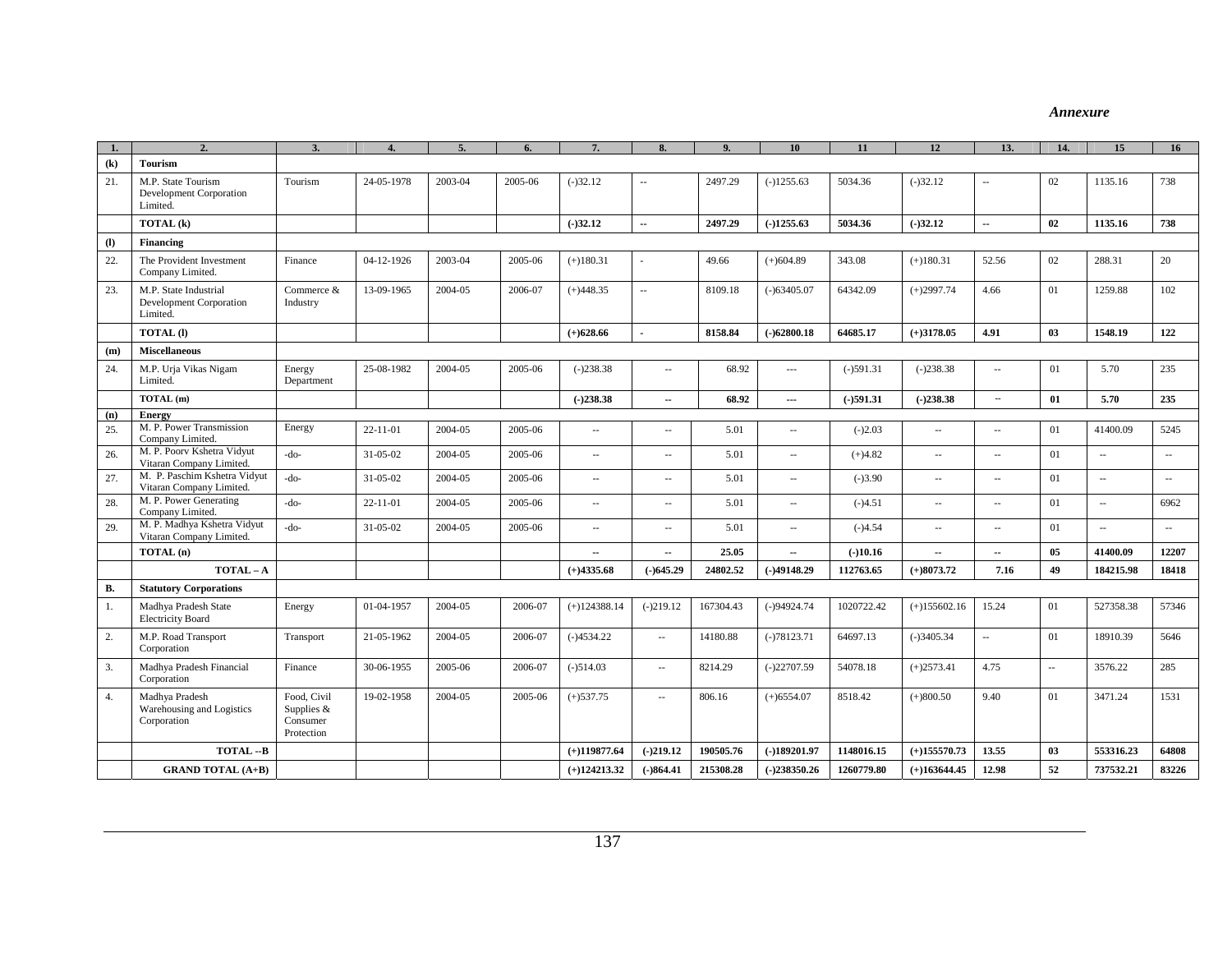*Annexure*

| 1. | 2. | 3. | 4. | 5. | 6. | 7. | 8. | 9. | 10 | 11 | 12 | 13. | 14. | 15 | 16 |
|---|---|---|---|---|---|---|---|---|---|---|---|---|---|---|---|
| **(k)** | **Tourism** | | | | | | | | | | | | | | |
| 21. | M.P. State Tourism Development Corporation Limited. | Tourism | 24-05-1978 | 2003-04 | 2005-06 | (-)32.12 | -- | 2497.29 | (-)1255.63 | 5034.36 | (-)32.12 | -- | 02 | 1135.16 | 738 |
| | **TOTAL (k)** | | | | | **(-)32.12** | **--** | **2497.29** | **(-)1255.63** | **5034.36** | **(-)32.12** | **--** | **02** | **1135.16** | **738** |
| **(l)** | **Financing** | | | | | | | | | | | | | | |
| 22. | The Provident Investment Company Limited. | Finance | 04-12-1926 | 2003-04 | 2005-06 | (+)180.31 | - | 49.66 | (+)604.89 | 343.08 | (+)180.31 | 52.56 | 02 | 288.31 | 20 |
| 23. | M.P. State Industrial Development Corporation Limited. | Commerce & Industry | 13-09-1965 | 2004-05 | 2006-07 | (+)448.35 | -- | 8109.18 | (-)63405.07 | 64342.09 | (+)2997.74 | 4.66 | 01 | 1259.88 | 102 |
| | **TOTAL (l)** | | | | | **(+)628.66** | **-** | **8158.84** | **(-)62800.18** | **64685.17** | **(+)3178.05** | **4.91** | **03** | **1548.19** | **122** |
| **(m)** | **Miscellaneous** | | | | | | | | | | | | | | |
| 24. | M.P. Urja Vikas Nigam Limited. | Energy Department | 25-08-1982 | 2004-05 | 2005-06 | (-)238.38 | -- | 68.92 | --- | (-)591.31 | (-)238.38 | -- | 01 | 5.70 | 235 |
| | **TOTAL (m)** | | | | | **(-)238.38** | **--** | **68.92** | **---** | **(-)591.31** | **(-)238.38** | **--** | **01** | **5.70** | **235** |
| **(n)** | **Energy** | | | | | | | | | | | | | | |
| 25. | M. P. Power Transmission Company Limited. | Energy | 22-11-01 | 2004-05 | 2005-06 | -- | -- | 5.01 | -- | (-)2.03 | -- | -- | 01 | 41400.09 | 5245 |
| 26. | M. P. Poorv Kshetra Vidyut Vitaran Company Limited. | -do- | 31-05-02 | 2004-05 | 2005-06 | -- | -- | 5.01 | -- | (+)4.82 | -- | -- | 01 | -- | -- |
| 27. | M. P. Paschim Kshetra Vidyut Vitaran Company Limited. | -do- | 31-05-02 | 2004-05 | 2005-06 | -- | -- | 5.01 | -- | (-)3.90 | -- | -- | 01 | -- | -- |
| 28. | M. P. Power Generating Company Limited. | -do- | 22-11-01 | 2004-05 | 2005-06 | -- | -- | 5.01 | -- | (-)4.51 | -- | -- | 01 | -- | 6962 |
| 29. | M. P. Madhya Kshetra Vidyut Vitaran Company Limited. | -do- | 31-05-02 | 2004-05 | 2005-06 | -- | -- | 5.01 | -- | (-)4.54 | -- | -- | 01 | -- | -- |
| | **TOTAL (n)** | | | | | **--** | **--** | **25.05** | **--** | **(-)10.16** | **--** | **--** | **05** | **41400.09** | **12207** |
| | **TOTAL – A** | | | | | **(+)4335.68** | **(-)645.29** | **24802.52** | **(-)49148.29** | **112763.65** | **(+)8073.72** | **7.16** | **49** | **184215.98** | **18418** |
| **B.** | **Statutory Corporations** | | | | | | | | | | | | | | |
| 1. | Madhya Pradesh State Electricity Board | Energy | 01-04-1957 | 2004-05 | 2006-07 | (+)124388.14 | (-)219.12 | 167304.43 | (-)94924.74 | 1020722.42 | (+)155602.16 | 15.24 | 01 | 527358.38 | 57346 |
| 2. | M.P. Road Transport Corporation | Transport | 21-05-1962 | 2004-05 | 2006-07 | (-)4534.22 | -- | 14180.88 | (-)78123.71 | 64697.13 | (-)3405.34 | -- | 01 | 18910.39 | 5646 |
| 3. | Madhya Pradesh Financial Corporation | Finance | 30-06-1955 | 2005-06 | 2006-07 | (-)514.03 | -- | 8214.29 | (-)22707.59 | 54078.18 | (+)2573.41 | 4.75 | -- | 3576.22 | 285 |
| 4. | Madhya Pradesh Warehousing and Logistics Corporation | Food, Civil Supplies & Consumer Protection | 19-02-1958 | 2004-05 | 2005-06 | (+)537.75 | -- | 806.16 | (+)6554.07 | 8518.42 | (+)800.50 | 9.40 | 01 | 3471.24 | 1531 |
| | **TOTAL --B** | | | | | **(+)119877.64** | **(-)219.12** | **190505.76** | **(-)189201.97** | **1148016.15** | **(+)155570.73** | **13.55** | **03** | **553316.23** | **64808** |
| | **GRAND TOTAL (A+B)** | | | | | **(+)124213.32** | **(-)864.41** | **215308.28** | **(-)238350.26** | **1260779.80** | **(+)163644.45** | **12.98** | **52** | **737532.21** | **83226** |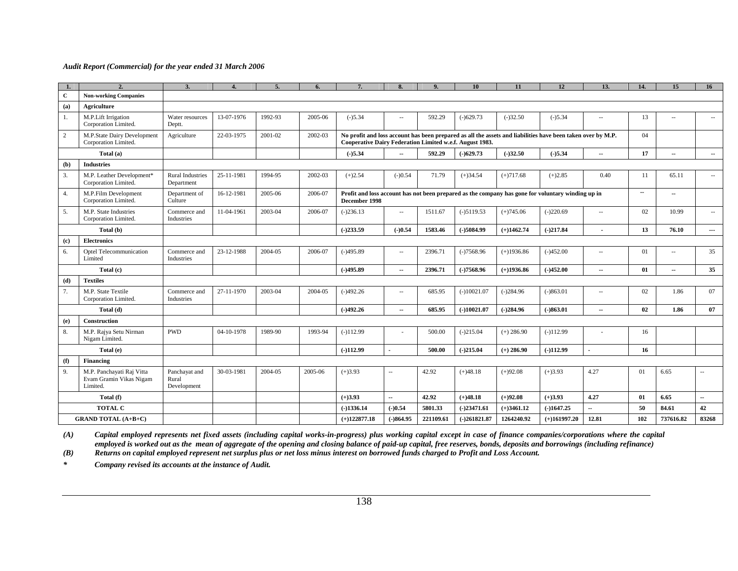| 1. | 2. | 3. | 4. | 5. | 6. | 7. | 8. | 9. | 10 | 11 | 12 | 13. | 14. | 15 | 16 |
|---|---|---|---|---|---|---|---|---|---|---|---|---|---|---|---|
| **C** | **Non-working Companies** | | | | | | | | | | | | | | |
| **(a)** | **Agriculture** | | | | | | | | | | | | | | |
| 1. | M.P.Lift Irrigation Corporation Limited. | Water resources Deptt. | 13-07-1976 | 1992-93 | 2005-06 | (-)5.34 | -- | 592.29 | (-)629.73 | (-)32.50 | (-)5.34 | -- | 13 | -- | -- |
| 2 | M.P.State Dairy Development Corporation Limited. | Agriculture | 22-03-1975 | 2001-02 | 2002-03 | **No profit and loss account has been prepared as all the assets and liabilities have been taken over by M.P. Cooperative Dairy Federation Limited w.e.f. August 1983.** | | | | | | | 04 | | |
| | **Total (a)** | | | | | **(-)5.34** | **--** | **592.29** | **(-)629.73** | **(-)32.50** | **(-)5.34** | **--** | **17** | **--** | **--** |
| **(b)** | **Industries** | | | | | | | | | | | | | | |
| 3. | M.P. Leather Development* Corporation Limited. | Rural Industries Department | 25-11-1981 | 1994-95 | 2002-03 | (+)2.54 | (-)0.54 | 71.79 | (+)34.54 | (+)717.68 | (+)2.85 | 0.40 | 11 | 65.11 | -- |
| 4. | M.P.Film Development Corporation Limited. | Department of Culture | 16-12-1981 | 2005-06 | 2006-07 | **Profit and loss account has not been prepared as the company has gone for voluntary winding up in December 1998** | | | | | | | -- | -- | |
| 5. | M.P. State Industries Corporation Limited. | Commerce and Industries | 11-04-1961 | 2003-04 | 2006-07 | (-)236.13 | -- | 1511.67 | (-)5119.53 | (+)745.06 | (-)220.69 | -- | 02 | 10.99 | -- |
| | **Total (b)** | | | | | **(-)233.59** | **(-)0.54** | **1583.46** | **(-)5084.99** | **(+)1462.74** | **(-)217.84** | **-** | **13** | **76.10** | **---** |
| **(c)** | **Electronics** | | | | | | | | | | | | | | |
| 6. | Optel Telecommunication Limited | Commerce and Industries | 23-12-1988 | 2004-05 | 2006-07 | (-)495.89 | -- | 2396.71 | (-)7568.96 | (+)1936.86 | (-)452.00 | -- | 01 | -- | 35 |
| | **Total (c)** | | | | | **(-)495.89** | **--** | **2396.71** | **(-)7568.96** | **(+)1936.86** | **(-)452.00** | **--** | **01** | **--** | **35** |
| **(d)** | **Textiles** | | | | | | | | | | | | | | |
| 7. | M.P. State Textile Corporation Limited. | Commerce and Industries | 27-11-1970 | 2003-04 | 2004-05 | (-)492.26 | -- | 685.95 | (-)10021.07 | (-)284.96 | (-)863.01 | -- | 02 | 1.86 | 07 |
| | **Total (d)** | | | | | **(-)492.26** | **--** | **685.95** | **(-)10021.07** | **(-)284.96** | **(-)863.01** | **--** | **02** | **1.86** | **07** |
| **(e)** | **Construction** | | | | | | | | | | | | | | |
| 8. | M.P. Rajya Setu Nirman Nigam Limited. | PWD | 04-10-1978 | 1989-90 | 1993-94 | (-)112.99 | - | 500.00 | (-)215.04 | (+) 286.90 | (-)112.99 | - | 16 | | |
| | **Total (e)** | | | | | **(-)112.99** | **-** | **500.00** | **(-)215.04** | **(+) 286.90** | **(-)112.99** | **-** | **16** | | |
| **(f)** | **Financing** | | | | | | | | | | | | | | |
| 9. | M.P. Panchayati Raj Vitta Evam Gramin Vikas Nigam Limited. | Panchayat and Rural Development | 30-03-1981 | 2004-05 | 2005-06 | (+)3.93 | -- | 42.92 | (+)48.18 | (+)92.08 | (+)3.93 | 4.27 | 01 | 6.65 | -- |
| | **Total (f)** | | | | | **(+)3.93** | **--** | **42.92** | **(+)48.18** | **(+)92.08** | **(+)3.93** | **4.27** | **01** | **6.65** | **--** |
| | **TOTAL C** | | | | | **(-)1336.14** | **(-)0.54** | **5801.33** | **(-)23471.61** | **(+)3461.12** | **(-)1647.25** | **--** | **50** | **84.61** | **42** |
| | **GRAND TOTAL (A+B+C)** | | | | | **(+)122877.18** | **(-)864.95** | **221109.61** | **(-)261821.87** | **1264240.92** | **(+)161997.20** | **12.81** | **102** | **737616.82** | **83268** |

***(A)*** ***Capital employed represents net fixed assets (including capital works-in-progress) plus working capital except in case of finance companies/corporations where the capital employed is worked out as the mean of aggregate of the opening and closing balance of paid-up capital, free reserves, bonds, deposits and borrowings (including refinance)***

***(B)*** ***Returns on capital employed represent net surplus plus or net loss minus interest on borrowed funds charged to Profit and Loss Account.***

***** ***Company revised its accounts at the instance of Audit.***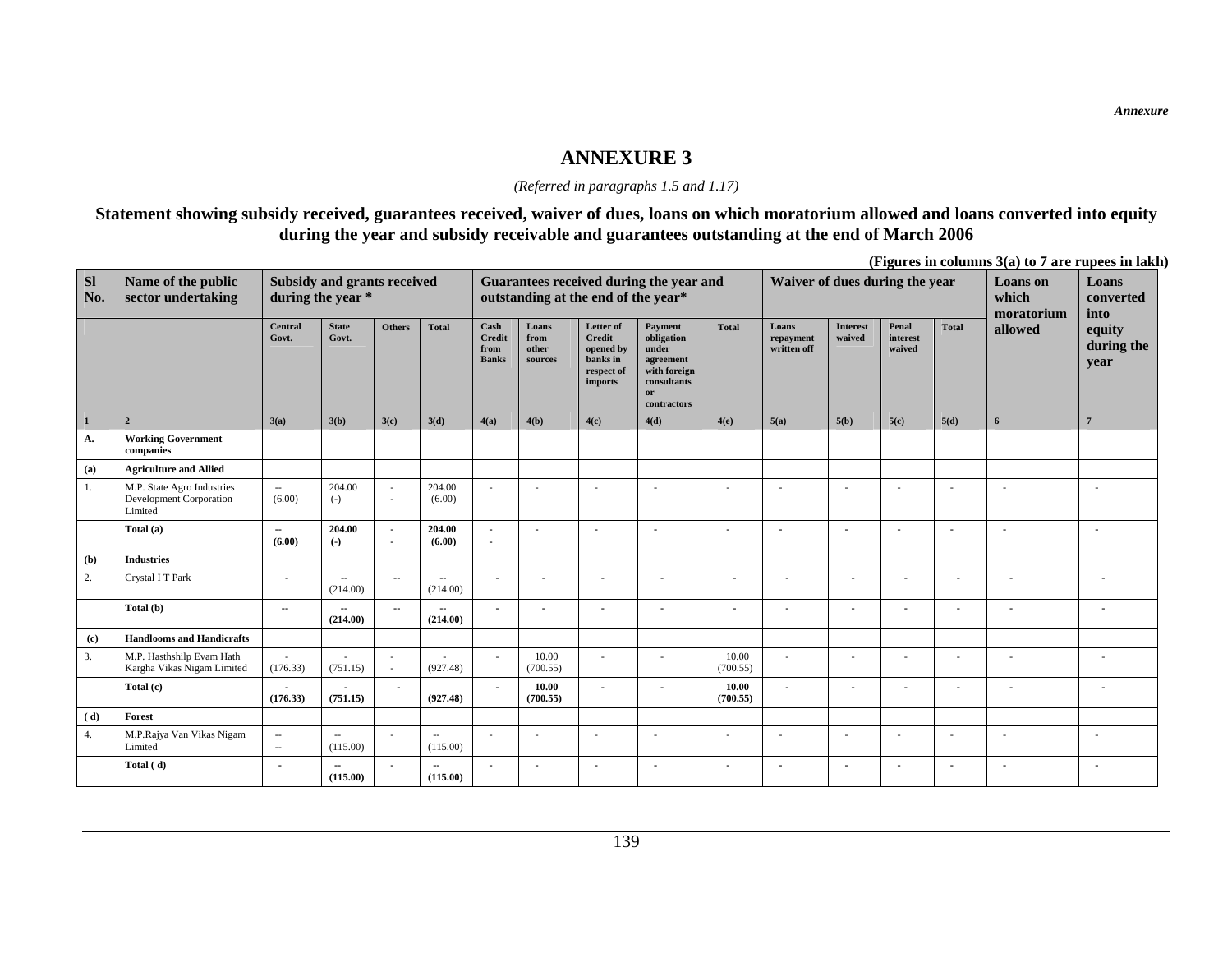*Annexure*

# ANNEXURE 3

*(Referred in paragraphs 1.5 and 1.17)*

**Statement showing subsidy received, guarantees received, waiver of dues, loans on which moratorium allowed and loans converted into equity during the year and subsidy receivable and guarantees outstanding at the end of March 2006**

**(Figures in columns 3(a) to 7 are rupees in lakh)**

| Sl No. | Name of the public sector undertaking | Subsidy and grants received during the year * | | | | Guarantees received during the year and outstanding at the end of the year* | | | | | Waiver of dues during the year | | | | Loans on which moratorium allowed | Loans converted into equity during the year |
|---|---|---|---|---|---|---|---|---|---|---|---|---|---|---|---|---|
| | | Central Govt. | State Govt. | Others | Total | Cash Credit from Banks | Loans from other sources | Letter of Credit opened by banks in respect of imports | Payment obligation under agreement with foreign consultants or contractors | Total | Loans repayment written off | Interest waived | Penal interest waived | Total | | |
| 1 | 2 | 3(a) | 3(b) | 3(c) | 3(d) | 4(a) | 4(b) | 4(c) | 4(d) | 4(e) | 5(a) | 5(b) | 5(c) | 5(d) | 6 | 7 |
| A. | **Working Government companies** | | | | | | | | | | | | | | | |
| (a) | **Agriculture and Allied** | | | | | | | | | | | | | | | |
| 1. | M.P. State Agro Industries Development Corporation Limited | -- (6.00) | 204.00 (-) | - - | 204.00 (6.00) | - | - | - | - | - | - | - | - | - | - | - |
| | **Total (a)** | **-- (6.00)** | **204.00 (-)** | **- -** | **204.00 (6.00)** | **- -** | **-** | **-** | **-** | **-** | **-** | **-** | **-** | **-** | **-** | **-** |
| (b) | **Industries** | | | | | | | | | | | | | | | |
| 2. | Crystal I T Park | - | -- (214.00) | -- | -- (214.00) | - | - | - | - | - | - | - | - | - | - | - |
| | **Total (b)** | **--** | **-- (214.00)** | **--** | **-- (214.00)** | **-** | **-** | **-** | **-** | **-** | **-** | **-** | **-** | **-** | **-** | **-** |
| (c) | **Handlooms and Handicrafts** | | | | | | | | | | | | | | | |
| 3. | M.P. Hasthshilp Evam Hath Kargha Vikas Nigam Limited | - (176.33) | - (751.15) | - - | - (927.48) | - | 10.00 (700.55) | - | - | 10.00 (700.55) | - | - | - | - | - | - |
| | **Total (c)** | **- (176.33)** | **- (751.15)** | **-** | **(927.48)** | **-** | **10.00 (700.55)** | **-** | **-** | **10.00 (700.55)** | **-** | **-** | **-** | **-** | **-** | **-** |
| (d) | **Forest** | | | | | | | | | | | | | | | |
| 4. | M.P.Rajya Van Vikas Nigam Limited | -- -- | -- (115.00) | - | -- (115.00) | - | - | - | - | - | - | - | - | - | - | - |
| | **Total ( d)** | **-** | **-- (115.00)** | **-** | **-- (115.00)** | **-** | **-** | **-** | **-** | **-** | **-** | **-** | **-** | **-** | **-** | **-** |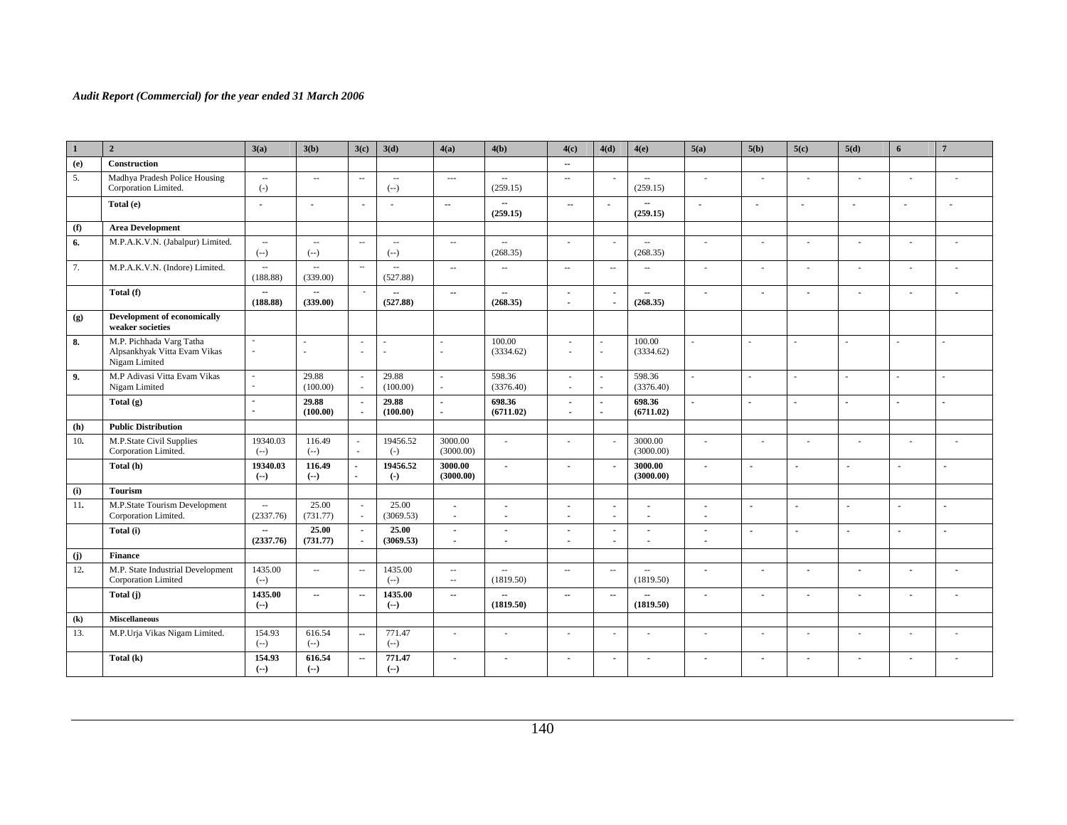| 1 | 2 | 3(a) | 3(b) | 3(c) | 3(d) | 4(a) | 4(b) | 4(c) | 4(d) | 4(e) | 5(a) | 5(b) | 5(c) | 5(d) | 6 | 7 |
|---|---|---|---|---|---|---|---|---|---|---|---|---|---|---|---|---|
| **(e)** | **Construction** | | | | | | | -- | | | | | | | | |
| 5. | Madhya Pradesh Police Housing Corporation Limited. | -- (-) | -- | -- | -- (--) | --- | -- (259.15) | -- | - | -- (259.15) | - | - | - | - | - | - |
| | **Total (e)** | - | - | - | - | -- | -- **(259.15)** | -- | - | -- **(259.15)** | - | - | - | - | - | - |
| **(f)** | **Area Development** | | | | | | | | | | | | | | | |
| **6.** | M.P.A.K.V.N. (Jabalpur) Limited. | -- (--) | -- (--) | -- | -- (--) | -- | -- (268.35) | - | - | -- (268.35) | - | - | - | - | - | - |
| 7. | M.P.A.K.V.N. (Indore) Limited. | -- (188.88) | -- (339.00) | -- | -- (527.88) | -- | -- | -- | -- | -- | - | - | - | - | - | - |
| | **Total (f)** | **-- (188.88)** | **-- (339.00)** | - | **-- (527.88)** | -- | **-- (268.35)** | - - | - - | **-- (268.35)** | - | - | - | - | - | - |
| **(g)** | **Development of economically weaker societies** | | | | | | | | | | | | | | | |
| **8.** | M.P. Pichhada Varg Tatha Alpsankhyak Vitta Evam Vikas Nigam Limited | - - | - - | - - | - - | - - | 100.00 (3334.62) | - - | - - | 100.00 (3334.62) | - | - | - | - | - | - |
| **9.** | M.P Adivasi Vitta Evam Vikas Nigam Limited | - - | 29.88 (100.00) | - - | 29.88 (100.00) | - - | 598.36 (3376.40) | - - | - - | 598.36 (3376.40) | - | - | - | - | - | - |
| | **Total (g)** | - - | **29.88 (100.00)** | - - | **29.88 (100.00)** | - - | **698.36 (6711.02)** | - - | - - | **698.36 (6711.02)** | - | - | - | - | - | - |
| **(h)** | **Public Distribution** | | | | | | | | | | | | | | | |
| 10**.** | M.P.State Civil Supplies Corporation Limited. | 19340.03 (--) | 116.49 (--) | - - | 19456.52 (-) | 3000.00 (3000.00) | - | - | - | 3000.00 (3000.00) | - | - | - | - | - | - |
| | **Total (h)** | **19340.03 (--)** | **116.49 (--)** | - - | **19456.52 (-)** | **3000.00 (3000.00)** | - | - | - | **3000.00 (3000.00)** | - | - | - | - | - | - |
| **(i)** | **Tourism** | | | | | | | | | | | | | | | |
| 11**.** | M.P.State Tourism Development Corporation Limited. | -- (2337.76) | 25.00 (731.77) | - - | 25.00 (3069.53) | - - | - - | - - | - - | - - | - - | - | - | - | - | - |
| | **Total (i)** | **-- (2337.76)** | **25.00 (731.77)** | - - | **25.00 (3069.53)** | - - | - - | - - | - - | - - | - - | - | - | - | - | - |
| **(j)** | **Finance** | | | | | | | | | | | | | | | |
| 12**.** | M.P. State Industrial Development Corporation Limited | 1435.00 (--) | -- | -- | 1435.00 (--) | -- -- | -- (1819.50) | -- | -- | -- (1819.50) | - | - | - | - | - | - |
| | **Total (j)** | **1435.00 (--)** | -- | -- | **1435.00 (--)** | -- | **-- (1819.50)** | -- | -- | **-- (1819.50)** | - | - | - | - | - | - |
| **(k)** | **Miscellaneous** | | | | | | | | | | | | | | | |
| 13. | M.P.Urja Vikas Nigam Limited. | 154.93 (--) | 616.54 (--) | -- | 771.47 (--) | - | - | - | - | - | - | - | - | - | - | - |
| | **Total (k)** | **154.93 (--)** | **616.54 (--)** | -- | **771.47 (--)** | - | - | - | - | - | - | - | - | - | - | - |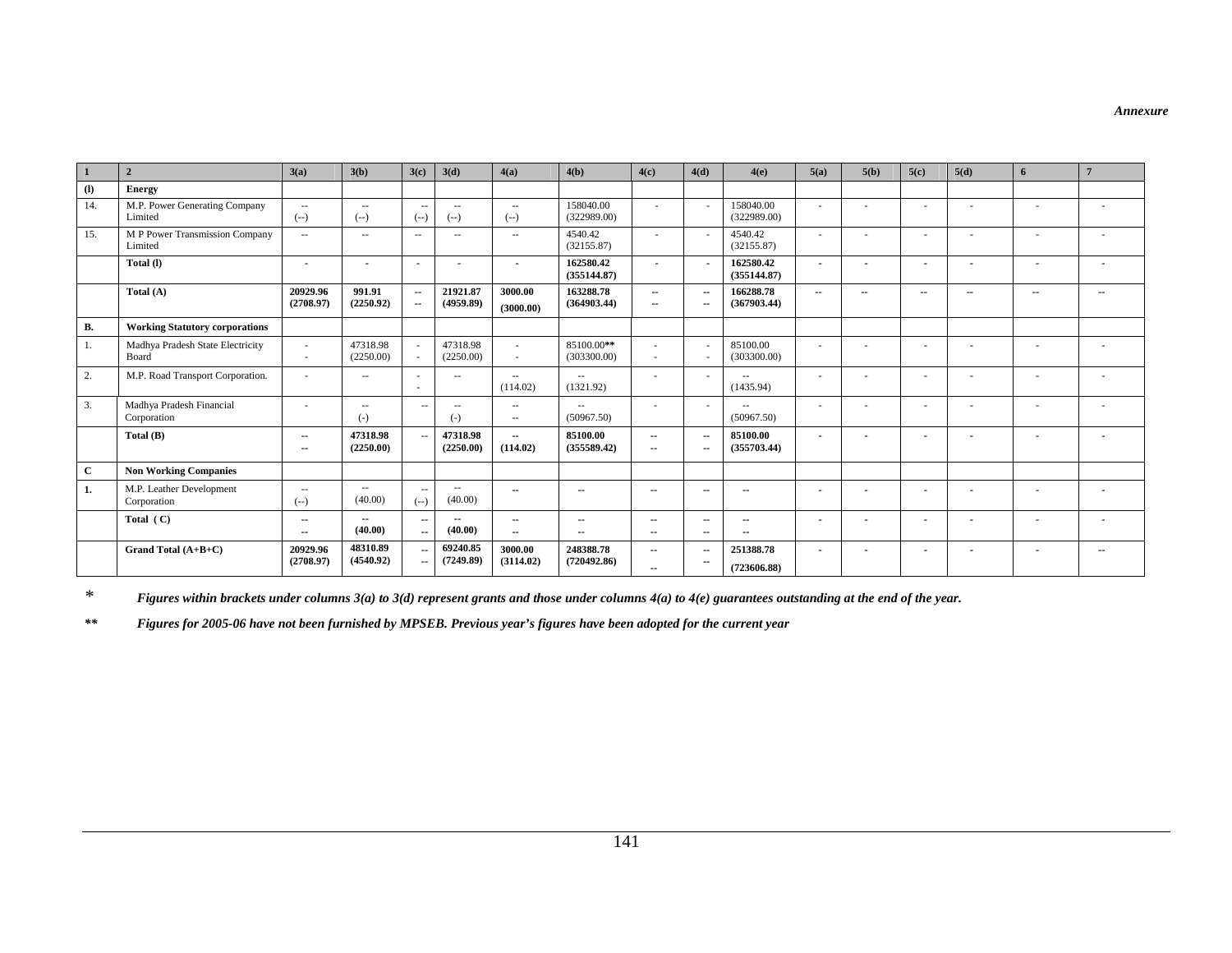*Annexure*

| 1 | 2 | 3(a) | 3(b) | 3(c) | 3(d) | 4(a) | 4(b) | 4(c) | 4(d) | 4(e) | 5(a) | 5(b) | 5(c) | 5(d) | 6 | 7 |
|---|---|---|---|---|---|---|---|---|---|---|---|---|---|---|---|---|
| **(I)** | **Energy** | | | | | | | | | | | | | | | |
| 14. | M.P. Power Generating Company Limited | -- (--) | -- (--) | -- (--) | -- (--) | -- (--) | 158040.00 (322989.00) | - | - | 158040.00 (322989.00) | - | - | - | - | - | - |
| 15. | M P Power Transmission Company Limited | -- | -- | -- | -- | -- | 4540.42 (32155.87) | - | - | 4540.42 (32155.87) | - | - | - | - | - | - |
| | **Total (I)** | - | - | - | - | - | **162580.42 (355144.87)** | - | - | **162580.42 (355144.87)** | - | - | - | - | - | - |
| | **Total (A)** | **20929.96 (2708.97)** | **991.91 (2250.92)** | **-- --** | **21921.87 (4959.89)** | **3000.00 (3000.00)** | **163288.78 (364903.44)** | **-- --** | **-- --** | **166288.78 (367903.44)** | **--** | **--** | **--** | **--** | **--** | **--** |
| **B.** | **Working Statutory corporations** | | | | | | | | | | | | | | | |
| 1. | Madhya Pradesh State Electricity Board | - - | 47318.98 (2250.00) | - - | 47318.98 (2250.00) | - - | 85100.00** (303300.00) | - - | - - | 85100.00 (303300.00) | - | - | - | - | - | - |
| 2. | M.P. Road Transport Corporation. | - | -- | - - | -- | -- (114.02) | -- (1321.92) | - | - | -- (1435.94) | - | - | - | - | - | - |
| 3. | Madhya Pradesh Financial Corporation | - | -- (-) | -- | -- (-) | -- -- | -- (50967.50) | - | - | -- (50967.50) | - | - | - | - | - | - |
| | **Total (B)** | **-- --** | **47318.98 (2250.00)** | -- | **47318.98 (2250.00)** | **-- (114.02)** | **85100.00 (355589.42)** | **-- --** | **-- --** | **85100.00 (355703.44)** | - | - | - | - | - | - |
| **C** | **Non Working Companies** | | | | | | | | | | | | | | | |
| **1.** | M.P. Leather Development Corporation | -- (--) | -- (40.00) | -- (--) | -- (40.00) | -- | -- | -- | -- | -- | - | - | - | - | - | - |
| | **Total ( C)** | **-- --** | **-- (40.00)** | **-- --** | **-- (40.00)** | **-- --** | **-- --** | **-- --** | **-- --** | **-- --** | - | - | - | - | - | - |
| | **Grand Total (A+B+C)** | **20929.96 (2708.97)** | **48310.89 (4540.92)** | **-- --** | **69240.85 (7249.89)** | **3000.00 (3114.02)** | **248388.78 (720492.86)** | **-- --** | **-- --** | **251388.78 (723606.88)** | - | - | - | - | - | -- |

\* *Figures within brackets under columns 3(a) to 3(d) represent grants and those under columns 4(a) to 4(e) guarantees outstanding at the end of the year.*

** *Figures for 2005-06 have not been furnished by MPSEB. Previous year's figures have been adopted for the current year*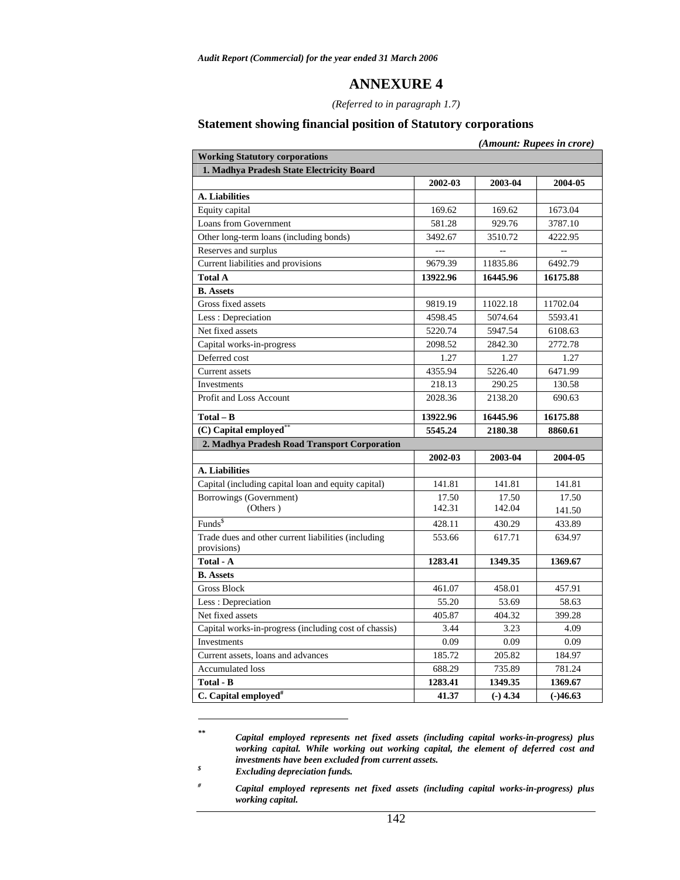# ANNEXURE 4

*(Referred to in paragraph 1.7)*

## Statement showing financial position of Statutory corporations

*(Amount: Rupees in crore)*

| Working Statutory corporations | | | |
|---|---|---|---|
| **1. Madhya Pradesh State Electricity Board** | | | |
| | **2002-03** | **2003-04** | **2004-05** |
| **A. Liabilities** | | | |
| Equity capital | 169.62 | 169.62 | 1673.04 |
| Loans from Government | 581.28 | 929.76 | 3787.10 |
| Other long-term loans (including bonds) | 3492.67 | 3510.72 | 4222.95 |
| Reserves and surplus | --- | -- | -- |
| Current liabilities and provisions | 9679.39 | 11835.86 | 6492.79 |
| **Total A** | **13922.96** | **16445.96** | **16175.88** |
| **B. Assets** | | | |
| Gross fixed assets | 9819.19 | 11022.18 | 11702.04 |
| Less : Depreciation | 4598.45 | 5074.64 | 5593.41 |
| Net fixed assets | 5220.74 | 5947.54 | 6108.63 |
| Capital works-in-progress | 2098.52 | 2842.30 | 2772.78 |
| Deferred cost | 1.27 | 1.27 | 1.27 |
| Current assets | 4355.94 | 5226.40 | 6471.99 |
| Investments | 218.13 | 290.25 | 130.58 |
| Profit and Loss Account | 2028.36 | 2138.20 | 690.63 |
| **Total – B** | **13922.96** | **16445.96** | **16175.88** |
| **(C) Capital employed**** | **5545.24** | **2180.38** | **8860.61** |
| **2. Madhya Pradesh Road Transport Corporation** | | | |
| | **2002-03** | **2003-04** | **2004-05** |
| **A. Liabilities** | | | |
| Capital (including capital loan and equity capital) | 141.81 | 141.81 | 141.81 |
| Borrowings (Government) | 17.50 | 17.50 | 17.50 |
| (Others ) | 142.31 | 142.04 | 141.50 |
| Funds$ | 428.11 | 430.29 | 433.89 |
| Trade dues and other current liabilities (including provisions) | 553.66 | 617.71 | 634.97 |
| **Total - A** | **1283.41** | **1349.35** | **1369.67** |
| **B. Assets** | | | |
| Gross Block | 461.07 | 458.01 | 457.91 |
| Less : Depreciation | 55.20 | 53.69 | 58.63 |
| Net fixed assets | 405.87 | 404.32 | 399.28 |
| Capital works-in-progress (including cost of chassis) | 3.44 | 3.23 | 4.09 |
| Investments | 0.09 | 0.09 | 0.09 |
| Current assets, loans and advances | 185.72 | 205.82 | 184.97 |
| Accumulated loss | 688.29 | 735.89 | 781.24 |
| **Total - B** | **1283.41** | **1349.35** | **1369.67** |
| **C. Capital employed#** | **41.37** | **(-) 4.34** | **(-)46.63** |

---

** *Capital employed represents net fixed assets (including capital works-in-progress) plus working capital. While working out working capital, the element of deferred cost and investments have been excluded from current assets.*

$ *Excluding depreciation funds.*

# *Capital employed represents net fixed assets (including capital works-in-progress) plus working capital.*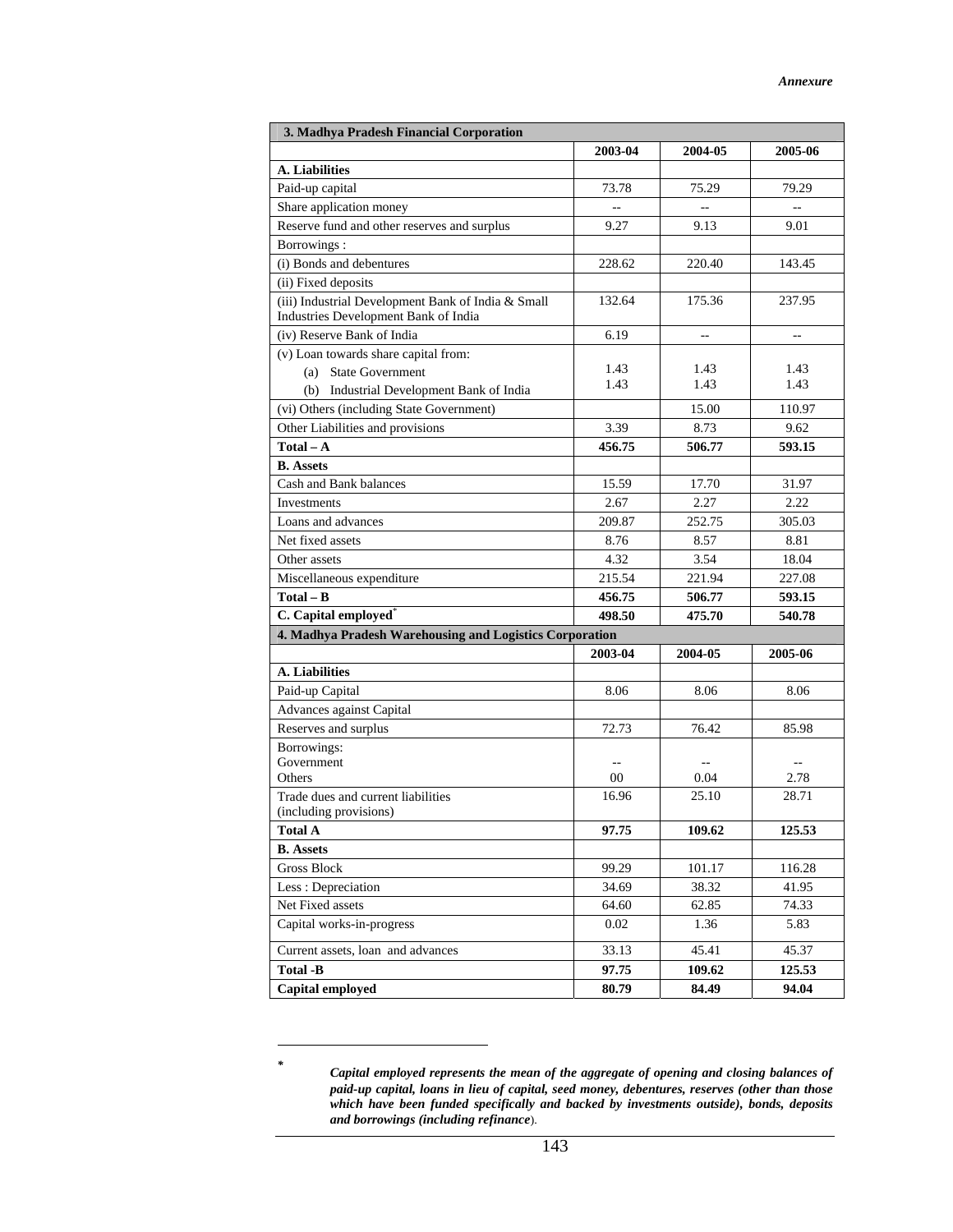*Annexure*

| 3. Madhya Pradesh Financial Corporation | | | |
|---|---|---|---|
| | 2003-04 | 2004-05 | 2005-06 |
| **A. Liabilities** | | | |
| Paid-up capital | 73.78 | 75.29 | 79.29 |
| Share application money | -- | -- | -- |
| Reserve fund and other reserves and surplus | 9.27 | 9.13 | 9.01 |
| Borrowings : | | | |
| (i) Bonds and debentures | 228.62 | 220.40 | 143.45 |
| (ii) Fixed deposits | | | |
| (iii) Industrial Development Bank of India & Small Industries Development Bank of India | 132.64 | 175.36 | 237.95 |
| (iv) Reserve Bank of India | 6.19 | -- | -- |
| (v) Loan towards share capital from: | | | |
| (a) State Government | 1.43 | 1.43 | 1.43 |
| (b) Industrial Development Bank of India | 1.43 | 1.43 | 1.43 |
| (vi) Others (including State Government) | | 15.00 | 110.97 |
| Other Liabilities and provisions | 3.39 | 8.73 | 9.62 |
| **Total – A** | **456.75** | **506.77** | **593.15** |
| **B. Assets** | | | |
| Cash and Bank balances | 15.59 | 17.70 | 31.97 |
| Investments | 2.67 | 2.27 | 2.22 |
| Loans and advances | 209.87 | 252.75 | 305.03 |
| Net fixed assets | 8.76 | 8.57 | 8.81 |
| Other assets | 4.32 | 3.54 | 18.04 |
| Miscellaneous expenditure | 215.54 | 221.94 | 227.08 |
| **Total – B** | **456.75** | **506.77** | **593.15** |
| **C. Capital employed*** | **498.50** | **475.70** | **540.78** |

| 4. Madhya Pradesh Warehousing and Logistics Corporation | | | |
|---|---|---|---|
| | 2003-04 | 2004-05 | 2005-06 |
| **A. Liabilities** | | | |
| Paid-up Capital | 8.06 | 8.06 | 8.06 |
| Advances against Capital | | | |
| Reserves and surplus | 72.73 | 76.42 | 85.98 |
| Borrowings: | | | |
| Government | -- | -- | -- |
| Others | 00 | 0.04 | 2.78 |
| Trade dues and current liabilities (including provisions) | 16.96 | 25.10 | 28.71 |
| **Total A** | **97.75** | **109.62** | **125.53** |
| **B. Assets** | | | |
| Gross Block | 99.29 | 101.17 | 116.28 |
| Less : Depreciation | 34.69 | 38.32 | 41.95 |
| Net Fixed assets | 64.60 | 62.85 | 74.33 |
| Capital works-in-progress | 0.02 | 1.36 | 5.83 |
| Current assets, loan and advances | 33.13 | 45.41 | 45.37 |
| **Total -B** | **97.75** | **109.62** | **125.53** |
| **Capital employed** | **80.79** | **84.49** | **94.04** |

\* ***Capital employed represents the mean of the aggregate of opening and closing balances of paid-up capital, loans in lieu of capital, seed money, debentures, reserves (other than those which have been funded specifically and backed by investments outside), bonds, deposits and borrowings (including refinance)***.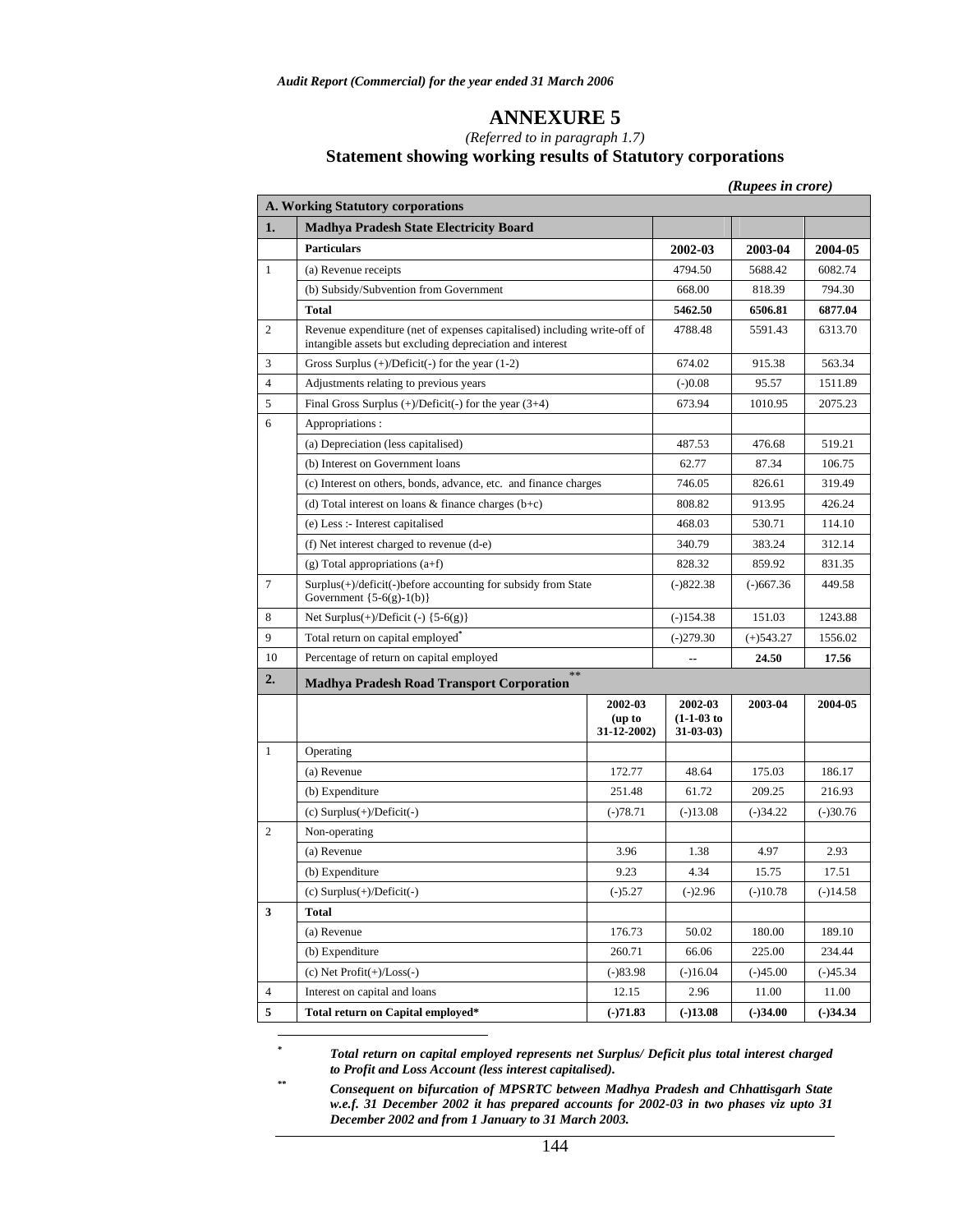# ANNEXURE 5

*(Referred to in paragraph 1.7)*

## Statement showing working results of Statutory corporations

*(Rupees in crore)*

**A. Working Statutory corporations**

| **1.** | **Madhya Pradesh State Electricity Board** | | | |
|---|---|---|---|---|
| | **Particulars** | **2002-03** | **2003-04** | **2004-05** |
| 1 | (a) Revenue receipts | 4794.50 | 5688.42 | 6082.74 |
| | (b) Subsidy/Subvention from Government | 668.00 | 818.39 | 794.30 |
| | **Total** | **5462.50** | **6506.81** | **6877.04** |
| 2 | Revenue expenditure (net of expenses capitalised) including write-off of intangible assets but excluding depreciation and interest | 4788.48 | 5591.43 | 6313.70 |
| 3 | Gross Surplus (+)/Deficit(-) for the year (1-2) | 674.02 | 915.38 | 563.34 |
| 4 | Adjustments relating to previous years | (-)0.08 | 95.57 | 1511.89 |
| 5 | Final Gross Surplus (+)/Deficit(-) for the year (3+4) | 673.94 | 1010.95 | 2075.23 |
| 6 | Appropriations : | | | |
| | (a) Depreciation (less capitalised) | 487.53 | 476.68 | 519.21 |
| | (b) Interest on Government loans | 62.77 | 87.34 | 106.75 |
| | (c) Interest on others, bonds, advance, etc. and finance charges | 746.05 | 826.61 | 319.49 |
| | (d) Total interest on loans & finance charges (b+c) | 808.82 | 913.95 | 426.24 |
| | (e) Less :- Interest capitalised | 468.03 | 530.71 | 114.10 |
| | (f) Net interest charged to revenue (d-e) | 340.79 | 383.24 | 312.14 |
| | (g) Total appropriations (a+f) | 828.32 | 859.92 | 831.35 |
| 7 | Surplus(+)/deficit(-)before accounting for subsidy from State Government {5-6(g)-1(b)} | (-)822.38 | (-)667.36 | 449.58 |
| 8 | Net Surplus(+)/Deficit (-) {5-6(g)} | (-)154.38 | 151.03 | 1243.88 |
| 9 | Total return on capital employed* | (-)279.30 | (+)543.27 | 1556.02 |
| 10 | Percentage of return on capital employed | -- | **24.50** | **17.56** |

| **2.** | **Madhya Pradesh Road Transport Corporation\*\*** | | | | |
|---|---|---|---|---|---|
| | | **2002-03 (up to 31-12-2002)** | **2002-03 (1-1-03 to 31-03-03)** | **2003-04** | **2004-05** |
| 1 | Operating | | | | |
| | (a) Revenue | 172.77 | 48.64 | 175.03 | 186.17 |
| | (b) Expenditure | 251.48 | 61.72 | 209.25 | 216.93 |
| | (c) Surplus(+)/Deficit(-) | (-)78.71 | (-)13.08 | (-)34.22 | (-)30.76 |
| 2 | Non-operating | | | | |
| | (a) Revenue | 3.96 | 1.38 | 4.97 | 2.93 |
| | (b) Expenditure | 9.23 | 4.34 | 15.75 | 17.51 |
| | (c) Surplus(+)/Deficit(-) | (-)5.27 | (-)2.96 | (-)10.78 | (-)14.58 |
| **3** | **Total** | | | | |
| | (a) Revenue | 176.73 | 50.02 | 180.00 | 189.10 |
| | (b) Expenditure | 260.71 | 66.06 | 225.00 | 234.44 |
| | (c) Net Profit(+)/Loss(-) | (-)83.98 | (-)16.04 | (-)45.00 | (-)45.34 |
| 4 | Interest on capital and loans | 12.15 | 2.96 | 11.00 | 11.00 |
| **5** | **Total return on Capital employed*** | **(-)71.83** | **(-)13.08** | **(-)34.00** | **(-)34.34** |

\* *Total return on capital employed represents net Surplus/ Deficit plus total interest charged to Profit and Loss Account (less interest capitalised).*

\*\* *Consequent on bifurcation of MPSRTC between Madhya Pradesh and Chhattisgarh State w.e.f. 31 December 2002 it has prepared accounts for 2002-03 in two phases viz upto 31 December 2002 and from 1 January to 31 March 2003.*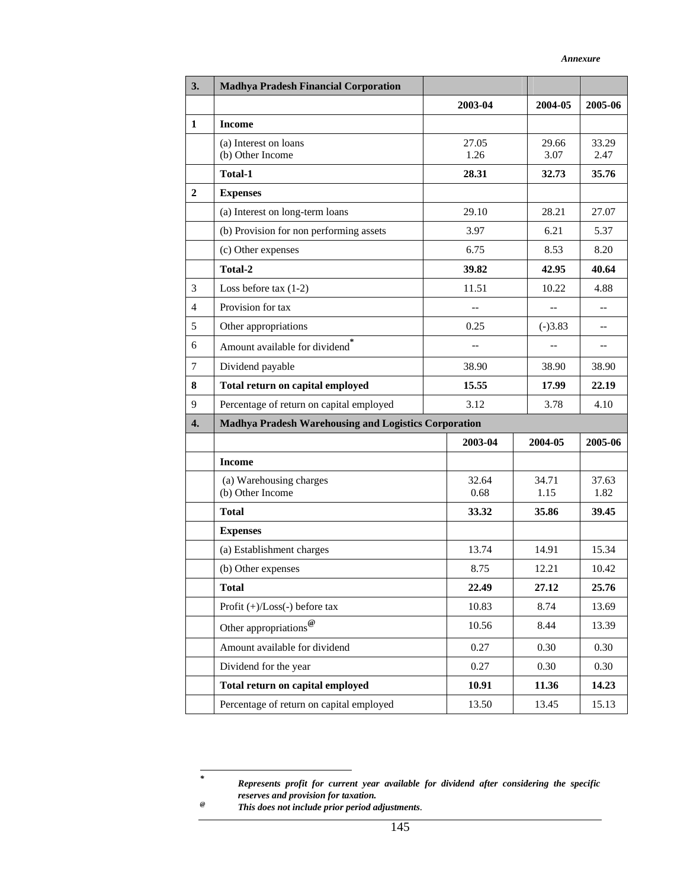*Annexure*

| 3. | Madhya Pradesh Financial Corporation | | | |
|---|---|---|---|---|
| | | 2003-04 | 2004-05 | 2005-06 |
| 1 | **Income** | | | |
| | (a) Interest on loans<br>(b) Other Income | 27.05<br>1.26 | 29.66<br>3.07 | 33.29<br>2.47 |
| | **Total-1** | **28.31** | **32.73** | **35.76** |
| 2 | **Expenses** | | | |
| | (a) Interest on long-term loans | 29.10 | 28.21 | 27.07 |
| | (b) Provision for non performing assets | 3.97 | 6.21 | 5.37 |
| | (c) Other expenses | 6.75 | 8.53 | 8.20 |
| | **Total-2** | **39.82** | **42.95** | **40.64** |
| 3 | Loss before tax (1-2) | 11.51 | 10.22 | 4.88 |
| 4 | Provision for tax | -- | -- | -- |
| 5 | Other appropriations | 0.25 | (-)3.83 | -- |
| 6 | Amount available for dividend* | -- | -- | -- |
| 7 | Dividend payable | 38.90 | 38.90 | 38.90 |
| 8 | **Total return on capital employed** | **15.55** | **17.99** | **22.19** |
| 9 | Percentage of return on capital employed | 3.12 | 3.78 | 4.10 |

| 4. | Madhya Pradesh Warehousing and Logistics Corporation | | | |
|---|---|---|---|---|
| | | 2003-04 | 2004-05 | 2005-06 |
| | **Income** | | | |
| | (a) Warehousing charges<br>(b) Other Income | 32.64<br>0.68 | 34.71<br>1.15 | 37.63<br>1.82 |
| | **Total** | **33.32** | **35.86** | **39.45** |
| | **Expenses** | | | |
| | (a) Establishment charges | 13.74 | 14.91 | 15.34 |
| | (b) Other expenses | 8.75 | 12.21 | 10.42 |
| | **Total** | **22.49** | **27.12** | **25.76** |
| | Profit (+)/Loss(-) before tax | 10.83 | 8.74 | 13.69 |
| | Other appropriations@ | 10.56 | 8.44 | 13.39 |
| | Amount available for dividend | 0.27 | 0.30 | 0.30 |
| | Dividend for the year | 0.27 | 0.30 | 0.30 |
| | **Total return on capital employed** | **10.91** | **11.36** | **14.23** |
| | Percentage of return on capital employed | 13.50 | 13.45 | 15.13 |

\* ***Represents profit for current year available for dividend after considering the specific reserves and provision for taxation.***

@ ***This does not include prior period adjustments.***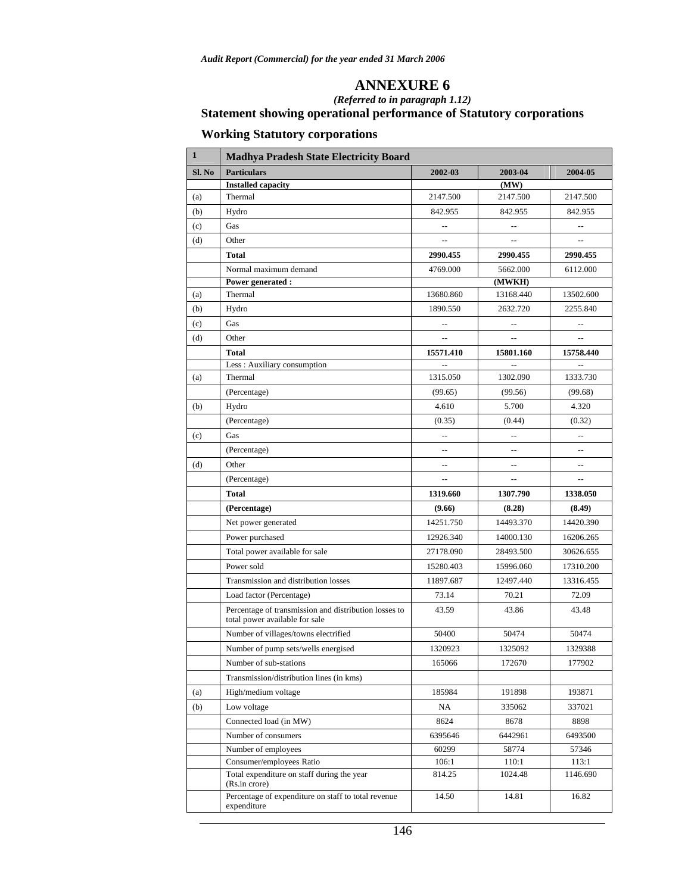# ANNEXURE 6

*(Referred to in paragraph 1.12)*

## Statement showing operational performance of Statutory corporations

### Working Statutory corporations

| 1 | Madhya Pradesh State Electricity Board | | | |
|---|---|---|---|---|
| **Sl. No** | **Particulars** | **2002-03** | **2003-04** | **2004-05** |
| | **Installed capacity** | | **(MW)** | |
| (a) | Thermal | 2147.500 | 2147.500 | 2147.500 |
| (b) | Hydro | 842.955 | 842.955 | 842.955 |
| (c) | Gas | -- | -- | -- |
| (d) | Other | -- | -- | -- |
| | **Total** | **2990.455** | **2990.455** | **2990.455** |
| | Normal maximum demand | 4769.000 | 5662.000 | 6112.000 |
| | **Power generated :** | | **(MWKH)** | |
| (a) | Thermal | 13680.860 | 13168.440 | 13502.600 |
| (b) | Hydro | 1890.550 | 2632.720 | 2255.840 |
| (c) | Gas | -- | -- | -- |
| (d) | Other | -- | -- | -- |
| | **Total** | **15571.410** | **15801.160** | **15758.440** |
| | Less : Auxiliary consumption | -- | -- | -- |
| (a) | Thermal | 1315.050 | 1302.090 | 1333.730 |
| | (Percentage) | (99.65) | (99.56) | (99.68) |
| (b) | Hydro | 4.610 | 5.700 | 4.320 |
| | (Percentage) | (0.35) | (0.44) | (0.32) |
| (c) | Gas | -- | -- | -- |
| | (Percentage) | -- | -- | -- |
| (d) | Other | -- | -- | -- |
| | (Percentage) | -- | -- | -- |
| | **Total** | **1319.660** | **1307.790** | **1338.050** |
| | **(Percentage)** | **(9.66)** | **(8.28)** | **(8.49)** |
| | Net power generated | 14251.750 | 14493.370 | 14420.390 |
| | Power purchased | 12926.340 | 14000.130 | 16206.265 |
| | Total power available for sale | 27178.090 | 28493.500 | 30626.655 |
| | Power sold | 15280.403 | 15996.060 | 17310.200 |
| | Transmission and distribution losses | 11897.687 | 12497.440 | 13316.455 |
| | Load factor (Percentage) | 73.14 | 70.21 | 72.09 |
| | Percentage of transmission and distribution losses to total power available for sale | 43.59 | 43.86 | 43.48 |
| | Number of villages/towns electrified | 50400 | 50474 | 50474 |
| | Number of pump sets/wells energised | 1320923 | 1325092 | 1329388 |
| | Number of sub-stations | 165066 | 172670 | 177902 |
| | Transmission/distribution lines (in kms) | | | |
| (a) | High/medium voltage | 185984 | 191898 | 193871 |
| (b) | Low voltage | NA | 335062 | 337021 |
| | Connected load (in MW) | 8624 | 8678 | 8898 |
| | Number of consumers | 6395646 | 6442961 | 6493500 |
| | Number of employees | 60299 | 58774 | 57346 |
| | Consumer/employees Ratio | 106:1 | 110:1 | 113:1 |
| | Total expenditure on staff during the year (Rs.in crore) | 814.25 | 1024.48 | 1146.690 |
| | Percentage of expenditure on staff to total revenue expenditure | 14.50 | 14.81 | 16.82 |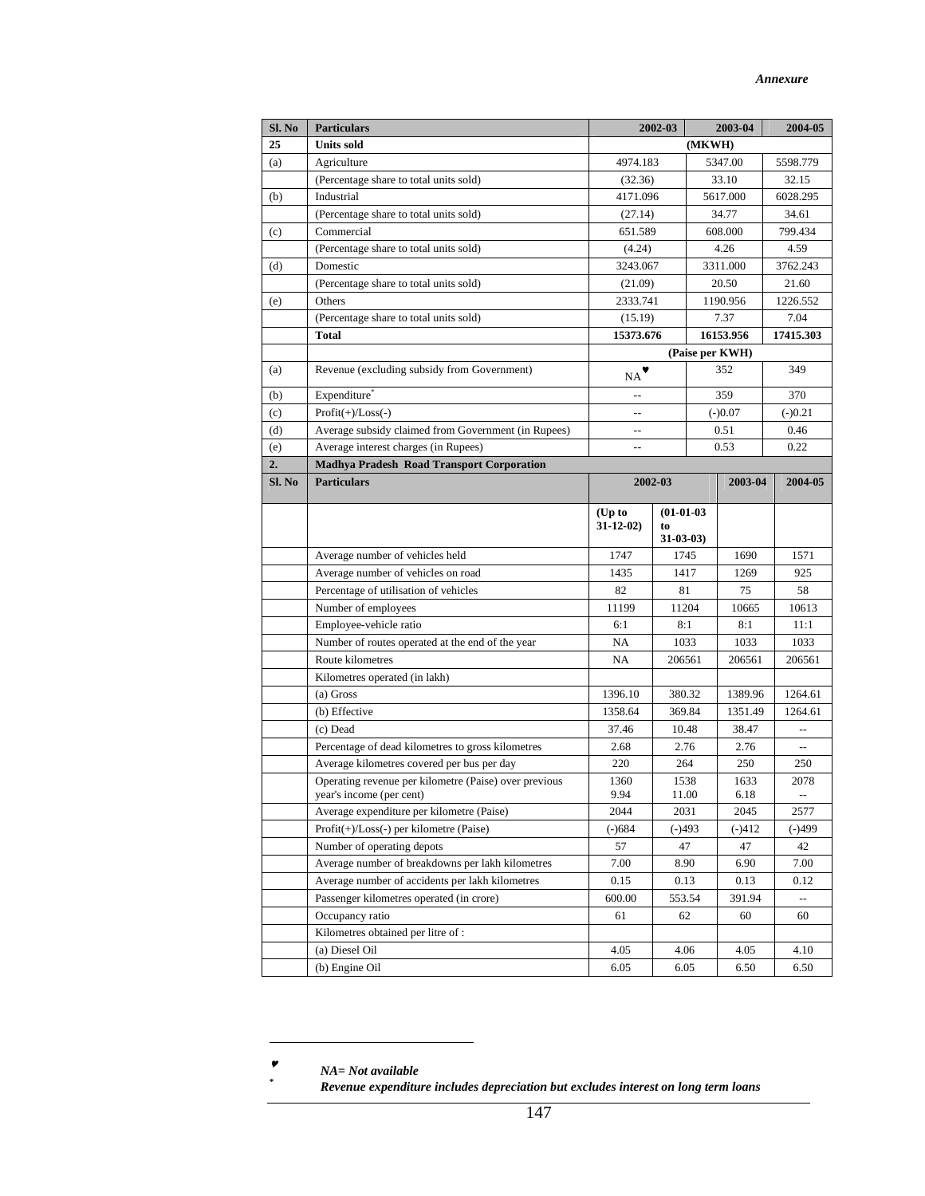*Annexure*

| Sl. No | Particulars | 2002-03 | 2003-04 | 2004-05 |
|---|---|---|---|---|
| **25** | **Units sold** | | **(MKWH)** | |
| (a) | Agriculture | 4974.183 | 5347.00 | 5598.779 |
| | (Percentage share to total units sold) | (32.36) | 33.10 | 32.15 |
| (b) | Industrial | 4171.096 | 5617.000 | 6028.295 |
| | (Percentage share to total units sold) | (27.14) | 34.77 | 34.61 |
| (c) | Commercial | 651.589 | 608.000 | 799.434 |
| | (Percentage share to total units sold) | (4.24) | 4.26 | 4.59 |
| (d) | Domestic | 3243.067 | 3311.000 | 3762.243 |
| | (Percentage share to total units sold) | (21.09) | 20.50 | 21.60 |
| (e) | Others | 2333.741 | 1190.956 | 1226.552 |
| | (Percentage share to total units sold) | (15.19) | 7.37 | 7.04 |
| | **Total** | **15373.676** | **16153.956** | **17415.303** |
| | | | **(Paise per KWH)** | |
| (a) | Revenue (excluding subsidy from Government) | NA♥ | 352 | 349 |
| (b) | Expenditure* | -- | 359 | 370 |
| (c) | Profit(+)/Loss(-) | -- | (-)0.07 | (-)0.21 |
| (d) | Average subsidy claimed from Government (in Rupees) | -- | 0.51 | 0.46 |
| (e) | Average interest charges (in Rupees) | -- | 0.53 | 0.22 |

| Sl. No | Particulars | 2002-03 | | 2003-04 | 2004-05 |
|---|---|---|---|---|---|
| **2.** | **Madhya Pradesh Road Transport Corporation** | | | | |
| | | **(Up to 31-12-02)** | **(01-01-03 to 31-03-03)** | | |
| | Average number of vehicles held | 1747 | 1745 | 1690 | 1571 |
| | Average number of vehicles on road | 1435 | 1417 | 1269 | 925 |
| | Percentage of utilisation of vehicles | 82 | 81 | 75 | 58 |
| | Number of employees | 11199 | 11204 | 10665 | 10613 |
| | Employee-vehicle ratio | 6:1 | 8:1 | 8:1 | 11:1 |
| | Number of routes operated at the end of the year | NA | 1033 | 1033 | 1033 |
| | Route kilometres | NA | 206561 | 206561 | 206561 |
| | Kilometres operated (in lakh) | | | | |
| | (a) Gross | 1396.10 | 380.32 | 1389.96 | 1264.61 |
| | (b) Effective | 1358.64 | 369.84 | 1351.49 | 1264.61 |
| | (c) Dead | 37.46 | 10.48 | 38.47 | -- |
| | Percentage of dead kilometres to gross kilometres | 2.68 | 2.76 | 2.76 | -- |
| | Average kilometres covered per bus per day | 220 | 264 | 250 | 250 |
| | Operating revenue per kilometre (Paise) over previous year's income (per cent) | 1360<br>9.94 | 1538<br>11.00 | 1633<br>6.18 | 2078<br>-- |
| | Average expenditure per kilometre (Paise) | 2044 | 2031 | 2045 | 2577 |
| | Profit(+)/Loss(-) per kilometre (Paise) | (-)684 | (-)493 | (-)412 | (-)499 |
| | Number of operating depots | 57 | 47 | 47 | 42 |
| | Average number of breakdowns per lakh kilometres | 7.00 | 8.90 | 6.90 | 7.00 |
| | Average number of accidents per lakh kilometres | 0.15 | 0.13 | 0.13 | 0.12 |
| | Passenger kilometres operated (in crore) | 600.00 | 553.54 | 391.94 | -- |
| | Occupancy ratio | 61 | 62 | 60 | 60 |
| | Kilometres obtained per litre of : | | | | |
| | (a) Diesel Oil | 4.05 | 4.06 | 4.05 | 4.10 |
| | (b) Engine Oil | 6.05 | 6.05 | 6.50 | 6.50 |

---

♥ ***NA= Not available***

\* ***Revenue expenditure includes depreciation but excludes interest on long term loans***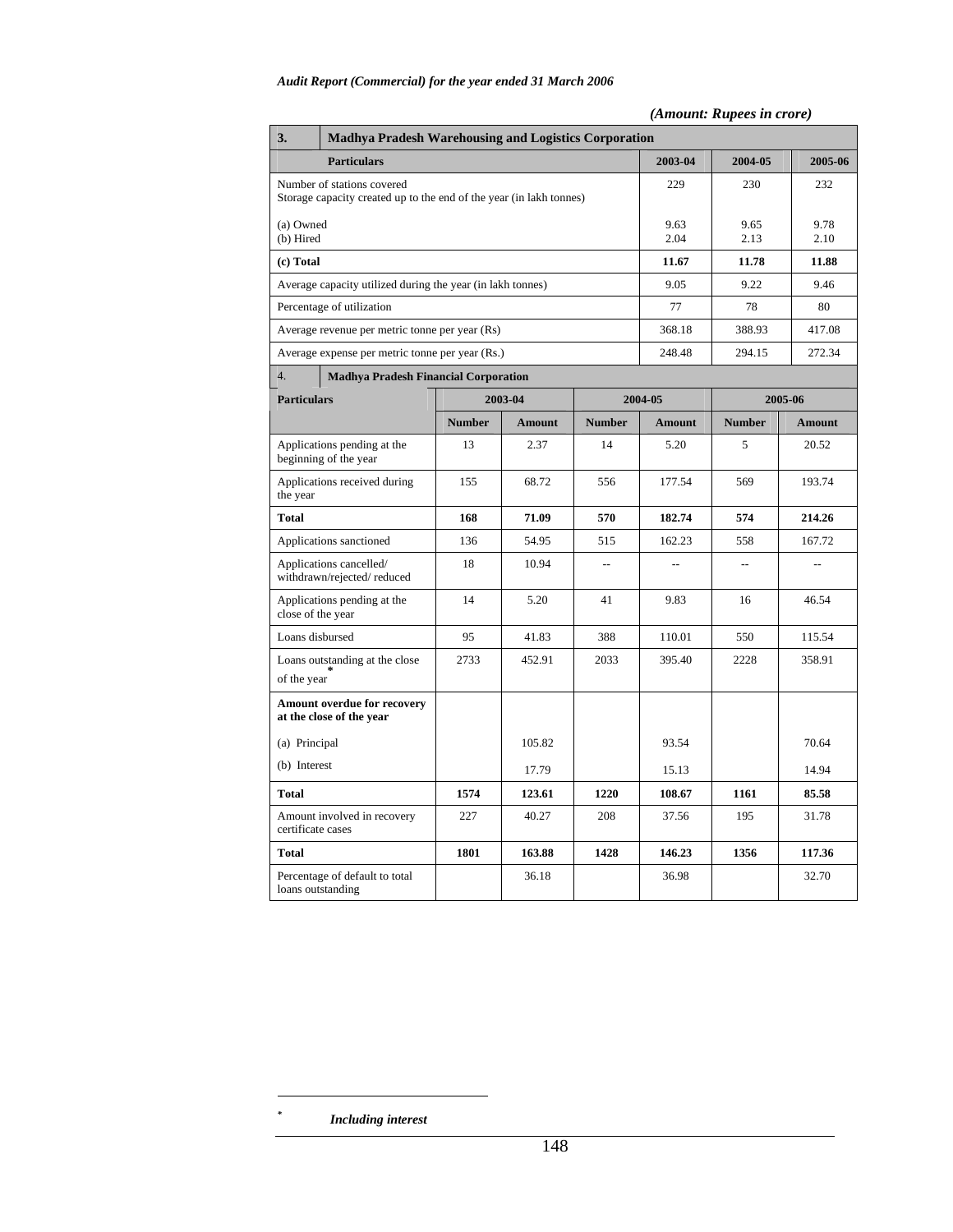*(Amount: Rupees in crore)*

| 3. Madhya Pradesh Warehousing and Logistics Corporation | | | |
|---|---|---|---|
| **Particulars** | **2003-04** | **2004-05** | **2005-06** |
| Number of stations covered | 229 | 230 | 232 |
| Storage capacity created up to the end of the year (in lakh tonnes) | | | |
| (a) Owned | 9.63 | 9.65 | 9.78 |
| (b) Hired | 2.04 | 2.13 | 2.10 |
| **(c) Total** | **11.67** | **11.78** | **11.88** |
| Average capacity utilized during the year (in lakh tonnes) | 9.05 | 9.22 | 9.46 |
| Percentage of utilization | 77 | 78 | 80 |
| Average revenue per metric tonne per year (Rs) | 368.18 | 388.93 | 417.08 |
| Average expense per metric tonne per year (Rs.) | 248.48 | 294.15 | 272.34 |

| 4. Madhya Pradesh Financial Corporation | | | | | | |
|---|---|---|---|---|---|---|
| **Particulars** | **2003-04** | | **2004-05** | | **2005-06** | |
| | **Number** | **Amount** | **Number** | **Amount** | **Number** | **Amount** |
| Applications pending at the beginning of the year | 13 | 2.37 | 14 | 5.20 | 5 | 20.52 |
| Applications received during the year | 155 | 68.72 | 556 | 177.54 | 569 | 193.74 |
| **Total** | **168** | **71.09** | **570** | **182.74** | **574** | **214.26** |
| Applications sanctioned | 136 | 54.95 | 515 | 162.23 | 558 | 167.72 |
| Applications cancelled/ withdrawn/rejected/ reduced | 18 | 10.94 | -- | -- | -- | -- |
| Applications pending at the close of the year | 14 | 5.20 | 41 | 9.83 | 16 | 46.54 |
| Loans disbursed | 95 | 41.83 | 388 | 110.01 | 550 | 115.54 |
| Loans outstanding at the close of the year* | 2733 | 452.91 | 2033 | 395.40 | 2228 | 358.91 |
| **Amount overdue for recovery at the close of the year** | | | | | | |
| (a) Principal | | 105.82 | | 93.54 | | 70.64 |
| (b) Interest | | 17.79 | | 15.13 | | 14.94 |
| **Total** | **1574** | **123.61** | **1220** | **108.67** | **1161** | **85.58** |
| Amount involved in recovery certificate cases | 227 | 40.27 | 208 | 37.56 | 195 | 31.78 |
| **Total** | **1801** | **163.88** | **1428** | **146.23** | **1356** | **117.36** |
| Percentage of default to total loans outstanding | | 36.18 | | 36.98 | | 32.70 |

\* *Including interest*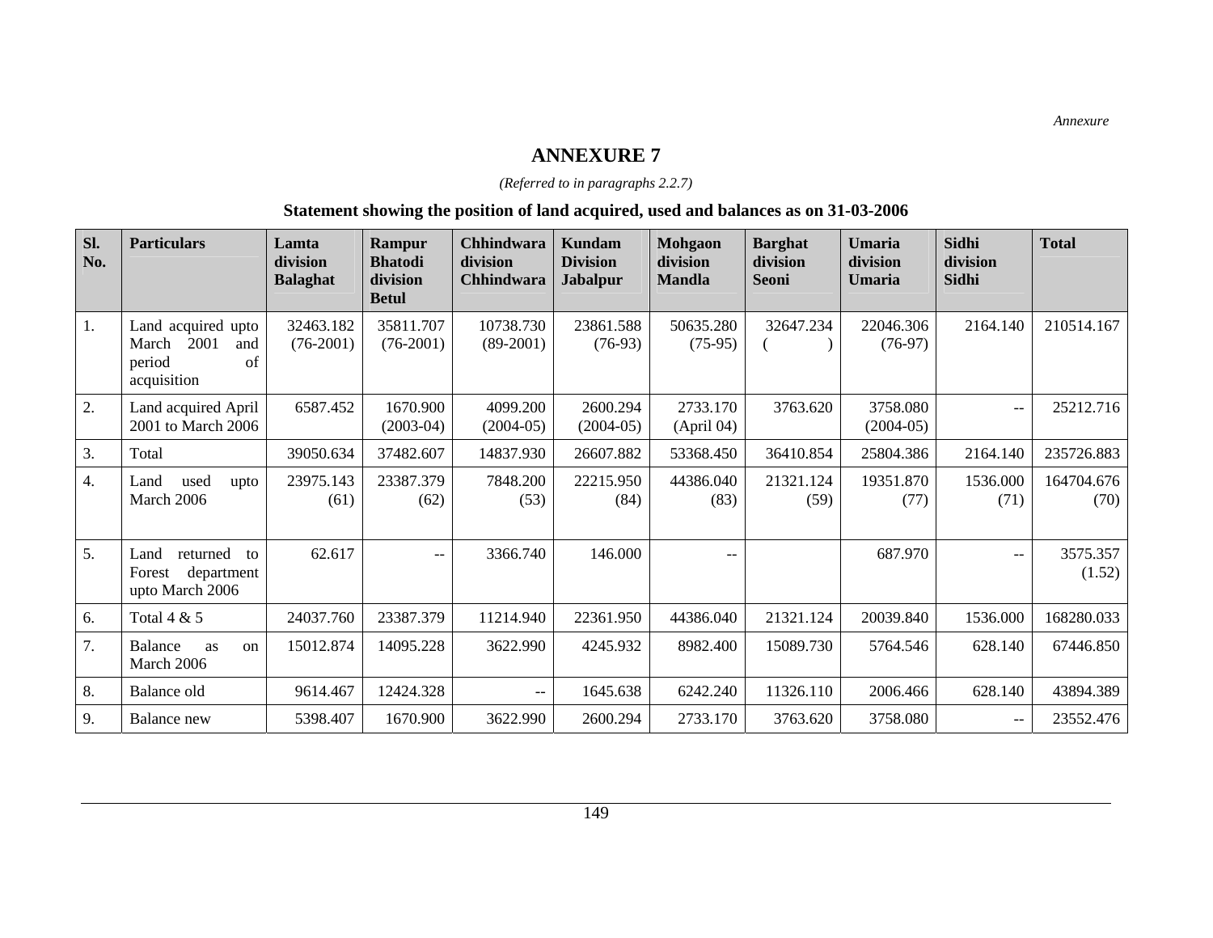*Annexure*

# ANNEXURE 7

*(Referred to in paragraphs 2.2.7)*

**Statement showing the position of land acquired, used and balances as on 31-03-2006**

| Sl. No. | Particulars | Lamta division Balaghat | Rampur Bhatodi division Betul | Chhindwara division Chhindwara | Kundam Division Jabalpur | Mohgaon division Mandla | Barghat division Seoni | Umaria division Umaria | Sidhi division Sidhi | Total |
|---|---|---|---|---|---|---|---|---|---|---|
| 1. | Land acquired upto March 2001 and period of acquisition | 32463.182 (76-2001) | 35811.707 (76-2001) | 10738.730 (89-2001) | 23861.588 (76-93) | 50635.280 (75-95) | 32647.234 ( ) | 22046.306 (76-97) | 2164.140 | 210514.167 |
| 2. | Land acquired April 2001 to March 2006 | 6587.452 | 1670.900 (2003-04) | 4099.200 (2004-05) | 2600.294 (2004-05) | 2733.170 (April 04) | 3763.620 | 3758.080 (2004-05) | -- | 25212.716 |
| 3. | Total | 39050.634 | 37482.607 | 14837.930 | 26607.882 | 53368.450 | 36410.854 | 25804.386 | 2164.140 | 235726.883 |
| 4. | Land used upto March 2006 | 23975.143 (61) | 23387.379 (62) | 7848.200 (53) | 22215.950 (84) | 44386.040 (83) | 21321.124 (59) | 19351.870 (77) | 1536.000 (71) | 164704.676 (70) |
| 5. | Land returned to Forest department upto March 2006 | 62.617 | -- | 3366.740 | 146.000 | -- | | 687.970 | -- | 3575.357 (1.52) |
| 6. | Total 4 & 5 | 24037.760 | 23387.379 | 11214.940 | 22361.950 | 44386.040 | 21321.124 | 20039.840 | 1536.000 | 168280.033 |
| 7. | Balance as on March 2006 | 15012.874 | 14095.228 | 3622.990 | 4245.932 | 8982.400 | 15089.730 | 5764.546 | 628.140 | 67446.850 |
| 8. | Balance old | 9614.467 | 12424.328 | -- | 1645.638 | 6242.240 | 11326.110 | 2006.466 | 628.140 | 43894.389 |
| 9. | Balance new | 5398.407 | 1670.900 | 3622.990 | 2600.294 | 2733.170 | 3763.620 | 3758.080 | -- | 23552.476 |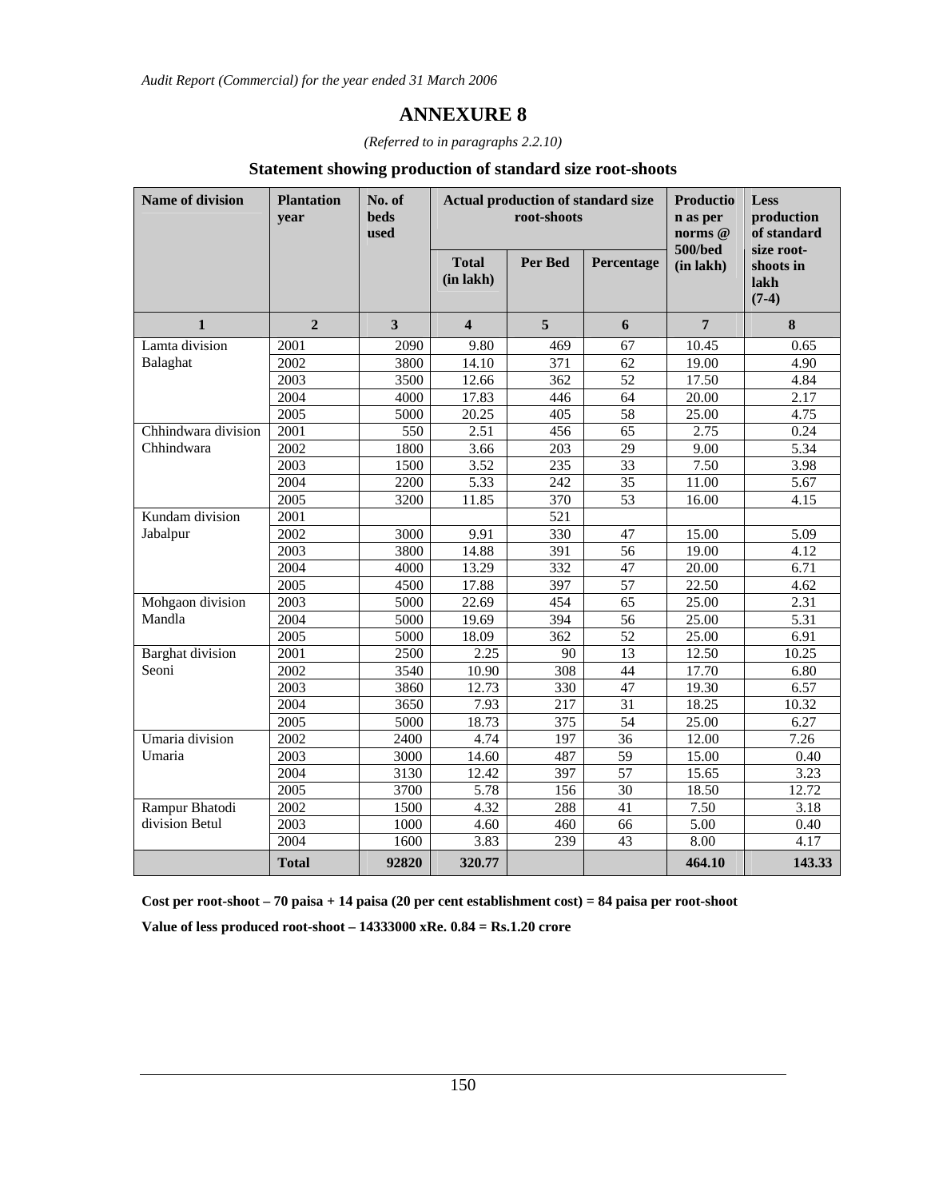## ANNEXURE 8

*(Referred to in paragraphs 2.2.10)*

### Statement showing production of standard size root-shoots

| Name of division | Plantation year | No. of beds used | Actual production of standard size root-shoots | | | Production as per norms @ 500/bed (in lakh) | Less production of standard size root-shoots in lakh (7-4) |
|---|---|---|---|---|---|---|---|
| | | | Total (in lakh) | Per Bed | Percentage | | |
| 1 | 2 | 3 | 4 | 5 | 6 | 7 | 8 |
| Lamta division Balaghat | 2001 | 2090 | 9.80 | 469 | 67 | 10.45 | 0.65 |
| | 2002 | 3800 | 14.10 | 371 | 62 | 19.00 | 4.90 |
| | 2003 | 3500 | 12.66 | 362 | 52 | 17.50 | 4.84 |
| | 2004 | 4000 | 17.83 | 446 | 64 | 20.00 | 2.17 |
| | 2005 | 5000 | 20.25 | 405 | 58 | 25.00 | 4.75 |
| Chhindwara division Chhindwara | 2001 | 550 | 2.51 | 456 | 65 | 2.75 | 0.24 |
| | 2002 | 1800 | 3.66 | 203 | 29 | 9.00 | 5.34 |
| | 2003 | 1500 | 3.52 | 235 | 33 | 7.50 | 3.98 |
| | 2004 | 2200 | 5.33 | 242 | 35 | 11.00 | 5.67 |
| | 2005 | 3200 | 11.85 | 370 | 53 | 16.00 | 4.15 |
| Kundam division Jabalpur | 2001 | | | 521 | | | |
| | 2002 | 3000 | 9.91 | 330 | 47 | 15.00 | 5.09 |
| | 2003 | 3800 | 14.88 | 391 | 56 | 19.00 | 4.12 |
| | 2004 | 4000 | 13.29 | 332 | 47 | 20.00 | 6.71 |
| | 2005 | 4500 | 17.88 | 397 | 57 | 22.50 | 4.62 |
| Mohgaon division Mandla | 2003 | 5000 | 22.69 | 454 | 65 | 25.00 | 2.31 |
| | 2004 | 5000 | 19.69 | 394 | 56 | 25.00 | 5.31 |
| | 2005 | 5000 | 18.09 | 362 | 52 | 25.00 | 6.91 |
| Barghat division Seoni | 2001 | 2500 | 2.25 | 90 | 13 | 12.50 | 10.25 |
| | 2002 | 3540 | 10.90 | 308 | 44 | 17.70 | 6.80 |
| | 2003 | 3860 | 12.73 | 330 | 47 | 19.30 | 6.57 |
| | 2004 | 3650 | 7.93 | 217 | 31 | 18.25 | 10.32 |
| | 2005 | 5000 | 18.73 | 375 | 54 | 25.00 | 6.27 |
| Umaria division Umaria | 2002 | 2400 | 4.74 | 197 | 36 | 12.00 | 7.26 |
| | 2003 | 3000 | 14.60 | 487 | 59 | 15.00 | 0.40 |
| | 2004 | 3130 | 12.42 | 397 | 57 | 15.65 | 3.23 |
| | 2005 | 3700 | 5.78 | 156 | 30 | 18.50 | 12.72 |
| Rampur Bhatodi division Betul | 2002 | 1500 | 4.32 | 288 | 41 | 7.50 | 3.18 |
| | 2003 | 1000 | 4.60 | 460 | 66 | 5.00 | 0.40 |
| | 2004 | 1600 | 3.83 | 239 | 43 | 8.00 | 4.17 |
| | **Total** | **92820** | **320.77** | | | **464.10** | **143.33** |

**Cost per root-shoot – 70 paisa + 14 paisa (20 per cent establishment cost) = 84 paisa per root-shoot**

**Value of less produced root-shoot – 14333000 xRe. 0.84 = Rs.1.20 crore**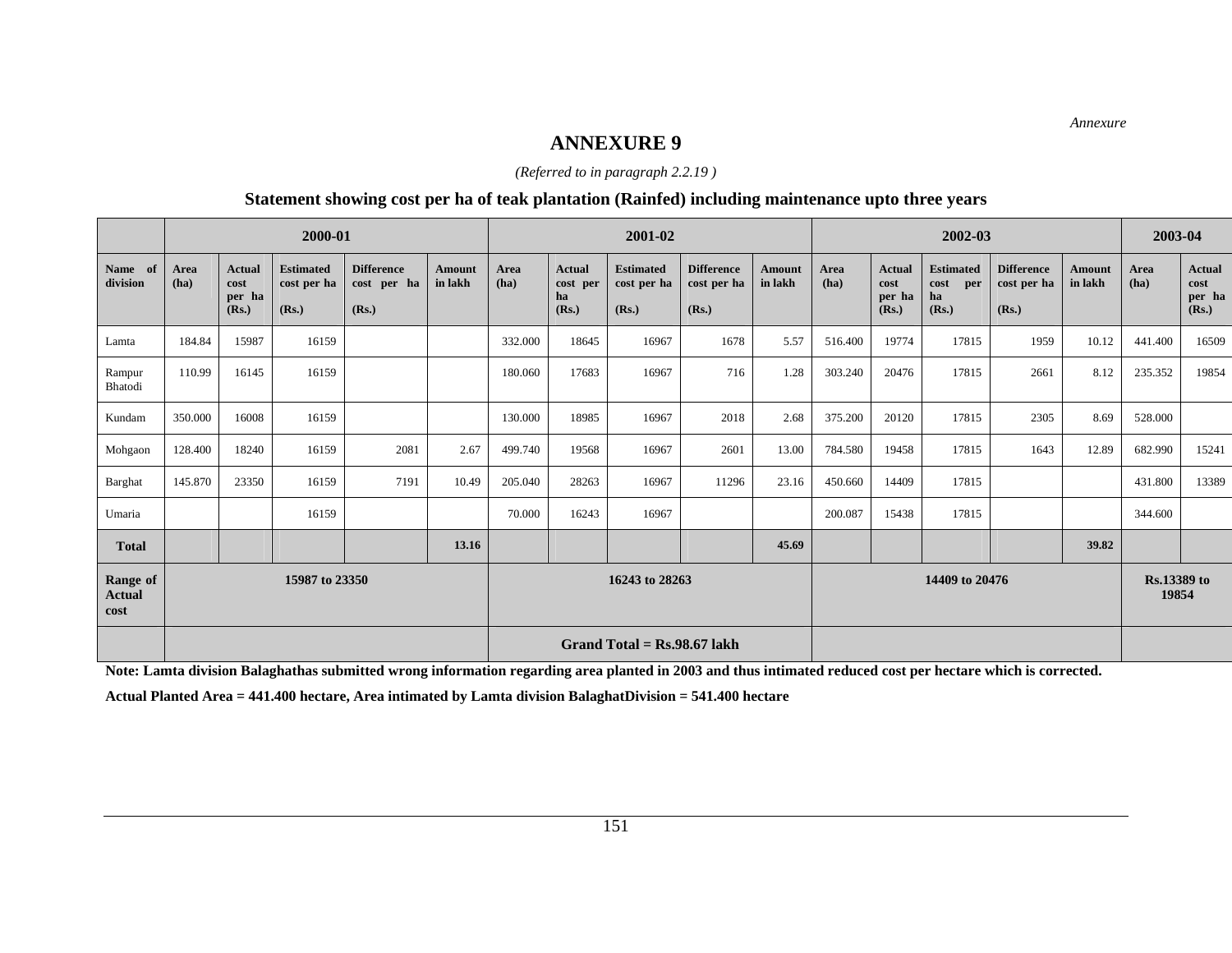*Annexure*

# ANNEXURE 9

*(Referred to in paragraph 2.2.19 )*

## Statement showing cost per ha of teak plantation (Rainfed) including maintenance upto three years

| | 2000-01 | | | | | 2001-02 | | | | | 2002-03 | | | | | 2003-04 | |
|---|---|---|---|---|---|---|---|---|---|---|---|---|---|---|---|---|---|
| **Name of division** | **Area (ha)** | **Actual cost per ha (Rs.)** | **Estimated cost per ha (Rs.)** | **Difference cost per ha (Rs.)** | **Amount in lakh** | **Area (ha)** | **Actual cost per ha (Rs.)** | **Estimated cost per ha (Rs.)** | **Difference cost per ha (Rs.)** | **Amount in lakh** | **Area (ha)** | **Actual cost per ha (Rs.)** | **Estimated cost per ha (Rs.)** | **Difference cost per ha (Rs.)** | **Amount in lakh** | **Area (ha)** | **Actual cost per ha (Rs.)** |
| Lamta | 184.84 | 15987 | 16159 | | | 332.000 | 18645 | 16967 | 1678 | 5.57 | 516.400 | 19774 | 17815 | 1959 | 10.12 | 441.400 | 16509 |
| Rampur Bhatodi | 110.99 | 16145 | 16159 | | | 180.060 | 17683 | 16967 | 716 | 1.28 | 303.240 | 20476 | 17815 | 2661 | 8.12 | 235.352 | 19854 |
| Kundam | 350.000 | 16008 | 16159 | | | 130.000 | 18985 | 16967 | 2018 | 2.68 | 375.200 | 20120 | 17815 | 2305 | 8.69 | 528.000 | |
| Mohgaon | 128.400 | 18240 | 16159 | 2081 | 2.67 | 499.740 | 19568 | 16967 | 2601 | 13.00 | 784.580 | 19458 | 17815 | 1643 | 12.89 | 682.990 | 15241 |
| Barghat | 145.870 | 23350 | 16159 | 7191 | 10.49 | 205.040 | 28263 | 16967 | 11296 | 23.16 | 450.660 | 14409 | 17815 | | | 431.800 | 13389 |
| Umaria | | | 16159 | | | 70.000 | 16243 | 16967 | | | 200.087 | 15438 | 17815 | | | 344.600 | |
| **Total** | | | | | **13.16** | | | | | **45.69** | | | | | **39.82** | | |
| **Range of Actual cost** | **15987 to 23350** | | | | | **16243 to 28263** | | | | | **14409 to 20476** | | | | | **Rs.13389 to 19854** | |
| | | | | | | **Grand Total = Rs.98.67 lakh** | | | | | | | | | | | |

**Note: Lamta division Balaghathas submitted wrong information regarding area planted in 2003 and thus intimated reduced cost per hectare which is corrected.**

**Actual Planted Area = 441.400 hectare, Area intimated by Lamta division BalaghatDivision = 541.400 hectare**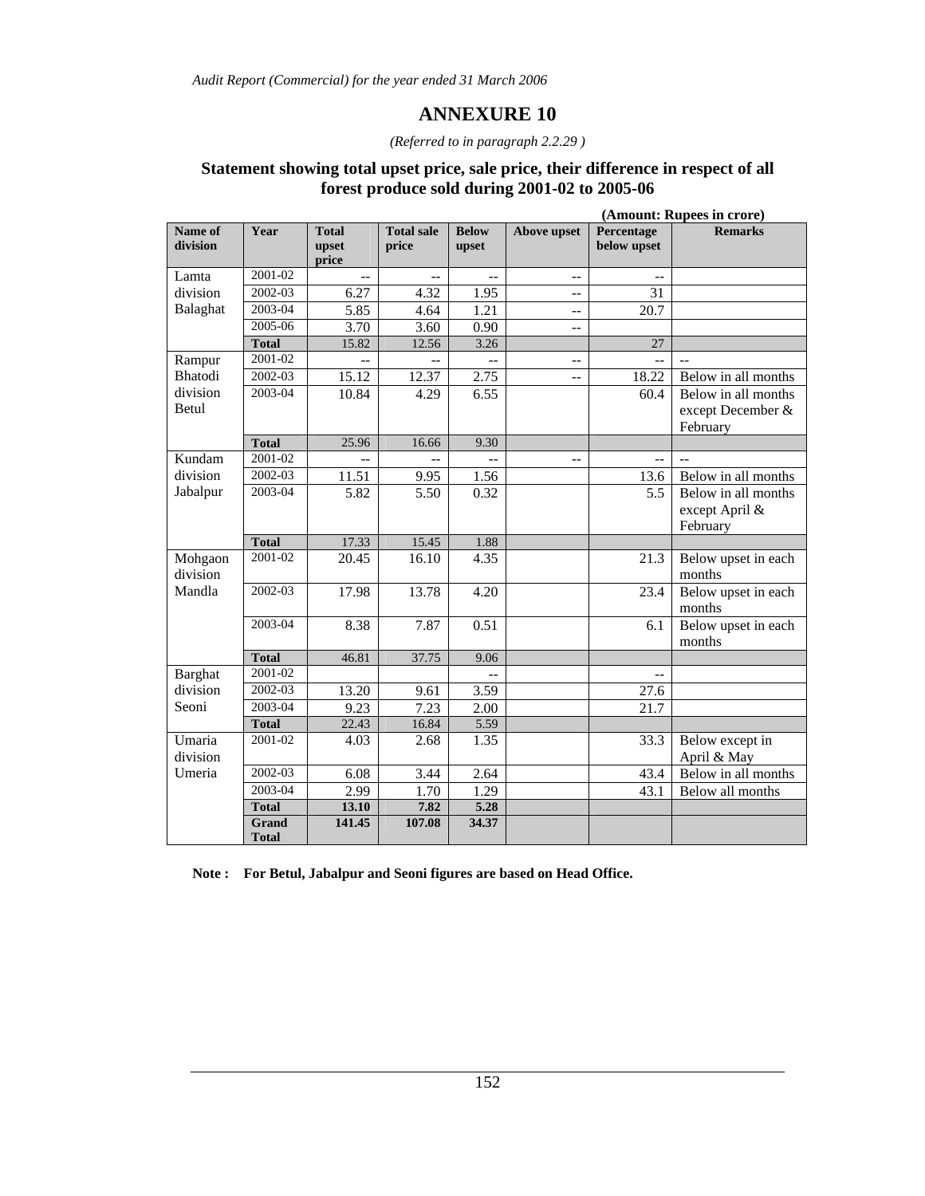# ANNEXURE 10

*(Referred to in paragraph 2.2.29 )*

## Statement showing total upset price, sale price, their difference in respect of all forest produce sold during 2001-02 to 2005-06

**(Amount: Rupees in crore)**

| Name of division | Year | Total upset price | Total sale price | Below upset | Above upset | Percentage below upset | Remarks |
|---|---|---|---|---|---|---|---|
| Lamta division Balaghat | 2001-02 | -- | -- | -- | -- | -- | |
| | 2002-03 | 6.27 | 4.32 | 1.95 | -- | 31 | |
| | 2003-04 | 5.85 | 4.64 | 1.21 | -- | 20.7 | |
| | 2005-06 | 3.70 | 3.60 | 0.90 | -- | | |
| | **Total** | 15.82 | 12.56 | 3.26 | | 27 | |
| Rampur Bhatodi division Betul | 2001-02 | -- | -- | -- | -- | -- | -- |
| | 2002-03 | 15.12 | 12.37 | 2.75 | -- | 18.22 | Below in all months |
| | 2003-04 | 10.84 | 4.29 | 6.55 | | 60.4 | Below in all months except December & February |
| | **Total** | 25.96 | 16.66 | 9.30 | | | |
| Kundam division Jabalpur | 2001-02 | -- | -- | -- | -- | -- | -- |
| | 2002-03 | 11.51 | 9.95 | 1.56 | | 13.6 | Below in all months |
| | 2003-04 | 5.82 | 5.50 | 0.32 | | 5.5 | Below in all months except April & February |
| | **Total** | 17.33 | 15.45 | 1.88 | | | |
| Mohgaon division Mandla | 2001-02 | 20.45 | 16.10 | 4.35 | | 21.3 | Below upset in each months |
| | 2002-03 | 17.98 | 13.78 | 4.20 | | 23.4 | Below upset in each months |
| | 2003-04 | 8.38 | 7.87 | 0.51 | | 6.1 | Below upset in each months |
| | **Total** | 46.81 | 37.75 | 9.06 | | | |
| Barghat division Seoni | 2001-02 | | | -- | | -- | |
| | 2002-03 | 13.20 | 9.61 | 3.59 | | 27.6 | |
| | 2003-04 | 9.23 | 7.23 | 2.00 | | 21.7 | |
| | **Total** | 22.43 | 16.84 | 5.59 | | | |
| Umaria division Umeria | 2001-02 | 4.03 | 2.68 | 1.35 | | 33.3 | Below except in April & May |
| | 2002-03 | 6.08 | 3.44 | 2.64 | | 43.4 | Below in all months |
| | 2003-04 | 2.99 | 1.70 | 1.29 | | 43.1 | Below all months |
| | **Total** | **13.10** | **7.82** | **5.28** | | | |
| | **Grand Total** | **141.45** | **107.08** | **34.37** | | | |

**Note : For Betul, Jabalpur and Seoni figures are based on Head Office.**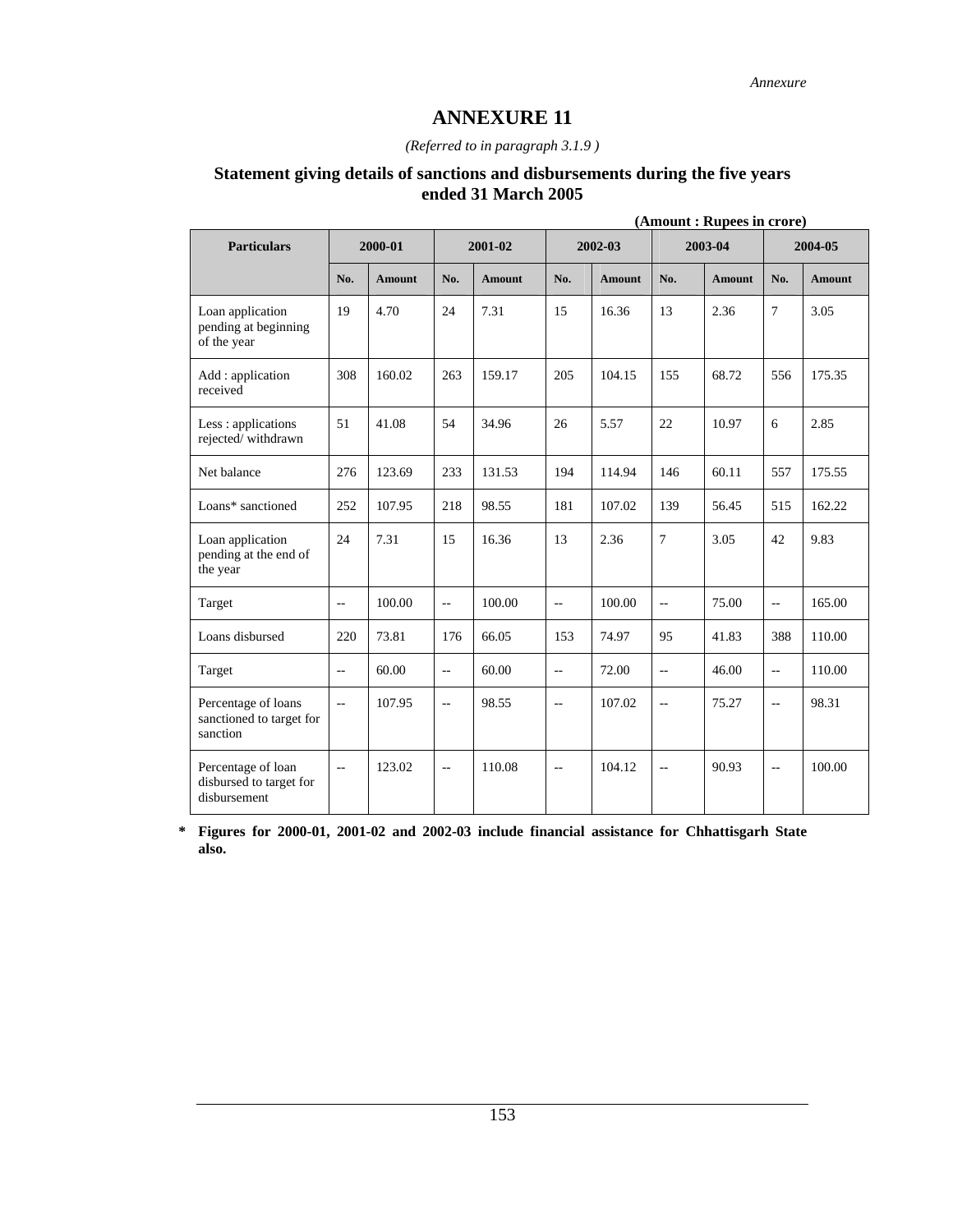# ANNEXURE 11

*(Referred to in paragraph 3.1.9 )*

## Statement giving details of sanctions and disbursements during the five years ended 31 March 2005

**(Amount : Rupees in crore)**

| Particulars | 2000-01 | | 2001-02 | | 2002-03 | | 2003-04 | | 2004-05 | |
|---|---|---|---|---|---|---|---|---|---|---|
| | No. | Amount | No. | Amount | No. | Amount | No. | Amount | No. | Amount |
| Loan application pending at beginning of the year | 19 | 4.70 | 24 | 7.31 | 15 | 16.36 | 13 | 2.36 | 7 | 3.05 |
| Add : application received | 308 | 160.02 | 263 | 159.17 | 205 | 104.15 | 155 | 68.72 | 556 | 175.35 |
| Less : applications rejected/ withdrawn | 51 | 41.08 | 54 | 34.96 | 26 | 5.57 | 22 | 10.97 | 6 | 2.85 |
| Net balance | 276 | 123.69 | 233 | 131.53 | 194 | 114.94 | 146 | 60.11 | 557 | 175.55 |
| Loans* sanctioned | 252 | 107.95 | 218 | 98.55 | 181 | 107.02 | 139 | 56.45 | 515 | 162.22 |
| Loan application pending at the end of the year | 24 | 7.31 | 15 | 16.36 | 13 | 2.36 | 7 | 3.05 | 42 | 9.83 |
| Target | -- | 100.00 | -- | 100.00 | -- | 100.00 | -- | 75.00 | -- | 165.00 |
| Loans disbursed | 220 | 73.81 | 176 | 66.05 | 153 | 74.97 | 95 | 41.83 | 388 | 110.00 |
| Target | -- | 60.00 | -- | 60.00 | -- | 72.00 | -- | 46.00 | -- | 110.00 |
| Percentage of loans sanctioned to target for sanction | -- | 107.95 | -- | 98.55 | -- | 107.02 | -- | 75.27 | -- | 98.31 |
| Percentage of loan disbursed to target for disbursement | -- | 123.02 | -- | 110.08 | -- | 104.12 | -- | 90.93 | -- | 100.00 |

**\* Figures for 2000-01, 2001-02 and 2002-03 include financial assistance for Chhattisgarh State also.**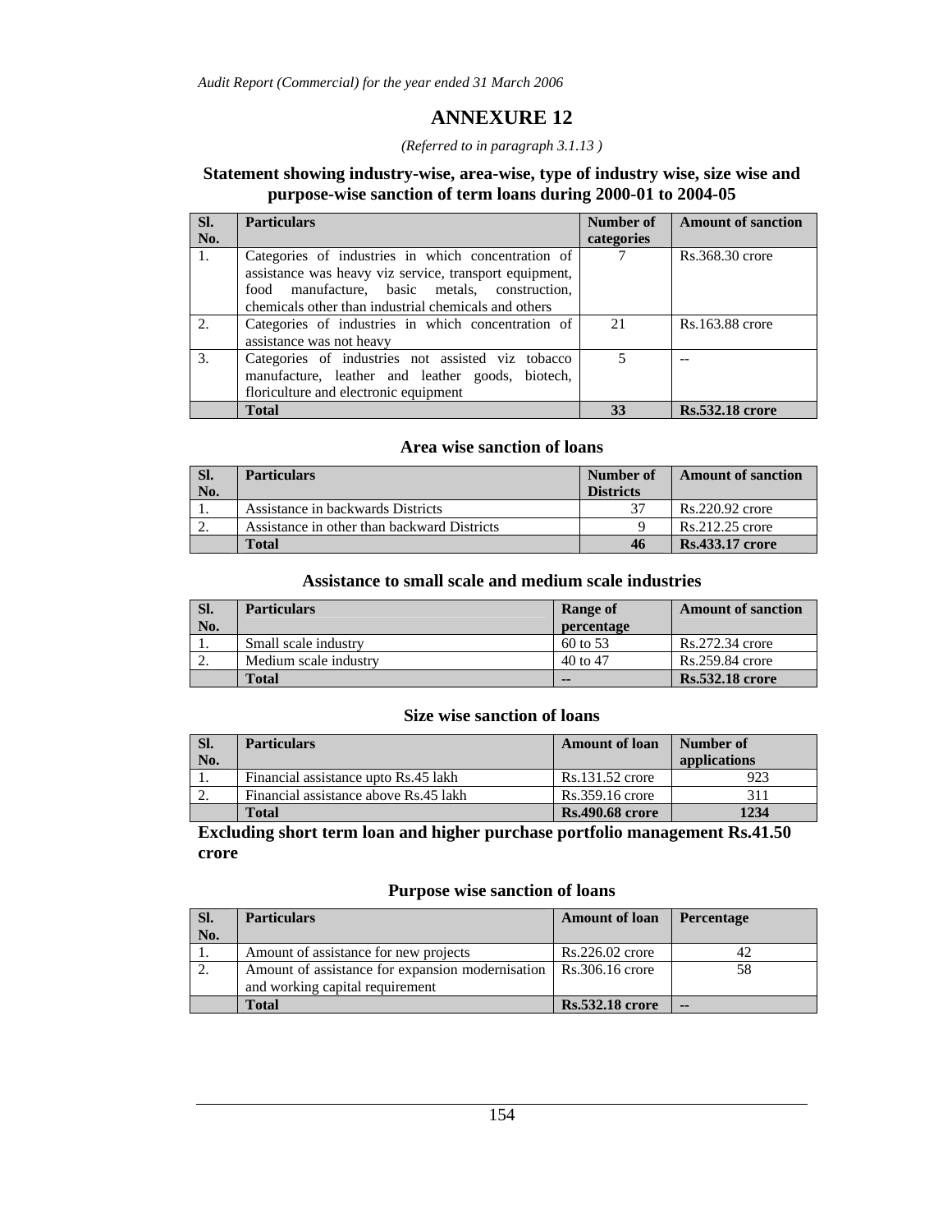# ANNEXURE 12

*(Referred to in paragraph 3.1.13 )*

## Statement showing industry-wise, area-wise, type of industry wise, size wise and purpose-wise sanction of term loans during 2000-01 to 2004-05

| Sl. No. | Particulars | Number of categories | Amount of sanction |
|---|---|---|---|
| 1. | Categories of industries in which concentration of assistance was heavy viz service, transport equipment, food manufacture, basic metals, construction, chemicals other than industrial chemicals and others | 7 | Rs.368.30 crore |
| 2. | Categories of industries in which concentration of assistance was not heavy | 21 | Rs.163.88 crore |
| 3. | Categories of industries not assisted viz tobacco manufacture, leather and leather goods, biotech, floriculture and electronic equipment | 5 | -- |
| | **Total** | **33** | **Rs.532.18 crore** |

### Area wise sanction of loans

| Sl. No. | Particulars | Number of Districts | Amount of sanction |
|---|---|---|---|
| 1. | Assistance in backwards Districts | 37 | Rs.220.92 crore |
| 2. | Assistance in other than backward Districts | 9 | Rs.212.25 crore |
| | **Total** | **46** | **Rs.433.17 crore** |

### Assistance to small scale and medium scale industries

| Sl. No. | Particulars | Range of percentage | Amount of sanction |
|---|---|---|---|
| 1. | Small scale industry | 60 to 53 | Rs.272.34 crore |
| 2. | Medium scale industry | 40 to 47 | Rs.259.84 crore |
| | **Total** | **--** | **Rs.532.18 crore** |

### Size wise sanction of loans

| Sl. No. | Particulars | Amount of loan | Number of applications |
|---|---|---|---|
| 1. | Financial assistance upto Rs.45 lakh | Rs.131.52 crore | 923 |
| 2. | Financial assistance above Rs.45 lakh | Rs.359.16 crore | 311 |
| | **Total** | **Rs.490.68 crore** | **1234** |

**Excluding short term loan and higher purchase portfolio management Rs.41.50 crore**

### Purpose wise sanction of loans

| Sl. No. | Particulars | Amount of loan | Percentage |
|---|---|---|---|
| 1. | Amount of assistance for new projects | Rs.226.02 crore | 42 |
| 2. | Amount of assistance for expansion modernisation and working capital requirement | Rs.306.16 crore | 58 |
| | **Total** | **Rs.532.18 crore** | **--** |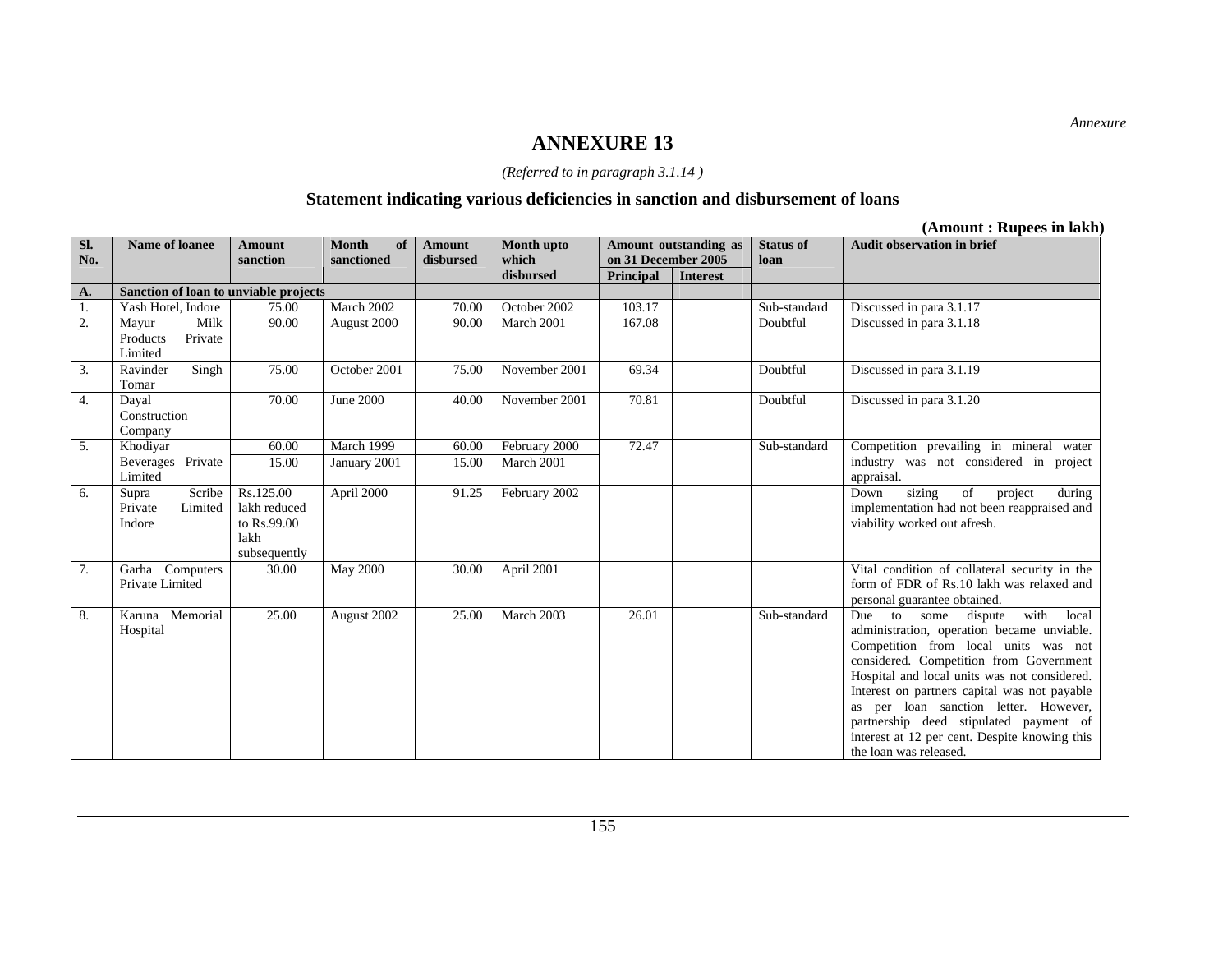*Annexure*

# ANNEXURE 13

*(Referred to in paragraph 3.1.14 )*

## Statement indicating various deficiencies in sanction and disbursement of loans

**(Amount : Rupees in lakh)**

| Sl. No. | Name of loanee | Amount sanction | Month of sanctioned | Amount disbursed | Month upto which disbursed | Amount outstanding as on 31 December 2005 | | Status of loan | Audit observation in brief |
|---|---|---|---|---|---|---|---|---|---|
| | | | | | | Principal | Interest | | |
| **A.** | **Sanction of loan to unviable projects** | | | | | | | | |
| 1. | Yash Hotel, Indore | 75.00 | March 2002 | 70.00 | October 2002 | 103.17 | | Sub-standard | Discussed in para 3.1.17 |
| 2. | Mayur Milk Products Private Limited | 90.00 | August 2000 | 90.00 | March 2001 | 167.08 | | Doubtful | Discussed in para 3.1.18 |
| 3. | Ravinder Singh Tomar | 75.00 | October 2001 | 75.00 | November 2001 | 69.34 | | Doubtful | Discussed in para 3.1.19 |
| 4. | Dayal Construction Company | 70.00 | June 2000 | 40.00 | November 2001 | 70.81 | | Doubtful | Discussed in para 3.1.20 |
| 5. | Khodiyar Beverages Private Limited | 60.00<br>15.00 | March 1999<br>January 2001 | 60.00<br>15.00 | February 2000<br>March 2001 | 72.47 | | Sub-standard | Competition prevailing in mineral water industry was not considered in project appraisal. |
| 6. | Supra Scribe Private Limited Indore | Rs.125.00 lakh reduced to Rs.99.00 lakh subsequently | April 2000 | 91.25 | February 2002 | | | | Down sizing of project during implementation had not been reappraised and viability worked out afresh. |
| 7. | Garha Computers Private Limited | 30.00 | May 2000 | 30.00 | April 2001 | | | | Vital condition of collateral security in the form of FDR of Rs.10 lakh was relaxed and personal guarantee obtained. |
| 8. | Karuna Memorial Hospital | 25.00 | August 2002 | 25.00 | March 2003 | 26.01 | | Sub-standard | Due to some dispute with local administration, operation became unviable. Competition from local units was not considered. Competition from Government Hospital and local units was not considered. Interest on partners capital was not payable as per loan sanction letter. However, partnership deed stipulated payment of interest at 12 per cent. Despite knowing this the loan was released. |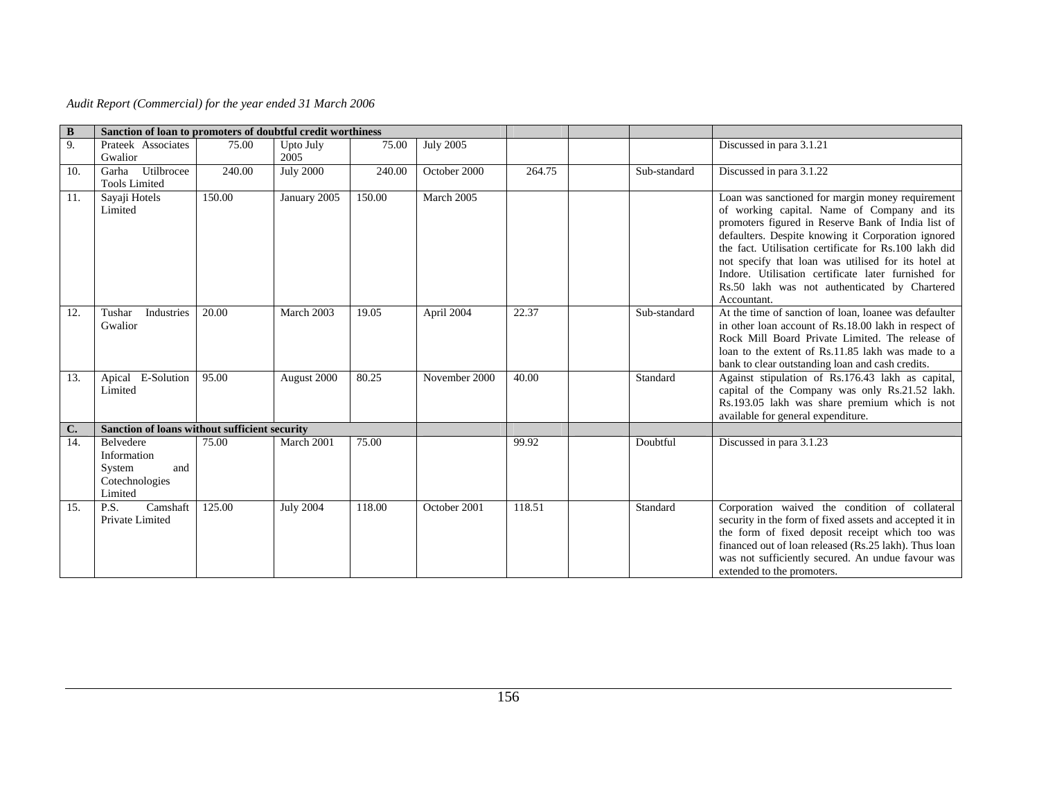| B | Sanction of loan to promoters of doubtful credit worthiness | | | | | | | | |
|---|---|---|---|---|---|---|---|---|---|
| 9. | Prateek Associates Gwalior | 75.00 | Upto July 2005 | 75.00 | July 2005 | | | | Discussed in para 3.1.21 |
| 10. | Garha Utilbrocee Tools Limited | 240.00 | July 2000 | 240.00 | October 2000 | 264.75 | | Sub-standard | Discussed in para 3.1.22 |
| 11. | Sayaji Hotels Limited | 150.00 | January 2005 | 150.00 | March 2005 | | | | Loan was sanctioned for margin money requirement of working capital. Name of Company and its promoters figured in Reserve Bank of India list of defaulters. Despite knowing it Corporation ignored the fact. Utilisation certificate for Rs.100 lakh did not specify that loan was utilised for its hotel at Indore. Utilisation certificate later furnished for Rs.50 lakh was not authenticated by Chartered Accountant. |
| 12. | Tushar Industries Gwalior | 20.00 | March 2003 | 19.05 | April 2004 | 22.37 | | Sub-standard | At the time of sanction of loan, loanee was defaulter in other loan account of Rs.18.00 lakh in respect of Rock Mill Board Private Limited. The release of loan to the extent of Rs.11.85 lakh was made to a bank to clear outstanding loan and cash credits. |
| 13. | Apical E-Solution Limited | 95.00 | August 2000 | 80.25 | November 2000 | 40.00 | | Standard | Against stipulation of Rs.176.43 lakh as capital, capital of the Company was only Rs.21.52 lakh. Rs.193.05 lakh was share premium which is not available for general expenditure. |
| C. | Sanction of loans without sufficient security | | | | | | | | |
| 14. | Belvedere Information System and Cotechnologies Limited | 75.00 | March 2001 | 75.00 | | 99.92 | | Doubtful | Discussed in para 3.1.23 |
| 15. | P.S. Camshaft Private Limited | 125.00 | July 2004 | 118.00 | October 2001 | 118.51 | | Standard | Corporation waived the condition of collateral security in the form of fixed assets and accepted it in the form of fixed deposit receipt which too was financed out of loan released (Rs.25 lakh). Thus loan was not sufficiently secured. An undue favour was extended to the promoters. |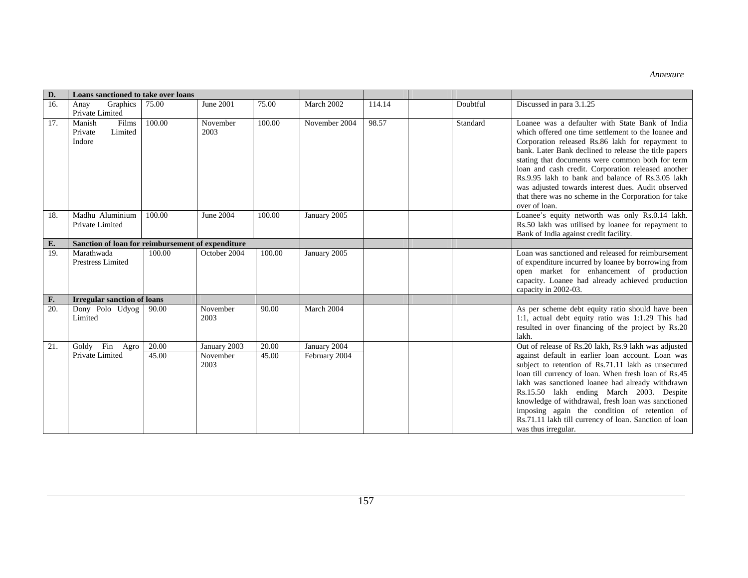*Annexure*

| D. | Loans sanctioned to take over loans | | | | | | | | |
|---|---|---|---|---|---|---|---|---|---|
| 16. | Anay Graphics Private Limited | 75.00 | June 2001 | 75.00 | March 2002 | 114.14 | | Doubtful | Discussed in para 3.1.25 |
| 17. | Manish Films Private Limited Indore | 100.00 | November 2003 | 100.00 | November 2004 | 98.57 | | Standard | Loanee was a defaulter with State Bank of India which offered one time settlement to the loanee and Corporation released Rs.86 lakh for repayment to bank. Later Bank declined to release the title papers stating that documents were common both for term loan and cash credit. Corporation released another Rs.9.95 lakh to bank and balance of Rs.3.05 lakh was adjusted towards interest dues. Audit observed that there was no scheme in the Corporation for take over of loan. |
| 18. | Madhu Aluminium Private Limited | 100.00 | June 2004 | 100.00 | January 2005 | | | | Loanee's equity networth was only Rs.0.14 lakh. Rs.50 lakh was utilised by loanee for repayment to Bank of India against credit facility. |
| **E.** | **Sanction of loan for reimbursement of expenditure** | | | | | | | | |
| 19. | Marathwada Prestress Limited | 100.00 | October 2004 | 100.00 | January 2005 | | | | Loan was sanctioned and released for reimbursement of expenditure incurred by loanee by borrowing from open market for enhancement of production capacity. Loanee had already achieved production capacity in 2002-03. |
| **F.** | **Irregular sanction of loans** | | | | | | | | |
| 20. | Dony Polo Udyog Limited | 90.00 | November 2003 | 90.00 | March 2004 | | | | As per scheme debt equity ratio should have been 1:1, actual debt equity ratio was 1:1.29 This had resulted in over financing of the project by Rs.20 lakh. |
| 21. | Goldy Fin Agro Private Limited | 20.00<br>45.00 | January 2003<br>November 2003 | 20.00<br>45.00 | January 2004<br>February 2004 | | | | Out of release of Rs.20 lakh, Rs.9 lakh was adjusted against default in earlier loan account. Loan was subject to retention of Rs.71.11 lakh as unsecured loan till currency of loan. When fresh loan of Rs.45 lakh was sanctioned loanee had already withdrawn Rs.15.50 lakh ending March 2003. Despite knowledge of withdrawal, fresh loan was sanctioned imposing again the condition of retention of Rs.71.11 lakh till currency of loan. Sanction of loan was thus irregular. |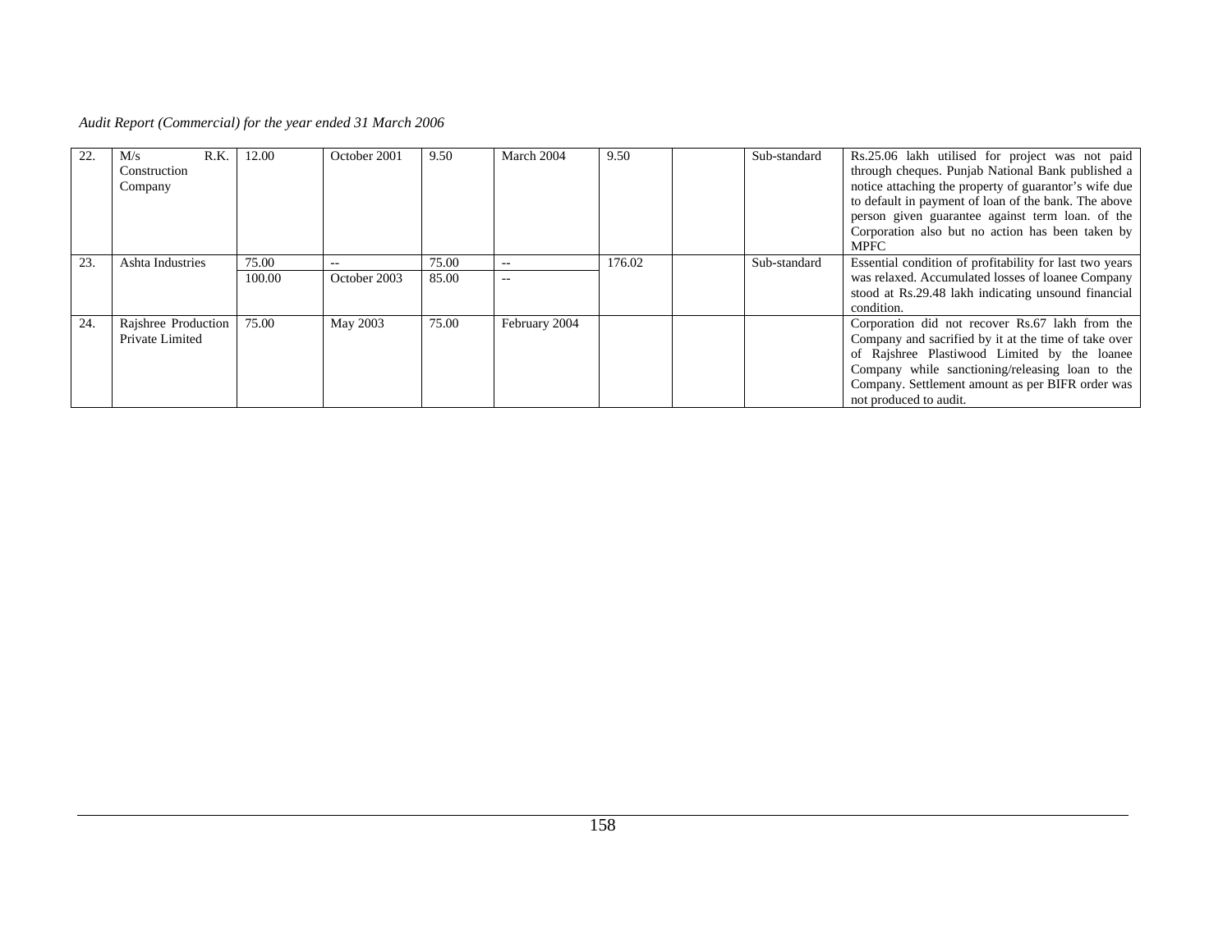| | | | | | | | | | |
|---|---|---|---|---|---|---|---|---|---|
| 22. | M/s R.K. Construction Company | 12.00 | October 2001 | 9.50 | March 2004 | 9.50 | | Sub-standard | Rs.25.06 lakh utilised for project was not paid through cheques. Punjab National Bank published a notice attaching the property of guarantor's wife due to default in payment of loan of the bank. The above person given guarantee against term loan. of the Corporation also but no action has been taken by MPFC |
| 23. | Ashta Industries | 75.00 | -- | 75.00 | -- | 176.02 | | Sub-standard | Essential condition of profitability for last two years was relaxed. Accumulated losses of loanee Company stood at Rs.29.48 lakh indicating unsound financial condition. |
| | | 100.00 | October 2003 | 85.00 | -- | | | | |
| 24. | Rajshree Production Private Limited | 75.00 | May 2003 | 75.00 | February 2004 | | | | Corporation did not recover Rs.67 lakh from the Company and sacrified by it at the time of take over of Rajshree Plastiwood Limited by the loanee Company while sanctioning/releasing loan to the Company. Settlement amount as per BIFR order was not produced to audit. |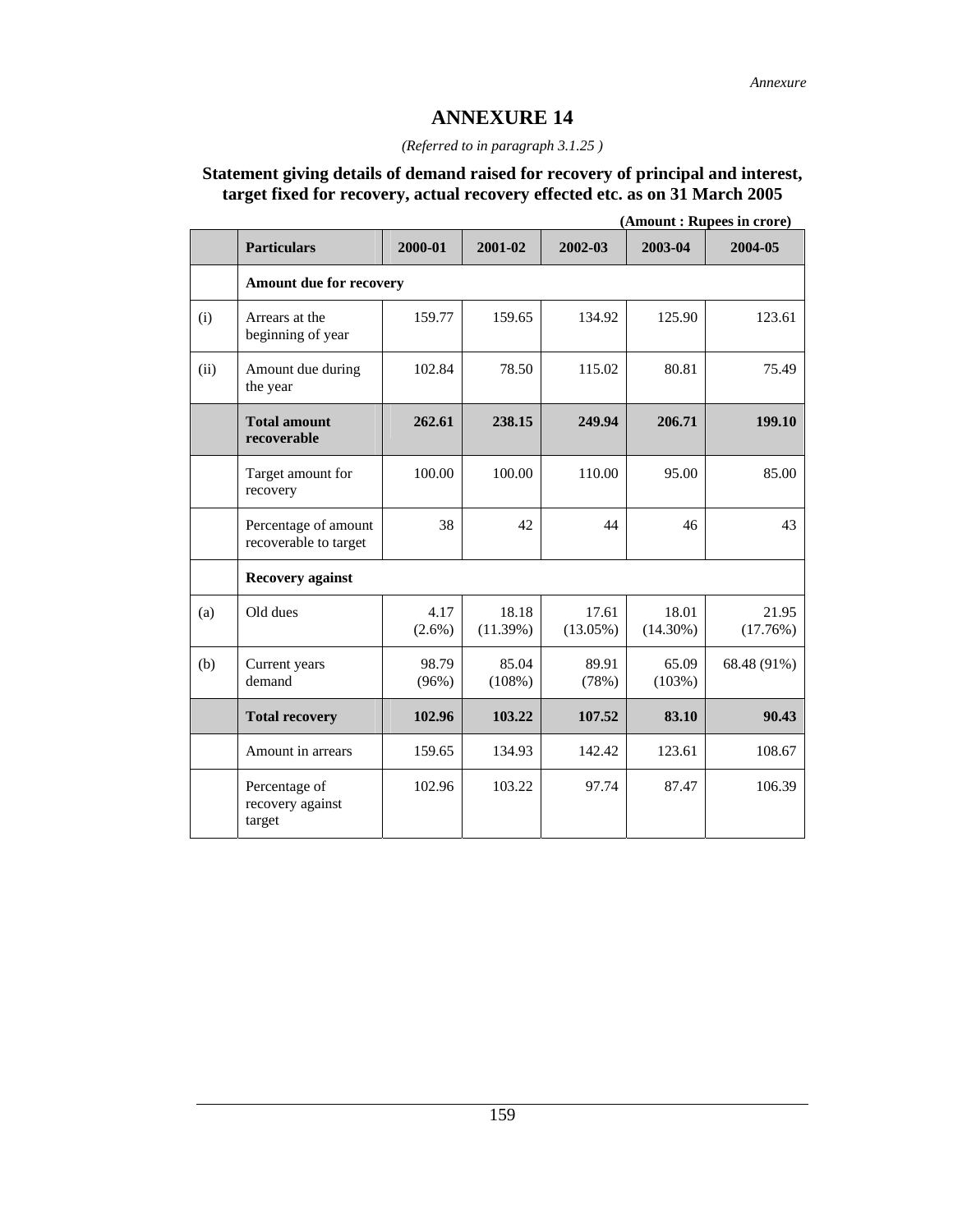*Annexure*

# ANNEXURE 14

*(Referred to in paragraph 3.1.25 )*

## Statement giving details of demand raised for recovery of principal and interest, target fixed for recovery, actual recovery effected etc. as on 31 March 2005

**(Amount : Rupees in crore)**

| | Particulars | 2000-01 | 2001-02 | 2002-03 | 2003-04 | 2004-05 |
|---|---|---|---|---|---|---|
| | **Amount due for recovery** | | | | | |
| (i) | Arrears at the beginning of year | 159.77 | 159.65 | 134.92 | 125.90 | 123.61 |
| (ii) | Amount due during the year | 102.84 | 78.50 | 115.02 | 80.81 | 75.49 |
| | **Total amount recoverable** | **262.61** | **238.15** | **249.94** | **206.71** | **199.10** |
| | Target amount for recovery | 100.00 | 100.00 | 110.00 | 95.00 | 85.00 |
| | Percentage of amount recoverable to target | 38 | 42 | 44 | 46 | 43 |
| | **Recovery against** | | | | | |
| (a) | Old dues | 4.17 (2.6%) | 18.18 (11.39%) | 17.61 (13.05%) | 18.01 (14.30%) | 21.95 (17.76%) |
| (b) | Current years demand | 98.79 (96%) | 85.04 (108%) | 89.91 (78%) | 65.09 (103%) | 68.48 (91%) |
| | **Total recovery** | **102.96** | **103.22** | **107.52** | **83.10** | **90.43** |
| | Amount in arrears | 159.65 | 134.93 | 142.42 | 123.61 | 108.67 |
| | Percentage of recovery against target | 102.96 | 103.22 | 97.74 | 87.47 | 106.39 |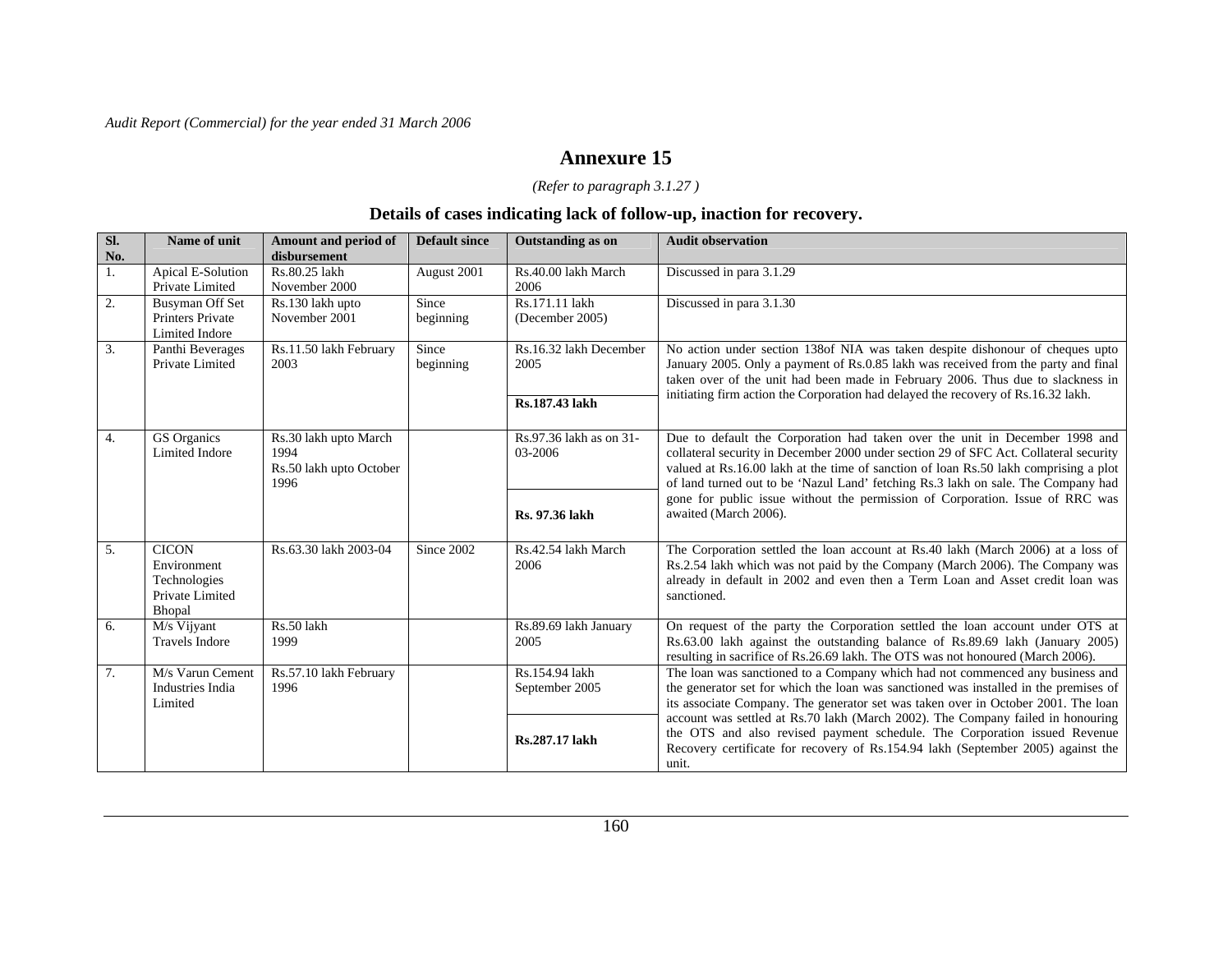# Annexure 15

*(Refer to paragraph 3.1.27 )*

## Details of cases indicating lack of follow-up, inaction for recovery.

| Sl. No. | Name of unit | Amount and period of disbursement | Default since | Outstanding as on | Audit observation |
|---|---|---|---|---|---|
| 1. | Apical E-Solution Private Limited | Rs.80.25 lakh November 2000 | August 2001 | Rs.40.00 lakh March 2006 | Discussed in para 3.1.29 |
| 2. | Busyman Off Set Printers Private Limited Indore | Rs.130 lakh upto November 2001 | Since beginning | Rs.171.11 lakh (December 2005) | Discussed in para 3.1.30 |
| 3. | Panthi Beverages Private Limited | Rs.11.50 lakh February 2003 | Since beginning | Rs.16.32 lakh December 2005<br>**Rs.187.43 lakh** | No action under section 138of NIA was taken despite dishonour of cheques upto January 2005. Only a payment of Rs.0.85 lakh was received from the party and final taken over of the unit had been made in February 2006. Thus due to slackness in initiating firm action the Corporation had delayed the recovery of Rs.16.32 lakh. |
| 4. | GS Organics Limited Indore | Rs.30 lakh upto March 1994<br>Rs.50 lakh upto October 1996 | | Rs.97.36 lakh as on 31-03-2006<br>**Rs. 97.36 lakh** | Due to default the Corporation had taken over the unit in December 1998 and collateral security in December 2000 under section 29 of SFC Act. Collateral security valued at Rs.16.00 lakh at the time of sanction of loan Rs.50 lakh comprising a plot of land turned out to be 'Nazul Land' fetching Rs.3 lakh on sale. The Company had gone for public issue without the permission of Corporation. Issue of RRC was awaited (March 2006). |
| 5. | CICON Environment Technologies Private Limited Bhopal | Rs.63.30 lakh 2003-04 | Since 2002 | Rs.42.54 lakh March 2006 | The Corporation settled the loan account at Rs.40 lakh (March 2006) at a loss of Rs.2.54 lakh which was not paid by the Company (March 2006). The Company was already in default in 2002 and even then a Term Loan and Asset credit loan was sanctioned. |
| 6. | M/s Vijyant Travels Indore | Rs.50 lakh 1999 | | Rs.89.69 lakh January 2005 | On request of the party the Corporation settled the loan account under OTS at Rs.63.00 lakh against the outstanding balance of Rs.89.69 lakh (January 2005) resulting in sacrifice of Rs.26.69 lakh. The OTS was not honoured (March 2006). |
| 7. | M/s Varun Cement Industries India Limited | Rs.57.10 lakh February 1996 | | Rs.154.94 lakh September 2005<br>**Rs.287.17 lakh** | The loan was sanctioned to a Company which had not commenced any business and the generator set for which the loan was sanctioned was installed in the premises of its associate Company. The generator set was taken over in October 2001. The loan account was settled at Rs.70 lakh (March 2002). The Company failed in honouring the OTS and also revised payment schedule. The Corporation issued Revenue Recovery certificate for recovery of Rs.154.94 lakh (September 2005) against the unit. |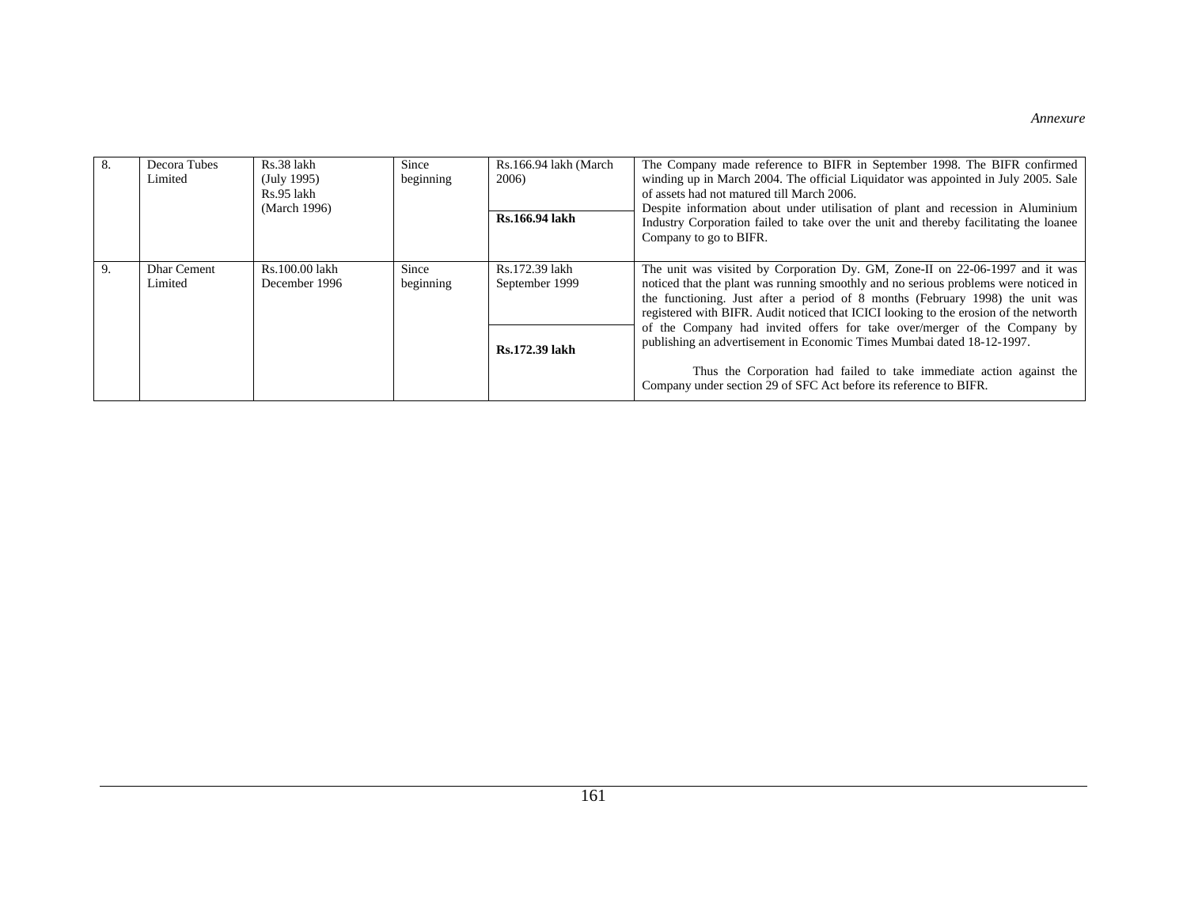*Annexure*

| 8. | Decora Tubes Limited | Rs.38 lakh (July 1995) Rs.95 lakh (March 1996) | Since beginning | Rs.166.94 lakh (March 2006) **Rs.166.94 lakh** | The Company made reference to BIFR in September 1998. The BIFR confirmed winding up in March 2004. The official Liquidator was appointed in July 2005. Sale of assets had not matured till March 2006. Despite information about under utilisation of plant and recession in Aluminium Industry Corporation failed to take over the unit and thereby facilitating the loanee Company to go to BIFR. |
|---|---|---|---|---|---|
| 9. | Dhar Cement Limited | Rs.100.00 lakh December 1996 | Since beginning | Rs.172.39 lakh September 1999 **Rs.172.39 lakh** | The unit was visited by Corporation Dy. GM, Zone-II on 22-06-1997 and it was noticed that the plant was running smoothly and no serious problems were noticed in the functioning. Just after a period of 8 months (February 1998) the unit was registered with BIFR. Audit noticed that ICICI looking to the erosion of the networth of the Company had invited offers for take over/merger of the Company by publishing an advertisement in Economic Times Mumbai dated 18-12-1997. Thus the Corporation had failed to take immediate action against the Company under section 29 of SFC Act before its reference to BIFR. |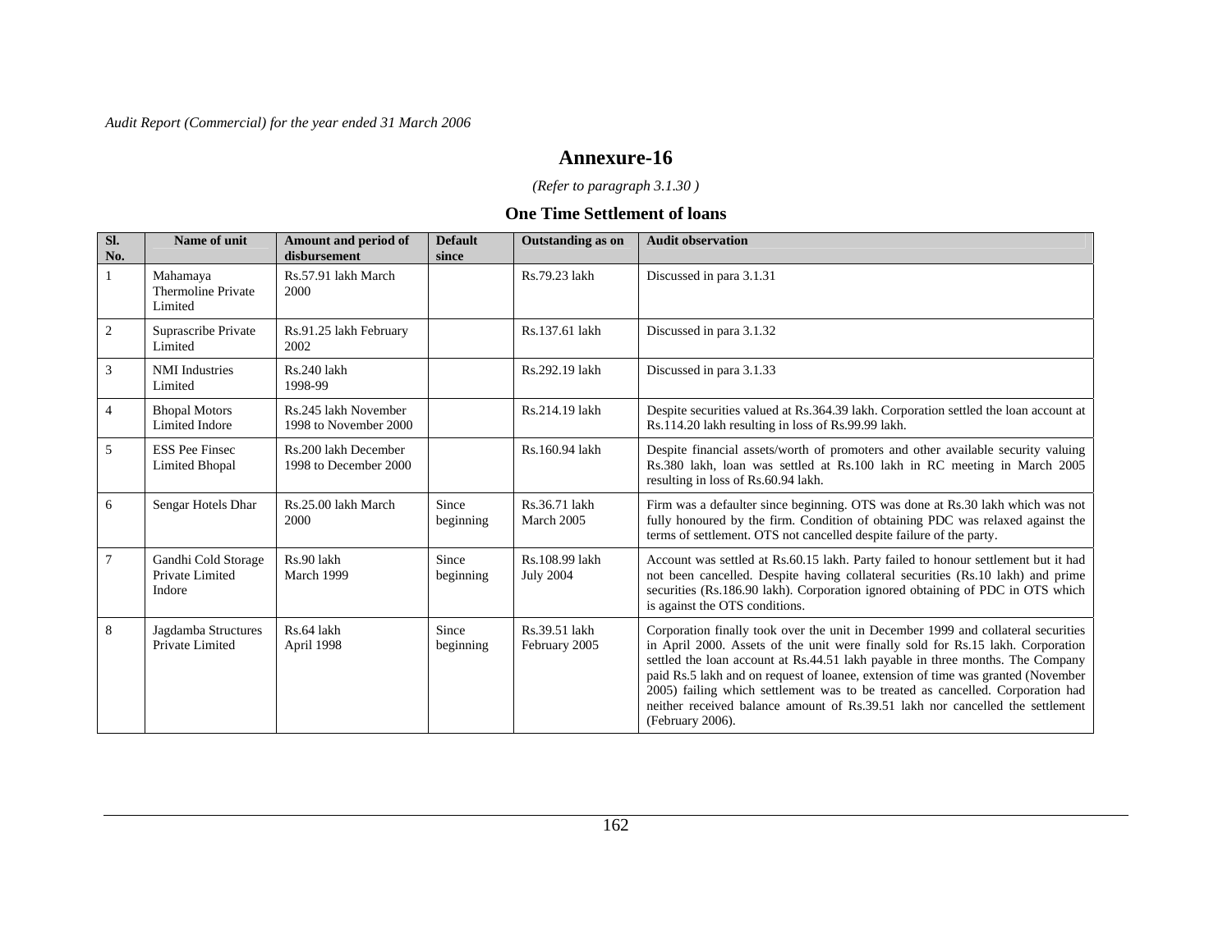# Annexure-16

*(Refer to paragraph 3.1.30 )*

## One Time Settlement of loans

| Sl. No. | Name of unit | Amount and period of disbursement | Default since | Outstanding as on | Audit observation |
|---|---|---|---|---|---|
| 1 | Mahamaya Thermoline Private Limited | Rs.57.91 lakh March 2000 | | Rs.79.23 lakh | Discussed in para 3.1.31 |
| 2 | Suprascribe Private Limited | Rs.91.25 lakh February 2002 | | Rs.137.61 lakh | Discussed in para 3.1.32 |
| 3 | NMI Industries Limited | Rs.240 lakh 1998-99 | | Rs.292.19 lakh | Discussed in para 3.1.33 |
| 4 | Bhopal Motors Limited Indore | Rs.245 lakh November 1998 to November 2000 | | Rs.214.19 lakh | Despite securities valued at Rs.364.39 lakh. Corporation settled the loan account at Rs.114.20 lakh resulting in loss of Rs.99.99 lakh. |
| 5 | ESS Pee Finsec Limited Bhopal | Rs.200 lakh December 1998 to December 2000 | | Rs.160.94 lakh | Despite financial assets/worth of promoters and other available security valuing Rs.380 lakh, loan was settled at Rs.100 lakh in RC meeting in March 2005 resulting in loss of Rs.60.94 lakh. |
| 6 | Sengar Hotels Dhar | Rs.25.00 lakh March 2000 | Since beginning | Rs.36.71 lakh March 2005 | Firm was a defaulter since beginning. OTS was done at Rs.30 lakh which was not fully honoured by the firm. Condition of obtaining PDC was relaxed against the terms of settlement. OTS not cancelled despite failure of the party. |
| 7 | Gandhi Cold Storage Private Limited Indore | Rs.90 lakh March 1999 | Since beginning | Rs.108.99 lakh July 2004 | Account was settled at Rs.60.15 lakh. Party failed to honour settlement but it had not been cancelled. Despite having collateral securities (Rs.10 lakh) and prime securities (Rs.186.90 lakh). Corporation ignored obtaining of PDC in OTS which is against the OTS conditions. |
| 8 | Jagdamba Structures Private Limited | Rs.64 lakh April 1998 | Since beginning | Rs.39.51 lakh February 2005 | Corporation finally took over the unit in December 1999 and collateral securities in April 2000. Assets of the unit were finally sold for Rs.15 lakh. Corporation settled the loan account at Rs.44.51 lakh payable in three months. The Company paid Rs.5 lakh and on request of loanee, extension of time was granted (November 2005) failing which settlement was to be treated as cancelled. Corporation had neither received balance amount of Rs.39.51 lakh nor cancelled the settlement (February 2006). |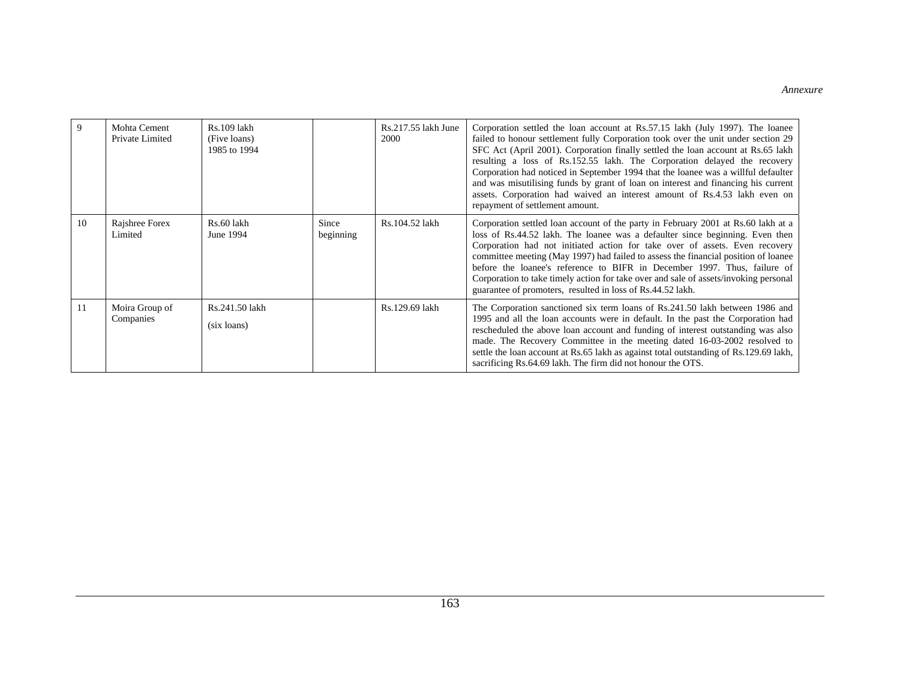*Annexure*

| 9 | Mohta Cement Private Limited | Rs.109 lakh (Five loans) 1985 to 1994 | | Rs.217.55 lakh June 2000 | Corporation settled the loan account at Rs.57.15 lakh (July 1997). The loanee failed to honour settlement fully Corporation took over the unit under section 29 SFC Act (April 2001). Corporation finally settled the loan account at Rs.65 lakh resulting a loss of Rs.152.55 lakh. The Corporation delayed the recovery Corporation had noticed in September 1994 that the loanee was a willful defaulter and was misutilising funds by grant of loan on interest and financing his current assets. Corporation had waived an interest amount of Rs.4.53 lakh even on repayment of settlement amount. |
|---|---|---|---|---|---|
| 10 | Rajshree Forex Limited | Rs.60 lakh June 1994 | Since beginning | Rs.104.52 lakh | Corporation settled loan account of the party in February 2001 at Rs.60 lakh at a loss of Rs.44.52 lakh. The loanee was a defaulter since beginning. Even then Corporation had not initiated action for take over of assets. Even recovery committee meeting (May 1997) had failed to assess the financial position of loanee before the loanee's reference to BIFR in December 1997. Thus, failure of Corporation to take timely action for take over and sale of assets/invoking personal guarantee of promoters, resulted in loss of Rs.44.52 lakh. |
| 11 | Moira Group of Companies | Rs.241.50 lakh (six loans) | | Rs.129.69 lakh | The Corporation sanctioned six term loans of Rs.241.50 lakh between 1986 and 1995 and all the loan accounts were in default. In the past the Corporation had rescheduled the above loan account and funding of interest outstanding was also made. The Recovery Committee in the meeting dated 16-03-2002 resolved to settle the loan account at Rs.65 lakh as against total outstanding of Rs.129.69 lakh, sacrificing Rs.64.69 lakh. The firm did not honour the OTS. |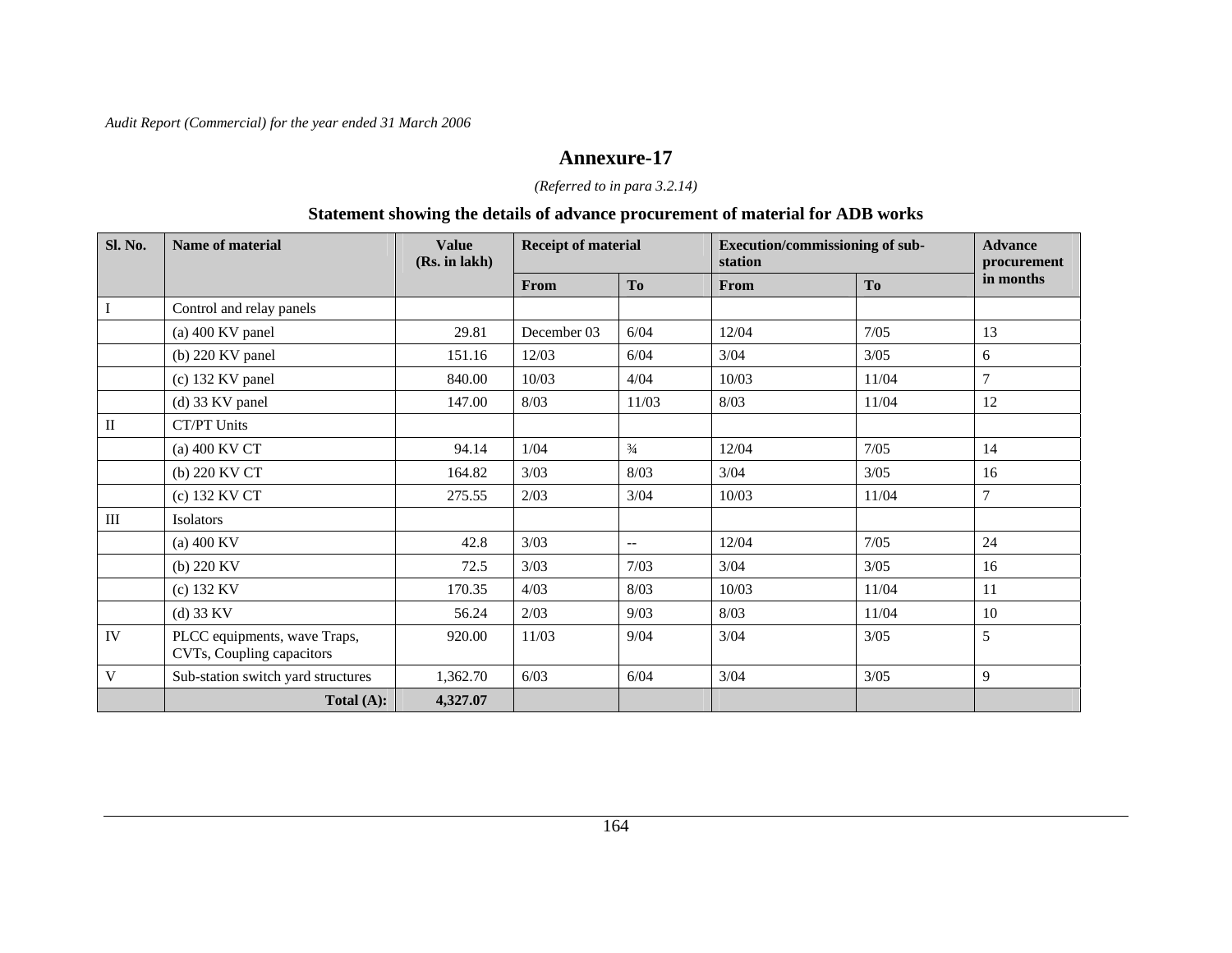## Annexure-17

*(Referred to in para 3.2.14)*

### Statement showing the details of advance procurement of material for ADB works

| Sl. No. | Name of material | Value (Rs. in lakh) | Receipt of material | | Execution/commissioning of sub-station | | Advance procurement in months |
|---|---|---|---|---|---|---|---|
| | | | From | To | From | To | |
| I | Control and relay panels | | | | | | |
| | (a) 400 KV panel | 29.81 | December 03 | 6/04 | 12/04 | 7/05 | 13 |
| | (b) 220 KV panel | 151.16 | 12/03 | 6/04 | 3/04 | 3/05 | 6 |
| | (c) 132 KV panel | 840.00 | 10/03 | 4/04 | 10/03 | 11/04 | 7 |
| | (d) 33 KV panel | 147.00 | 8/03 | 11/03 | 8/03 | 11/04 | 12 |
| II | CT/PT Units | | | | | | |
| | (a) 400 KV CT | 94.14 | 1/04 | ¾ | 12/04 | 7/05 | 14 |
| | (b) 220 KV CT | 164.82 | 3/03 | 8/03 | 3/04 | 3/05 | 16 |
| | (c) 132 KV CT | 275.55 | 2/03 | 3/04 | 10/03 | 11/04 | 7 |
| III | Isolators | | | | | | |
| | (a) 400 KV | 42.8 | 3/03 | -- | 12/04 | 7/05 | 24 |
| | (b) 220 KV | 72.5 | 3/03 | 7/03 | 3/04 | 3/05 | 16 |
| | (c) 132 KV | 170.35 | 4/03 | 8/03 | 10/03 | 11/04 | 11 |
| | (d) 33 KV | 56.24 | 2/03 | 9/03 | 8/03 | 11/04 | 10 |
| IV | PLCC equipments, wave Traps, CVTs, Coupling capacitors | 920.00 | 11/03 | 9/04 | 3/04 | 3/05 | 5 |
| V | Sub-station switch yard structures | 1,362.70 | 6/03 | 6/04 | 3/04 | 3/05 | 9 |
| | **Total (A):** | **4,327.07** | | | | | |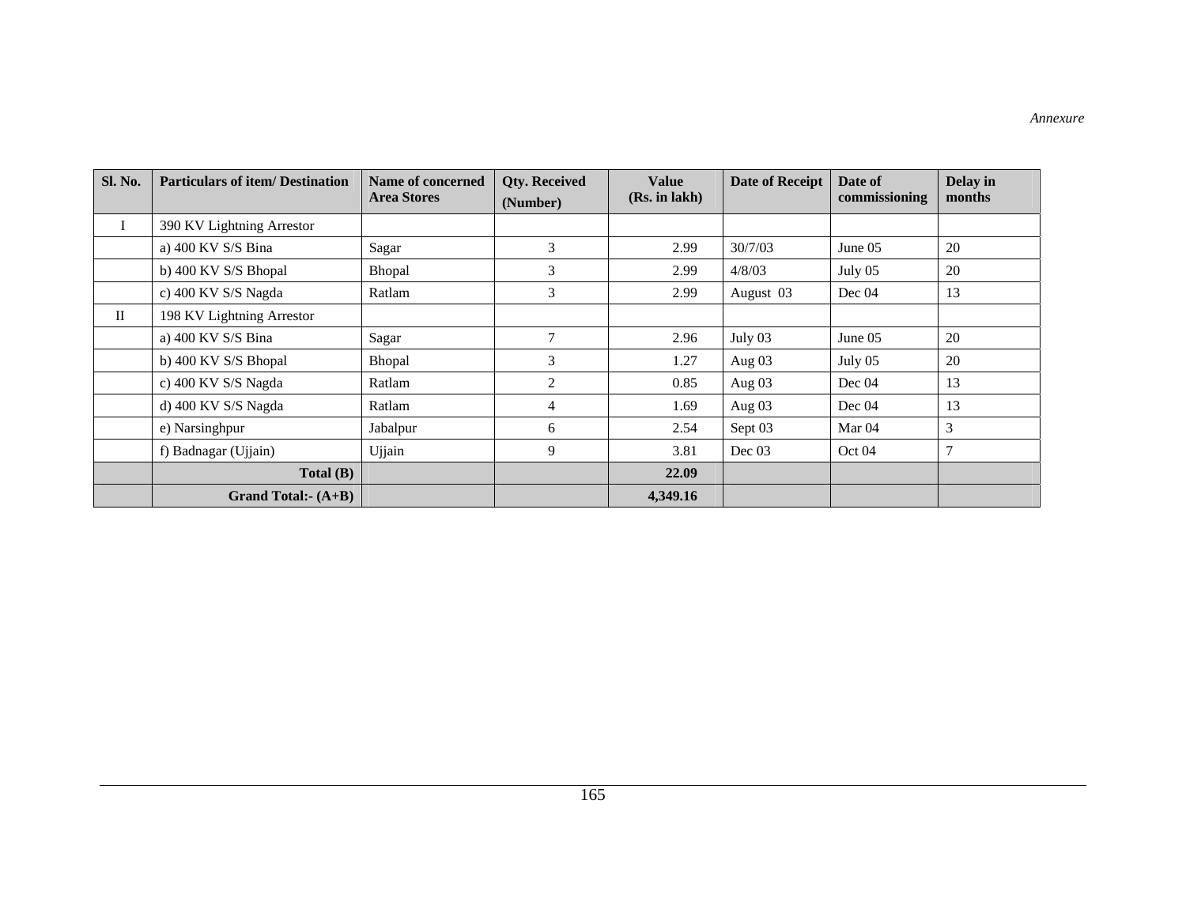*Annexure*

| Sl. No. | Particulars of item/ Destination | Name of concerned Area Stores | Qty. Received (Number) | Value (Rs. in lakh) | Date of Receipt | Date of commissioning | Delay in months |
|---|---|---|---|---|---|---|---|
| I | 390 KV Lightning Arrestor | | | | | | |
| | a) 400 KV S/S Bina | Sagar | 3 | 2.99 | 30/7/03 | June 05 | 20 |
| | b) 400 KV S/S Bhopal | Bhopal | 3 | 2.99 | 4/8/03 | July 05 | 20 |
| | c) 400 KV S/S Nagda | Ratlam | 3 | 2.99 | August 03 | Dec 04 | 13 |
| II | 198 KV Lightning Arrestor | | | | | | |
| | a) 400 KV S/S Bina | Sagar | 7 | 2.96 | July 03 | June 05 | 20 |
| | b) 400 KV S/S Bhopal | Bhopal | 3 | 1.27 | Aug 03 | July 05 | 20 |
| | c) 400 KV S/S Nagda | Ratlam | 2 | 0.85 | Aug 03 | Dec 04 | 13 |
| | d) 400 KV S/S Nagda | Ratlam | 4 | 1.69 | Aug 03 | Dec 04 | 13 |
| | e) Narsinghpur | Jabalpur | 6 | 2.54 | Sept 03 | Mar 04 | 3 |
| | f) Badnagar (Ujjain) | Ujjain | 9 | 3.81 | Dec 03 | Oct 04 | 7 |
| | **Total (B)** | | | **22.09** | | | |
| | **Grand Total:- (A+B)** | | | **4,349.16** | | | |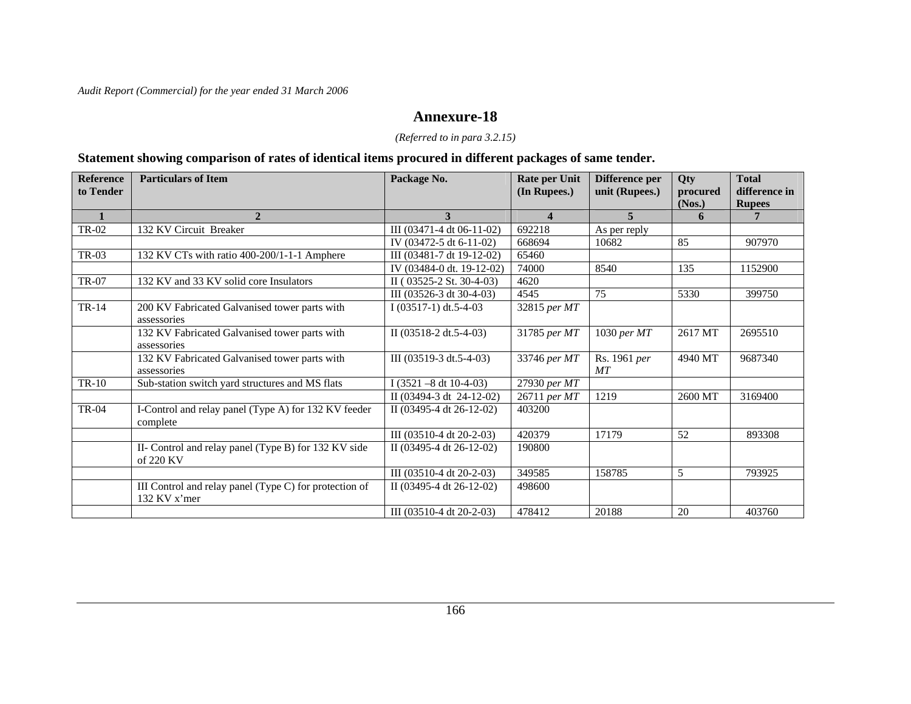## Annexure-18

*(Referred to in para 3.2.15)*

### Statement showing comparison of rates of identical items procured in different packages of same tender.

| Reference to Tender | Particulars of Item | Package No. | Rate per Unit (In Rupees.) | Difference per unit (Rupees.) | Qty procured (Nos.) | Total difference in Rupees |
|---|---|---|---|---|---|---|
| 1 | 2 | 3 | 4 | 5 | 6 | 7 |
| TR-02 | 132 KV Circuit Breaker | III (03471-4 dt 06-11-02) | 692218 | As per reply | | |
| | | IV (03472-5 dt 6-11-02) | 668694 | 10682 | 85 | 907970 |
| TR-03 | 132 KV CTs with ratio 400-200/1-1-1 Amphere | III (03481-7 dt 19-12-02) | 65460 | | | |
| | | IV (03484-0 dt. 19-12-02) | 74000 | 8540 | 135 | 1152900 |
| TR-07 | 132 KV and 33 KV solid core Insulators | II ( 03525-2 St. 30-4-03) | 4620 | | | |
| | | III (03526-3 dt 30-4-03) | 4545 | 75 | 5330 | 399750 |
| TR-14 | 200 KV Fabricated Galvanised tower parts with assessories | I (03517-1) dt.5-4-03 | 32815 *per MT* | | | |
| | 132 KV Fabricated Galvanised tower parts with assessories | II (03518-2 dt.5-4-03) | 31785 *per MT* | 1030 *per MT* | 2617 MT | 2695510 |
| | 132 KV Fabricated Galvanised tower parts with assessories | III (03519-3 dt.5-4-03) | 33746 *per MT* | Rs. 1961 *per MT* | 4940 MT | 9687340 |
| TR-10 | Sub-station switch yard structures and MS flats | I (3521 –8 dt 10-4-03) | 27930 *per MT* | | | |
| | | II (03494-3 dt 24-12-02) | 26711 *per MT* | 1219 | 2600 MT | 3169400 |
| TR-04 | I-Control and relay panel (Type A) for 132 KV feeder complete | II (03495-4 dt 26-12-02) | 403200 | | | |
| | | III (03510-4 dt 20-2-03) | 420379 | 17179 | 52 | 893308 |
| | II- Control and relay panel (Type B) for 132 KV side of 220 KV | II (03495-4 dt 26-12-02) | 190800 | | | |
| | | III (03510-4 dt 20-2-03) | 349585 | 158785 | 5 | 793925 |
| | III Control and relay panel (Type C) for protection of 132 KV x'mer | II (03495-4 dt 26-12-02) | 498600 | | | |
| | | III (03510-4 dt 20-2-03) | 478412 | 20188 | 20 | 403760 |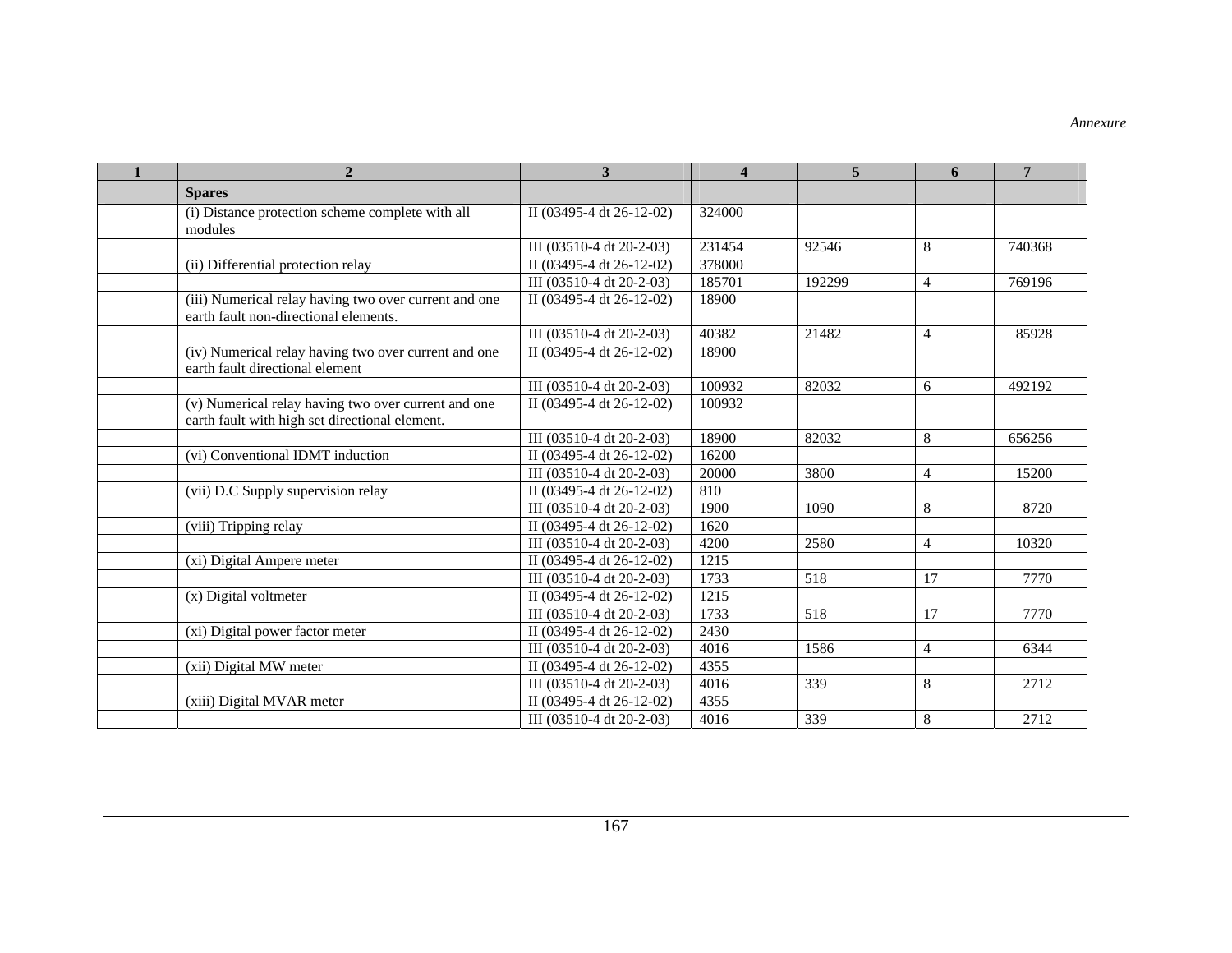*Annexure*

| 1 | 2 | 3 | 4 | 5 | 6 | 7 |
|---|---|---|---|---|---|---|
| | **Spares** | | | | | |
| | (i) Distance protection scheme complete with all modules | II (03495-4 dt 26-12-02) | 324000 | | | |
| | | III (03510-4 dt 20-2-03) | 231454 | 92546 | 8 | 740368 |
| | (ii) Differential protection relay | II (03495-4 dt 26-12-02) | 378000 | | | |
| | | III (03510-4 dt 20-2-03) | 185701 | 192299 | 4 | 769196 |
| | (iii) Numerical relay having two over current and one earth fault non-directional elements. | II (03495-4 dt 26-12-02) | 18900 | | | |
| | | III (03510-4 dt 20-2-03) | 40382 | 21482 | 4 | 85928 |
| | (iv) Numerical relay having two over current and one earth fault directional element | II (03495-4 dt 26-12-02) | 18900 | | | |
| | | III (03510-4 dt 20-2-03) | 100932 | 82032 | 6 | 492192 |
| | (v) Numerical relay having two over current and one earth fault with high set directional element. | II (03495-4 dt 26-12-02) | 100932 | | | |
| | | III (03510-4 dt 20-2-03) | 18900 | 82032 | 8 | 656256 |
| | (vi) Conventional IDMT induction | II (03495-4 dt 26-12-02) | 16200 | | | |
| | | III (03510-4 dt 20-2-03) | 20000 | 3800 | 4 | 15200 |
| | (vii) D.C Supply supervision relay | II (03495-4 dt 26-12-02) | 810 | | | |
| | | III (03510-4 dt 20-2-03) | 1900 | 1090 | 8 | 8720 |
| | (viii) Tripping relay | II (03495-4 dt 26-12-02) | 1620 | | | |
| | | III (03510-4 dt 20-2-03) | 4200 | 2580 | 4 | 10320 |
| | (xi) Digital Ampere meter | II (03495-4 dt 26-12-02) | 1215 | | | |
| | | III (03510-4 dt 20-2-03) | 1733 | 518 | 17 | 7770 |
| | (x) Digital voltmeter | II (03495-4 dt 26-12-02) | 1215 | | | |
| | | III (03510-4 dt 20-2-03) | 1733 | 518 | 17 | 7770 |
| | (xi) Digital power factor meter | II (03495-4 dt 26-12-02) | 2430 | | | |
| | | III (03510-4 dt 20-2-03) | 4016 | 1586 | 4 | 6344 |
| | (xii) Digital MW meter | II (03495-4 dt 26-12-02) | 4355 | | | |
| | | III (03510-4 dt 20-2-03) | 4016 | 339 | 8 | 2712 |
| | (xiii) Digital MVAR meter | II (03495-4 dt 26-12-02) | 4355 | | | |
| | | III (03510-4 dt 20-2-03) | 4016 | 339 | 8 | 2712 |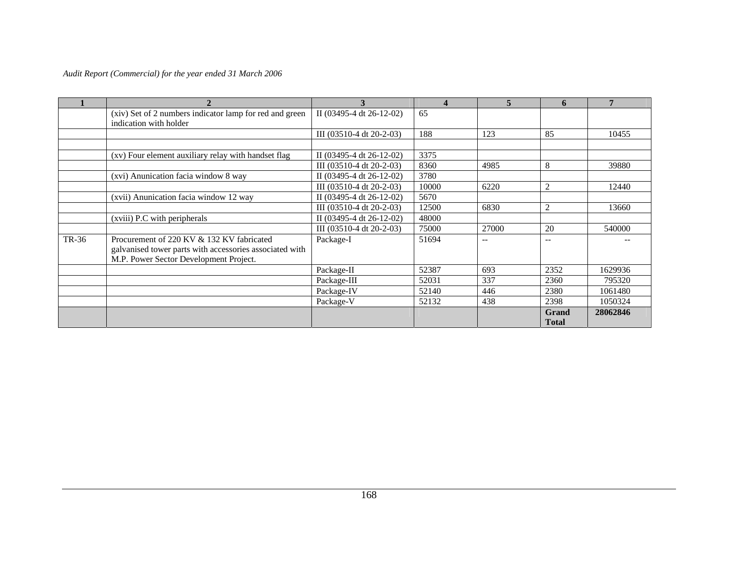| 1 | 2 | 3 | 4 | 5 | 6 | 7 |
|---|---|---|---|---|---|---|
| | (xiv) Set of 2 numbers indicator lamp for red and green indication with holder | II (03495-4 dt 26-12-02) | 65 | | | |
| | | III (03510-4 dt 20-2-03) | 188 | 123 | 85 | 10455 |
| | | | | | | |
| | (xv) Four element auxiliary relay with handset flag | II (03495-4 dt 26-12-02) | 3375 | | | |
| | | III (03510-4 dt 20-2-03) | 8360 | 4985 | 8 | 39880 |
| | (xvi) Anunication facia window 8 way | II (03495-4 dt 26-12-02) | 3780 | | | |
| | | III (03510-4 dt 20-2-03) | 10000 | 6220 | 2 | 12440 |
| | (xvii) Anunication facia window 12 way | II (03495-4 dt 26-12-02) | 5670 | | | |
| | | III (03510-4 dt 20-2-03) | 12500 | 6830 | 2 | 13660 |
| | (xviii) P.C with peripherals | II (03495-4 dt 26-12-02) | 48000 | | | |
| | | III (03510-4 dt 20-2-03) | 75000 | 27000 | 20 | 540000 |
| TR-36 | Procurement of 220 KV & 132 KV fabricated galvanised tower parts with accessories associated with M.P. Power Sector Development Project. | Package-I | 51694 | -- | -- | -- |
| | | Package-II | 52387 | 693 | 2352 | 1629936 |
| | | Package-III | 52031 | 337 | 2360 | 795320 |
| | | Package-IV | 52140 | 446 | 2380 | 1061480 |
| | | Package-V | 52132 | 438 | 2398 | 1050324 |
| | | | | | **Grand Total** | **28062846** |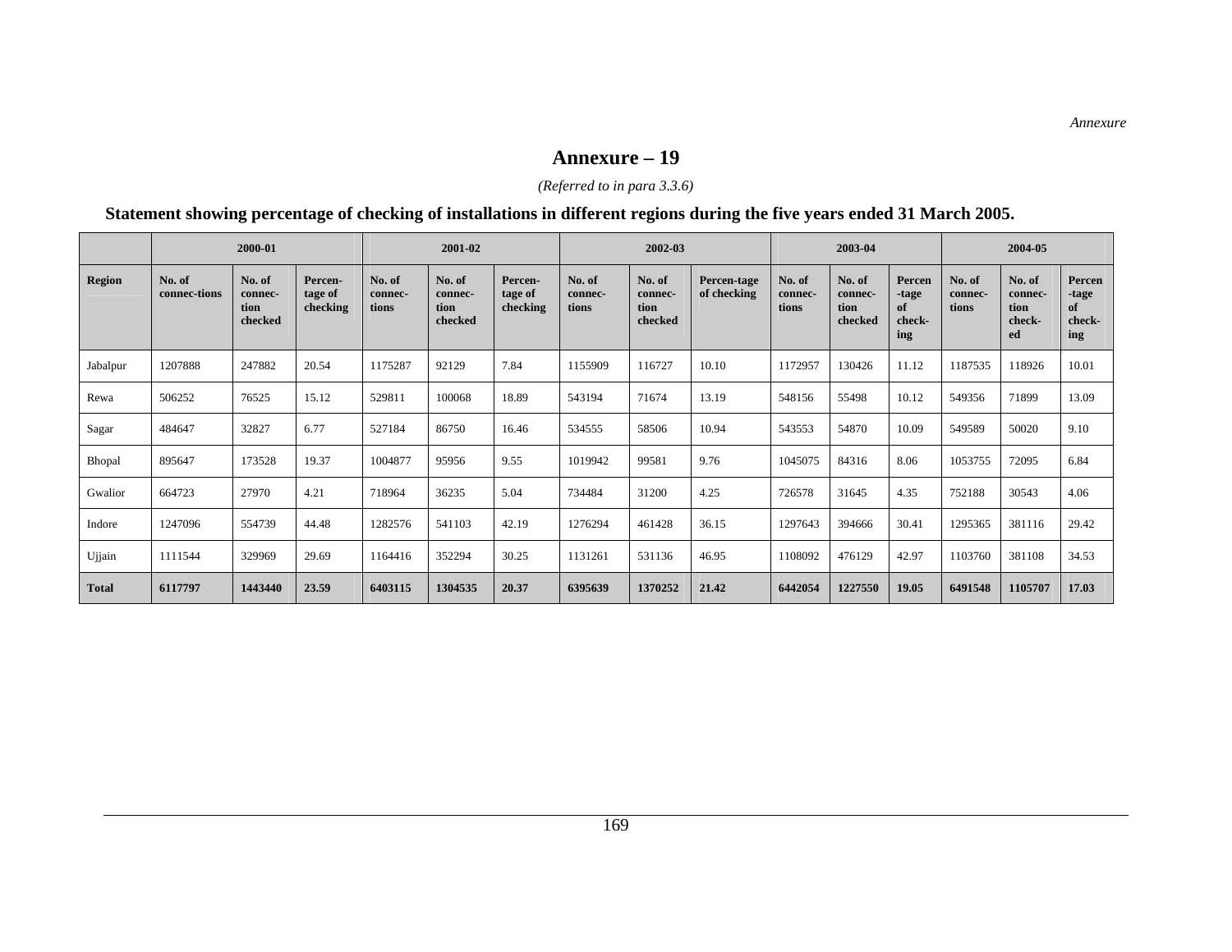*Annexure*

# Annexure – 19

*(Referred to in para 3.3.6)*

**Statement showing percentage of checking of installations in different regions during the five years ended 31 March 2005.**

| | 2000-01 | | | 2001-02 | | | 2002-03 | | | 2003-04 | | | 2004-05 | | |
|---|---|---|---|---|---|---|---|---|---|---|---|---|---|---|---|
| **Region** | **No. of connec-tions** | **No. of connec-tion checked** | **Percen-tage of checking** | **No. of connec-tions** | **No. of connec-tion checked** | **Percen-tage of checking** | **No. of connec-tions** | **No. of connec-tion checked** | **Percen-tage of checking** | **No. of connec-tions** | **No. of connec-tion checked** | **Percen-tage of check-ing** | **No. of connec-tions** | **No. of connec-tion check-ed** | **Percen-tage of check-ing** |
| Jabalpur | 1207888 | 247882 | 20.54 | 1175287 | 92129 | 7.84 | 1155909 | 116727 | 10.10 | 1172957 | 130426 | 11.12 | 1187535 | 118926 | 10.01 |
| Rewa | 506252 | 76525 | 15.12 | 529811 | 100068 | 18.89 | 543194 | 71674 | 13.19 | 548156 | 55498 | 10.12 | 549356 | 71899 | 13.09 |
| Sagar | 484647 | 32827 | 6.77 | 527184 | 86750 | 16.46 | 534555 | 58506 | 10.94 | 543553 | 54870 | 10.09 | 549589 | 50020 | 9.10 |
| Bhopal | 895647 | 173528 | 19.37 | 1004877 | 95956 | 9.55 | 1019942 | 99581 | 9.76 | 1045075 | 84316 | 8.06 | 1053755 | 72095 | 6.84 |
| Gwalior | 664723 | 27970 | 4.21 | 718964 | 36235 | 5.04 | 734484 | 31200 | 4.25 | 726578 | 31645 | 4.35 | 752188 | 30543 | 4.06 |
| Indore | 1247096 | 554739 | 44.48 | 1282576 | 541103 | 42.19 | 1276294 | 461428 | 36.15 | 1297643 | 394666 | 30.41 | 1295365 | 381116 | 29.42 |
| Ujjain | 1111544 | 329969 | 29.69 | 1164416 | 352294 | 30.25 | 1131261 | 531136 | 46.95 | 1108092 | 476129 | 42.97 | 1103760 | 381108 | 34.53 |
| **Total** | **6117797** | **1443440** | **23.59** | **6403115** | **1304535** | **20.37** | **6395639** | **1370252** | **21.42** | **6442054** | **1227550** | **19.05** | **6491548** | **1105707** | **17.03** |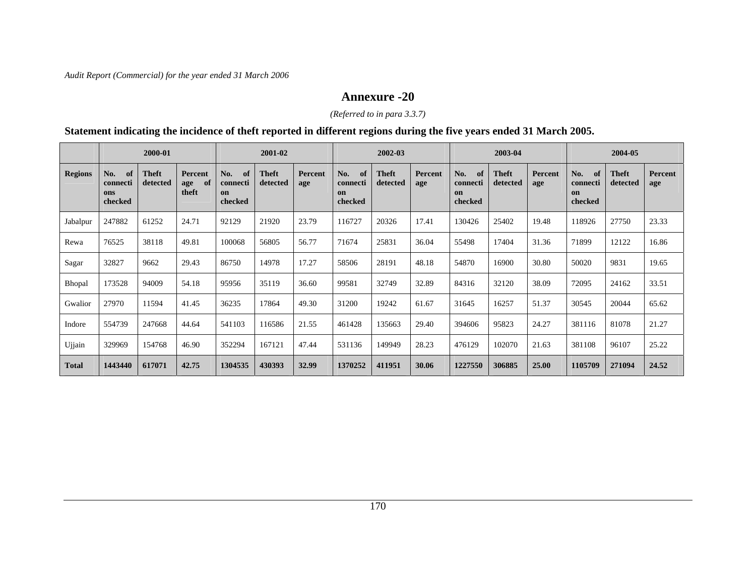# Annexure -20

*(Referred to in para 3.3.7)*

**Statement indicating the incidence of theft reported in different regions during the five years ended 31 March 2005.**

| | 2000-01 | | | 2001-02 | | | 2002-03 | | | 2003-04 | | | 2004-05 | | |
|---|---|---|---|---|---|---|---|---|---|---|---|---|---|---|---|
| **Regions** | **No. of connections checked** | **Theft detected** | **Percentage of theft** | **No. of connection checked** | **Theft detected** | **Percentage** | **No. of connection checked** | **Theft detected** | **Percentage** | **No. of connection checked** | **Theft detected** | **Percentage** | **No. of connection checked** | **Theft detected** | **Percentage** |
| Jabalpur | 247882 | 61252 | 24.71 | 92129 | 21920 | 23.79 | 116727 | 20326 | 17.41 | 130426 | 25402 | 19.48 | 118926 | 27750 | 23.33 |
| Rewa | 76525 | 38118 | 49.81 | 100068 | 56805 | 56.77 | 71674 | 25831 | 36.04 | 55498 | 17404 | 31.36 | 71899 | 12122 | 16.86 |
| Sagar | 32827 | 9662 | 29.43 | 86750 | 14978 | 17.27 | 58506 | 28191 | 48.18 | 54870 | 16900 | 30.80 | 50020 | 9831 | 19.65 |
| Bhopal | 173528 | 94009 | 54.18 | 95956 | 35119 | 36.60 | 99581 | 32749 | 32.89 | 84316 | 32120 | 38.09 | 72095 | 24162 | 33.51 |
| Gwalior | 27970 | 11594 | 41.45 | 36235 | 17864 | 49.30 | 31200 | 19242 | 61.67 | 31645 | 16257 | 51.37 | 30545 | 20044 | 65.62 |
| Indore | 554739 | 247668 | 44.64 | 541103 | 116586 | 21.55 | 461428 | 135663 | 29.40 | 394606 | 95823 | 24.27 | 381116 | 81078 | 21.27 |
| Ujjain | 329969 | 154768 | 46.90 | 352294 | 167121 | 47.44 | 531136 | 149949 | 28.23 | 476129 | 102070 | 21.63 | 381108 | 96107 | 25.22 |
| **Total** | **1443440** | **617071** | **42.75** | **1304535** | **430393** | **32.99** | **1370252** | **411951** | **30.06** | **1227550** | **306885** | **25.00** | **1105709** | **271094** | **24.52** |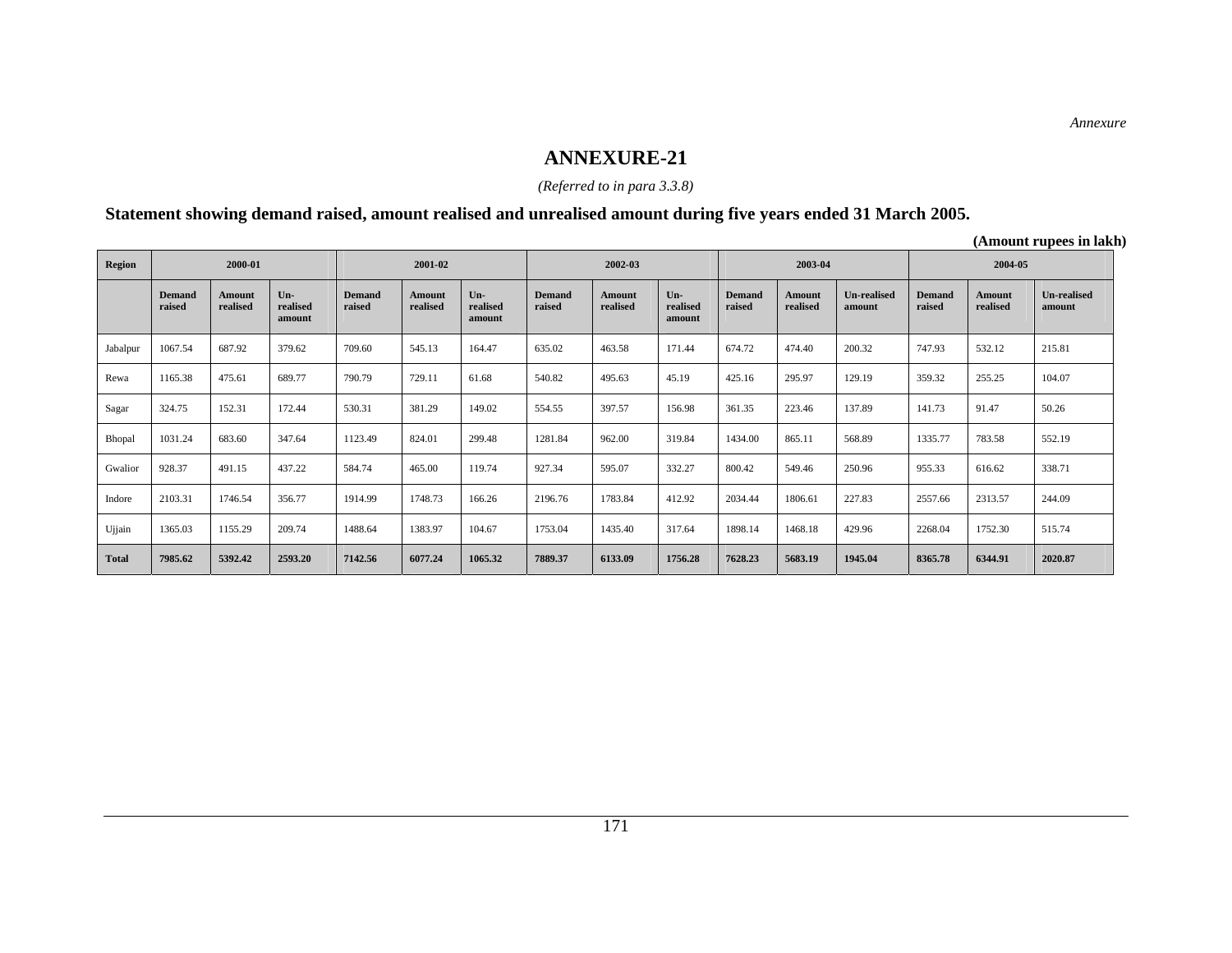*Annexure*

# ANNEXURE-21

*(Referred to in para 3.3.8)*

## Statement showing demand raised, amount realised and unrealised amount during five years ended 31 March 2005.

**(Amount rupees in lakh)**

| Region | 2000-01 | | | 2001-02 | | | 2002-03 | | | 2003-04 | | | 2004-05 | | |
|---|---|---|---|---|---|---|---|---|---|---|---|---|---|---|---|
| | Demand raised | Amount realised | Un-realised amount | Demand raised | Amount realised | Un-realised amount | Demand raised | Amount realised | Un-realised amount | Demand raised | Amount realised | Un-realised amount | Demand raised | Amount realised | Un-realised amount |
| Jabalpur | 1067.54 | 687.92 | 379.62 | 709.60 | 545.13 | 164.47 | 635.02 | 463.58 | 171.44 | 674.72 | 474.40 | 200.32 | 747.93 | 532.12 | 215.81 |
| Rewa | 1165.38 | 475.61 | 689.77 | 790.79 | 729.11 | 61.68 | 540.82 | 495.63 | 45.19 | 425.16 | 295.97 | 129.19 | 359.32 | 255.25 | 104.07 |
| Sagar | 324.75 | 152.31 | 172.44 | 530.31 | 381.29 | 149.02 | 554.55 | 397.57 | 156.98 | 361.35 | 223.46 | 137.89 | 141.73 | 91.47 | 50.26 |
| Bhopal | 1031.24 | 683.60 | 347.64 | 1123.49 | 824.01 | 299.48 | 1281.84 | 962.00 | 319.84 | 1434.00 | 865.11 | 568.89 | 1335.77 | 783.58 | 552.19 |
| Gwalior | 928.37 | 491.15 | 437.22 | 584.74 | 465.00 | 119.74 | 927.34 | 595.07 | 332.27 | 800.42 | 549.46 | 250.96 | 955.33 | 616.62 | 338.71 |
| Indore | 2103.31 | 1746.54 | 356.77 | 1914.99 | 1748.73 | 166.26 | 2196.76 | 1783.84 | 412.92 | 2034.44 | 1806.61 | 227.83 | 2557.66 | 2313.57 | 244.09 |
| Ujjain | 1365.03 | 1155.29 | 209.74 | 1488.64 | 1383.97 | 104.67 | 1753.04 | 1435.40 | 317.64 | 1898.14 | 1468.18 | 429.96 | 2268.04 | 1752.30 | 515.74 |
| **Total** | **7985.62** | **5392.42** | **2593.20** | **7142.56** | **6077.24** | **1065.32** | **7889.37** | **6133.09** | **1756.28** | **7628.23** | **5683.19** | **1945.04** | **8365.78** | **6344.91** | **2020.87** |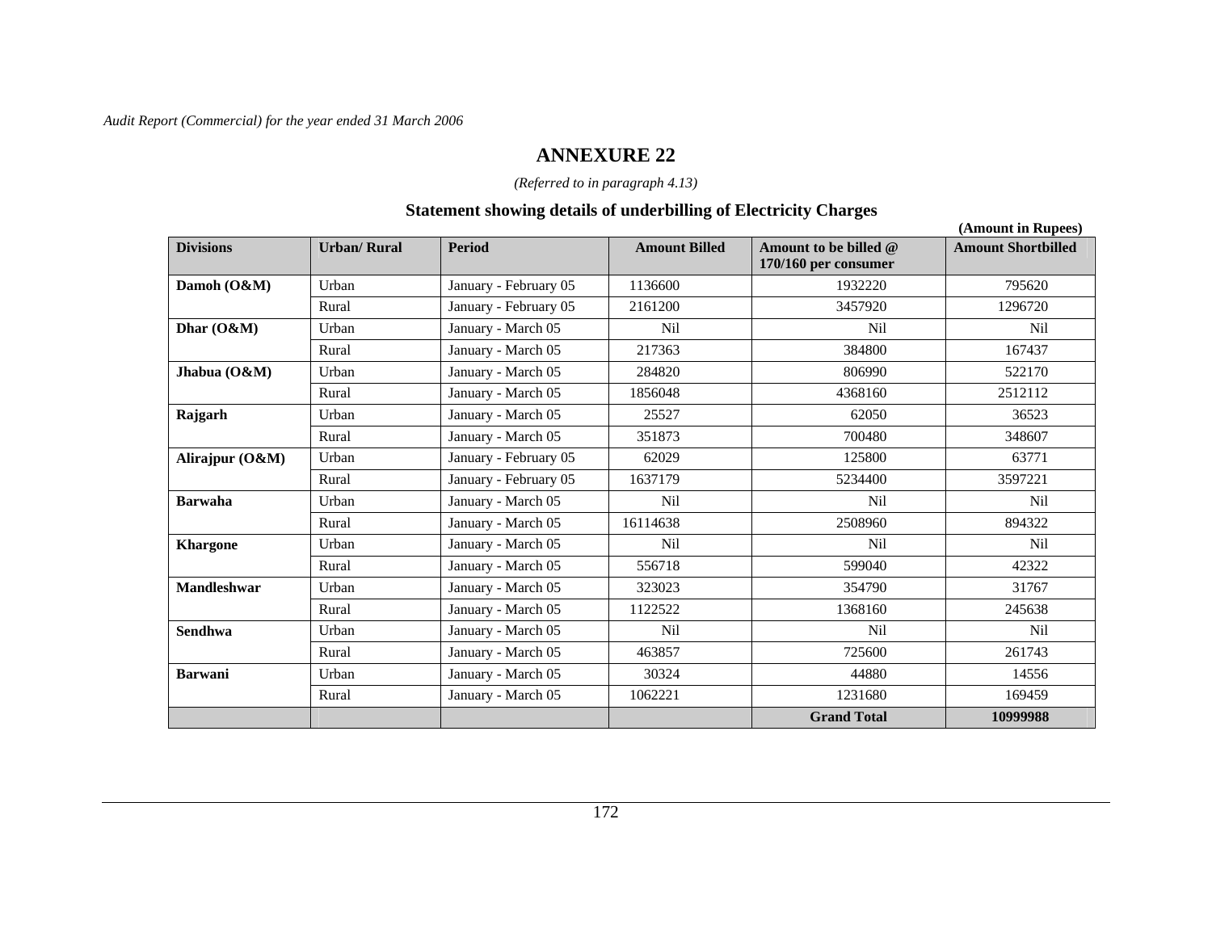## ANNEXURE 22

*(Referred to in paragraph 4.13)*

### Statement showing details of underbilling of Electricity Charges

**(Amount in Rupees)**

| Divisions | Urban/ Rural | Period | Amount Billed | Amount to be billed @ 170/160 per consumer | Amount Shortbilled |
|---|---|---|---|---|---|
| **Damoh (O&M)** | Urban | January - February 05 | 1136600 | 1932220 | 795620 |
| | Rural | January - February 05 | 2161200 | 3457920 | 1296720 |
| **Dhar (O&M)** | Urban | January - March 05 | Nil | Nil | Nil |
| | Rural | January - March 05 | 217363 | 384800 | 167437 |
| **Jhabua (O&M)** | Urban | January - March 05 | 284820 | 806990 | 522170 |
| | Rural | January - March 05 | 1856048 | 4368160 | 2512112 |
| **Rajgarh** | Urban | January - March 05 | 25527 | 62050 | 36523 |
| | Rural | January - March 05 | 351873 | 700480 | 348607 |
| **Alirajpur (O&M)** | Urban | January - February 05 | 62029 | 125800 | 63771 |
| | Rural | January - February 05 | 1637179 | 5234400 | 3597221 |
| **Barwaha** | Urban | January - March 05 | Nil | Nil | Nil |
| | Rural | January - March 05 | 16114638 | 2508960 | 894322 |
| **Khargone** | Urban | January - March 05 | Nil | Nil | Nil |
| | Rural | January - March 05 | 556718 | 599040 | 42322 |
| **Mandleshwar** | Urban | January - March 05 | 323023 | 354790 | 31767 |
| | Rural | January - March 05 | 1122522 | 1368160 | 245638 |
| **Sendhwa** | Urban | January - March 05 | Nil | Nil | Nil |
| | Rural | January - March 05 | 463857 | 725600 | 261743 |
| **Barwani** | Urban | January - March 05 | 30324 | 44880 | 14556 |
| | Rural | January - March 05 | 1062221 | 1231680 | 169459 |
| | | | | **Grand Total** | **10999988** |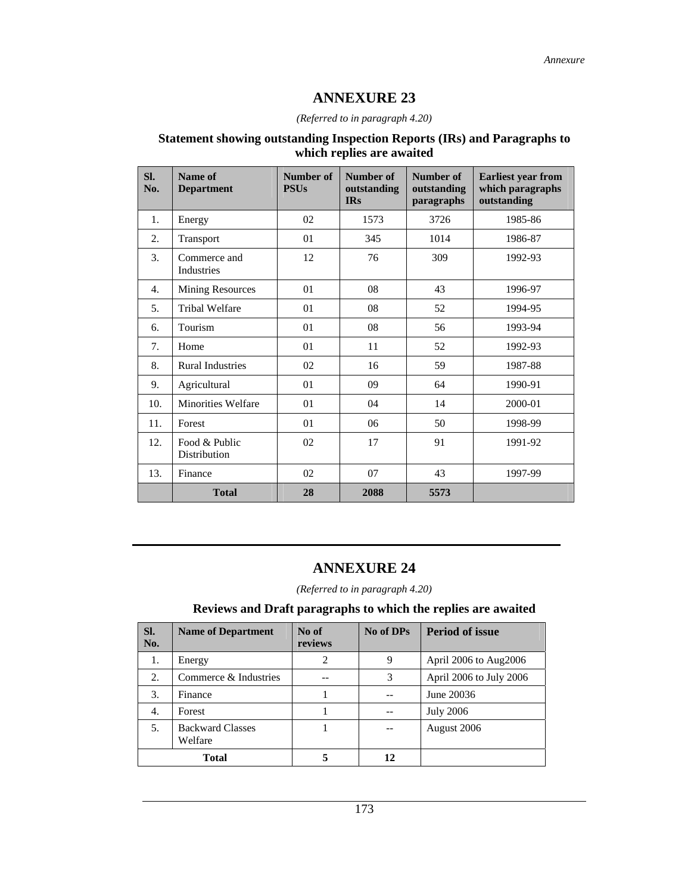# ANNEXURE 23

*(Referred to in paragraph 4.20)*

**Statement showing outstanding Inspection Reports (IRs) and Paragraphs to which replies are awaited**

| Sl. No. | Name of Department | Number of PSUs | Number of outstanding IRs | Number of outstanding paragraphs | Earliest year from which paragraphs outstanding |
|---|---|---|---|---|---|
| 1. | Energy | 02 | 1573 | 3726 | 1985-86 |
| 2. | Transport | 01 | 345 | 1014 | 1986-87 |
| 3. | Commerce and Industries | 12 | 76 | 309 | 1992-93 |
| 4. | Mining Resources | 01 | 08 | 43 | 1996-97 |
| 5. | Tribal Welfare | 01 | 08 | 52 | 1994-95 |
| 6. | Tourism | 01 | 08 | 56 | 1993-94 |
| 7. | Home | 01 | 11 | 52 | 1992-93 |
| 8. | Rural Industries | 02 | 16 | 59 | 1987-88 |
| 9. | Agricultural | 01 | 09 | 64 | 1990-91 |
| 10. | Minorities Welfare | 01 | 04 | 14 | 2000-01 |
| 11. | Forest | 01 | 06 | 50 | 1998-99 |
| 12. | Food & Public Distribution | 02 | 17 | 91 | 1991-92 |
| 13. | Finance | 02 | 07 | 43 | 1997-99 |
| | **Total** | **28** | **2088** | **5573** | |

# ANNEXURE 24

*(Referred to in paragraph 4.20)*

**Reviews and Draft paragraphs to which the replies are awaited**

| Sl. No. | Name of Department | No of reviews | No of DPs | Period of issue |
|---|---|---|---|---|
| 1. | Energy | 2 | 9 | April 2006 to Aug2006 |
| 2. | Commerce & Industries | -- | 3 | April 2006 to July 2006 |
| 3. | Finance | 1 | -- | June 20036 |
| 4. | Forest | 1 | -- | July 2006 |
| 5. | Backward Classes Welfare | 1 | -- | August 2006 |
| **Total** | | **5** | **12** | |